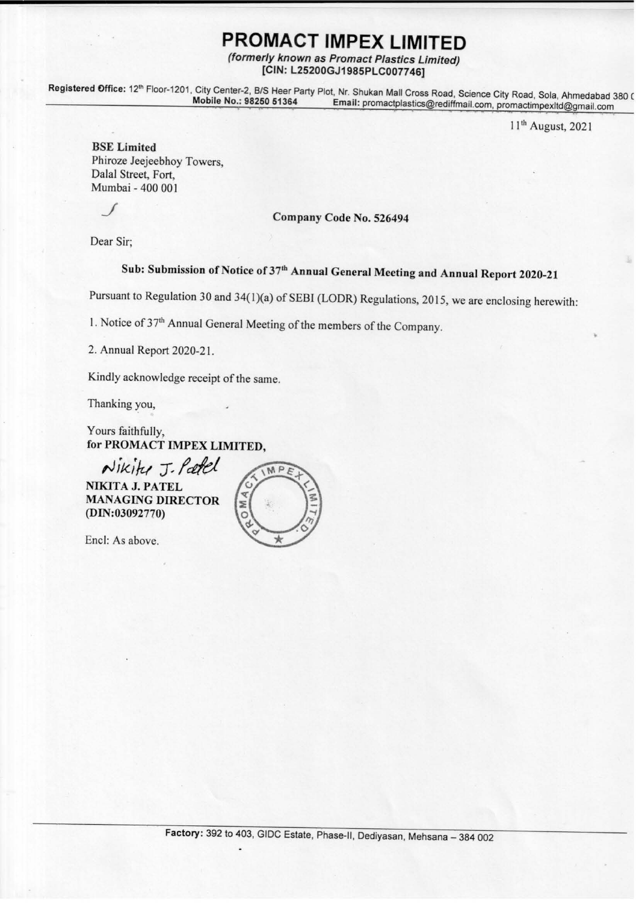# PROMACT IMPEX LIMITED

*(formerly known as Promact Plastics Limited)*
**[CIN: L25200GJ1985PLC007746]**

**Registered Office:** 12th Floor-1201, City Center-2, B/S Heer Party Plot, Nr. Shukan Mall Cross Road, Science City Road, Sola, Ahmedabad 380 0
**Mobile No.: 98250 51364** **Email:** promactplastics@rediffmail.com, promactimpexltd@gmail.com

11th August, 2021

**BSE Limited**
Phiroze Jeejeebhoy Towers,
Dalal Street, Fort,
Mumbai - 400 001

**Company Code No. 526494**

Dear Sir;

**Sub: Submission of Notice of 37th Annual General Meeting and Annual Report 2020-21**

Pursuant to Regulation 30 and 34(1)(a) of SEBI (LODR) Regulations, 2015, we are enclosing herewith:

1. Notice of 37th Annual General Meeting of the members of the Company.
2. Annual Report 2020-21.

Kindly acknowledge receipt of the same.

Thanking you,

Yours faithfully,
**for PROMACT IMPEX LIMITED,**

Nikita J. Patel

**NIKITA J. PATEL**
**MANAGING DIRECTOR**
**(DIN:03092770)**

Encl: As above.

**Factory:** 392 to 403, GIDC Estate, Phase-II, Dediyasan, Mehsana – 384 002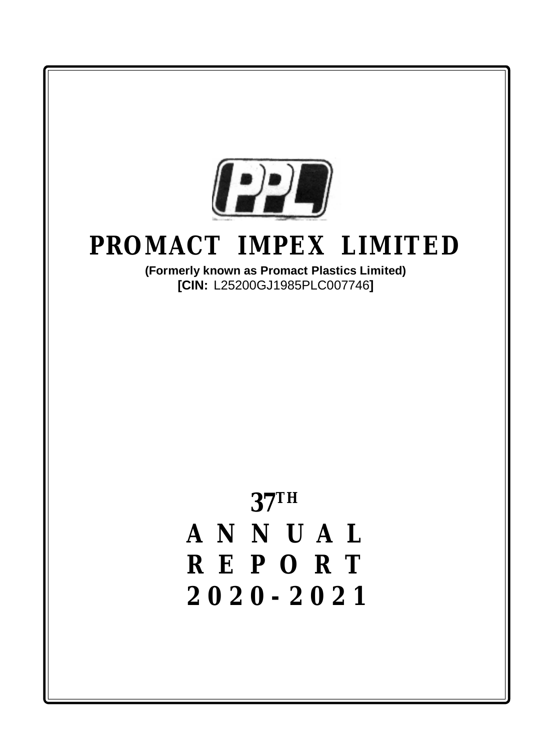# PROMACT IMPEX LIMITED

**(Formerly known as Promact Plastics Limited)**

**[CIN:** L25200GJ1985PLC007746**]**

# 37TH ANNUAL REPORT 2020-2021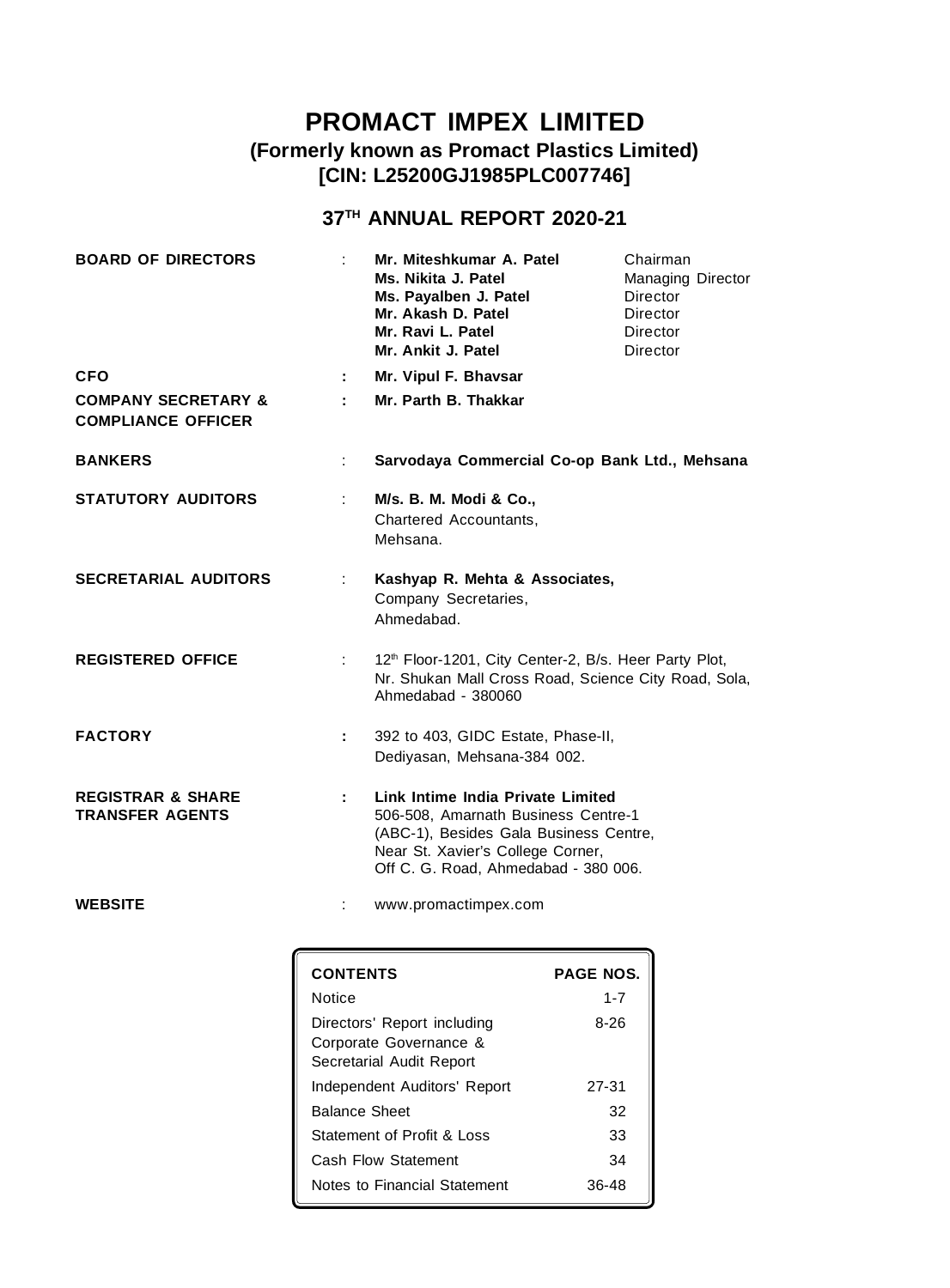# PROMACT IMPEX LIMITED

## (Formerly known as Promact Plastics Limited)

## [CIN: L25200GJ1985PLC007746]

## 37TH ANNUAL REPORT 2020-21

| | | | |
|---|---|---|---|
| **BOARD OF DIRECTORS** | : | **Mr. Miteshkumar A. Patel** | Chairman |
| | | **Ms. Nikita J. Patel** | Managing Director |
| | | **Ms. Payalben J. Patel** | Director |
| | | **Mr. Akash D. Patel** | Director |
| | | **Mr. Ravi L. Patel** | Director |
| | | **Mr. Ankit J. Patel** | Director |
| **CFO** | : | **Mr. Vipul F. Bhavsar** | |
| **COMPANY SECRETARY & COMPLIANCE OFFICER** | : | **Mr. Parth B. Thakkar** | |
| **BANKERS** | : | **Sarvodaya Commercial Co-op Bank Ltd., Mehsana** | |
| **STATUTORY AUDITORS** | : | **M/s. B. M. Modi & Co.,** Chartered Accountants, Mehsana. | |
| **SECRETARIAL AUDITORS** | : | **Kashyap R. Mehta & Associates,** Company Secretaries, Ahmedabad. | |
| **REGISTERED OFFICE** | : | 12th Floor-1201, City Center-2, B/s. Heer Party Plot, Nr. Shukan Mall Cross Road, Science City Road, Sola, Ahmedabad - 380060 | |
| **FACTORY** | : | 392 to 403, GIDC Estate, Phase-II, Dediyasan, Mehsana-384 002. | |
| **REGISTRAR & SHARE TRANSFER AGENTS** | : | **Link Intime India Private Limited** 506-508, Amarnath Business Centre-1 (ABC-1), Besides Gala Business Centre, Near St. Xavier's College Corner, Off C. G. Road, Ahmedabad - 380 006. | |
| **WEBSITE** | : | www.promactimpex.com | |

| CONTENTS | PAGE NOS. |
|---|---|
| Notice | 1-7 |
| Directors' Report including Corporate Governance & Secretarial Audit Report | 8-26 |
| Independent Auditors' Report | 27-31 |
| Balance Sheet | 32 |
| Statement of Profit & Loss | 33 |
| Cash Flow Statement | 34 |
| Notes to Financial Statement | 36-48 |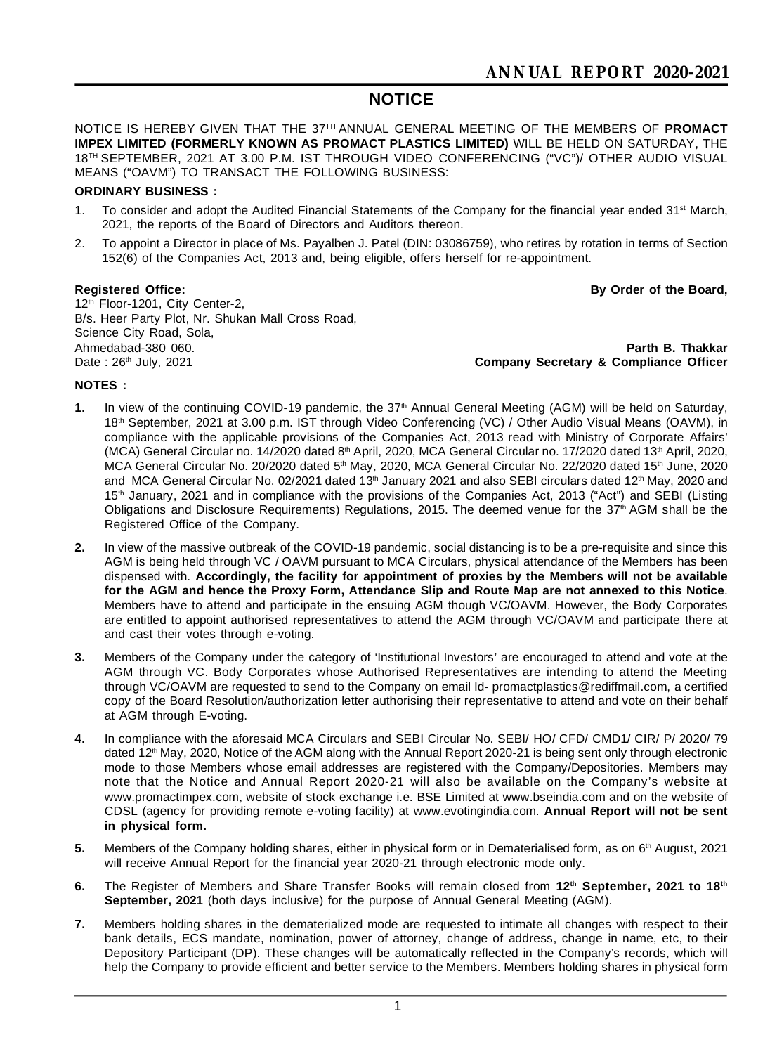# NOTICE

NOTICE IS HEREBY GIVEN THAT THE 37TH ANNUAL GENERAL MEETING OF THE MEMBERS OF **PROMACT IMPEX LIMITED (FORMERLY KNOWN AS PROMACT PLASTICS LIMITED)** WILL BE HELD ON SATURDAY, THE 18TH SEPTEMBER, 2021 AT 3.00 P.M. IST THROUGH VIDEO CONFERENCING ("VC")/ OTHER AUDIO VISUAL MEANS ("OAVM") TO TRANSACT THE FOLLOWING BUSINESS:

**ORDINARY BUSINESS :**

1. To consider and adopt the Audited Financial Statements of the Company for the financial year ended 31st March, 2021, the reports of the Board of Directors and Auditors thereon.
2. To appoint a Director in place of Ms. Payalben J. Patel (DIN: 03086759), who retires by rotation in terms of Section 152(6) of the Companies Act, 2013 and, being eligible, offers herself for re-appointment.

**Registered Office:**
12th Floor-1201, City Center-2,
B/s. Heer Party Plot, Nr. Shukan Mall Cross Road,
Science City Road, Sola,
Ahmedabad-380 060.
Date : 26th July, 2021

**By Order of the Board,**

**Parth B. Thakkar**
**Company Secretary & Compliance Officer**

**NOTES :**

1. In view of the continuing COVID-19 pandemic, the 37th Annual General Meeting (AGM) will be held on Saturday, 18th September, 2021 at 3.00 p.m. IST through Video Conferencing (VC) / Other Audio Visual Means (OAVM), in compliance with the applicable provisions of the Companies Act, 2013 read with Ministry of Corporate Affairs' (MCA) General Circular no. 14/2020 dated 8th April, 2020, MCA General Circular no. 17/2020 dated 13th April, 2020, MCA General Circular No. 20/2020 dated 5th May, 2020, MCA General Circular No. 22/2020 dated 15th June, 2020 and MCA General Circular No. 02/2021 dated 13th January 2021 and also SEBI circulars dated 12th May, 2020 and 15th January, 2021 and in compliance with the provisions of the Companies Act, 2013 ("Act") and SEBI (Listing Obligations and Disclosure Requirements) Regulations, 2015. The deemed venue for the 37th AGM shall be the Registered Office of the Company.
2. In view of the massive outbreak of the COVID-19 pandemic, social distancing is to be a pre-requisite and since this AGM is being held through VC / OAVM pursuant to MCA Circulars, physical attendance of the Members has been dispensed with. **Accordingly, the facility for appointment of proxies by the Members will not be available for the AGM and hence the Proxy Form, Attendance Slip and Route Map are not annexed to this Notice**. Members have to attend and participate in the ensuing AGM though VC/OAVM. However, the Body Corporates are entitled to appoint authorised representatives to attend the AGM through VC/OAVM and participate there at and cast their votes through e-voting.
3. Members of the Company under the category of 'Institutional Investors' are encouraged to attend and vote at the AGM through VC. Body Corporates whose Authorised Representatives are intending to attend the Meeting through VC/OAVM are requested to send to the Company on email Id- promactplastics@rediffmail.com, a certified copy of the Board Resolution/authorization letter authorising their representative to attend and vote on their behalf at AGM through E-voting.
4. In compliance with the aforesaid MCA Circulars and SEBI Circular No. SEBI/ HO/ CFD/ CMD1/ CIR/ P/ 2020/ 79 dated 12th May, 2020, Notice of the AGM along with the Annual Report 2020-21 is being sent only through electronic mode to those Members whose email addresses are registered with the Company/Depositories. Members may note that the Notice and Annual Report 2020-21 will also be available on the Company's website at www.promactimpex.com, website of stock exchange i.e. BSE Limited at www.bseindia.com and on the website of CDSL (agency for providing remote e-voting facility) at www.evotingindia.com. **Annual Report will not be sent in physical form.**
5. Members of the Company holding shares, either in physical form or in Dematerialised form, as on 6th August, 2021 will receive Annual Report for the financial year 2020-21 through electronic mode only.
6. The Register of Members and Share Transfer Books will remain closed from **12th September, 2021 to 18th September, 2021** (both days inclusive) for the purpose of Annual General Meeting (AGM).
7. Members holding shares in the dematerialized mode are requested to intimate all changes with respect to their bank details, ECS mandate, nomination, power of attorney, change of address, change in name, etc, to their Depository Participant (DP). These changes will be automatically reflected in the Company's records, which will help the Company to provide efficient and better service to the Members. Members holding shares in physical form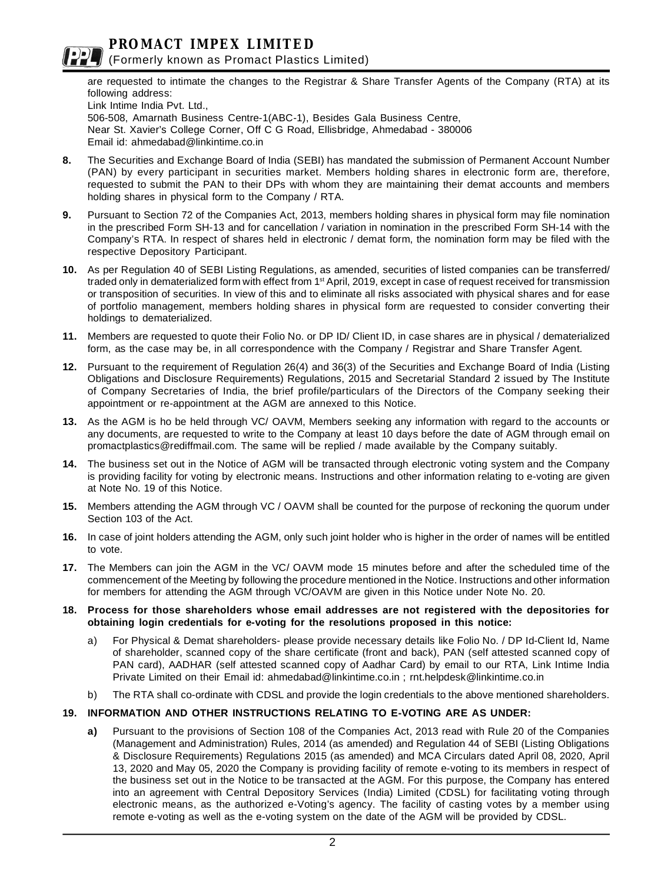are requested to intimate the changes to the Registrar & Share Transfer Agents of the Company (RTA) at its following address:

Link Intime India Pvt. Ltd.,
506-508, Amarnath Business Centre-1(ABC-1), Besides Gala Business Centre,
Near St. Xavier's College Corner, Off C G Road, Ellisbridge, Ahmedabad - 380006
Email id: ahmedabad@linkintime.co.in

**8.** The Securities and Exchange Board of India (SEBI) has mandated the submission of Permanent Account Number (PAN) by every participant in securities market. Members holding shares in electronic form are, therefore, requested to submit the PAN to their DPs with whom they are maintaining their demat accounts and members holding shares in physical form to the Company / RTA.

**9.** Pursuant to Section 72 of the Companies Act, 2013, members holding shares in physical form may file nomination in the prescribed Form SH-13 and for cancellation / variation in nomination in the prescribed Form SH-14 with the Company's RTA. In respect of shares held in electronic / demat form, the nomination form may be filed with the respective Depository Participant.

**10.** As per Regulation 40 of SEBI Listing Regulations, as amended, securities of listed companies can be transferred/ traded only in dematerialized form with effect from 1st April, 2019, except in case of request received for transmission or transposition of securities. In view of this and to eliminate all risks associated with physical shares and for ease of portfolio management, members holding shares in physical form are requested to consider converting their holdings to dematerialized.

**11.** Members are requested to quote their Folio No. or DP ID/ Client ID, in case shares are in physical / dematerialized form, as the case may be, in all correspondence with the Company / Registrar and Share Transfer Agent.

**12.** Pursuant to the requirement of Regulation 26(4) and 36(3) of the Securities and Exchange Board of India (Listing Obligations and Disclosure Requirements) Regulations, 2015 and Secretarial Standard 2 issued by The Institute of Company Secretaries of India, the brief profile/particulars of the Directors of the Company seeking their appointment or re-appointment at the AGM are annexed to this Notice.

**13.** As the AGM is ho be held through VC/ OAVM, Members seeking any information with regard to the accounts or any documents, are requested to write to the Company at least 10 days before the date of AGM through email on promactplastics@rediffmail.com. The same will be replied / made available by the Company suitably.

**14.** The business set out in the Notice of AGM will be transacted through electronic voting system and the Company is providing facility for voting by electronic means. Instructions and other information relating to e-voting are given at Note No. 19 of this Notice.

**15.** Members attending the AGM through VC / OAVM shall be counted for the purpose of reckoning the quorum under Section 103 of the Act.

**16.** In case of joint holders attending the AGM, only such joint holder who is higher in the order of names will be entitled to vote.

**17.** The Members can join the AGM in the VC/ OAVM mode 15 minutes before and after the scheduled time of the commencement of the Meeting by following the procedure mentioned in the Notice. Instructions and other information for members for attending the AGM through VC/OAVM are given in this Notice under Note No. 20.

**18. Process for those shareholders whose email addresses are not registered with the depositories for obtaining login credentials for e-voting for the resolutions proposed in this notice:**

a) For Physical & Demat shareholders- please provide necessary details like Folio No. / DP Id-Client Id, Name of shareholder, scanned copy of the share certificate (front and back), PAN (self attested scanned copy of PAN card), AADHAR (self attested scanned copy of Aadhar Card) by email to our RTA, Link Intime India Private Limited on their Email id: ahmedabad@linkintime.co.in ; rnt.helpdesk@linkintime.co.in

b) The RTA shall co-ordinate with CDSL and provide the login credentials to the above mentioned shareholders.

**19. INFORMATION AND OTHER INSTRUCTIONS RELATING TO E-VOTING ARE AS UNDER:**

**a)** Pursuant to the provisions of Section 108 of the Companies Act, 2013 read with Rule 20 of the Companies (Management and Administration) Rules, 2014 (as amended) and Regulation 44 of SEBI (Listing Obligations & Disclosure Requirements) Regulations 2015 (as amended) and MCA Circulars dated April 08, 2020, April 13, 2020 and May 05, 2020 the Company is providing facility of remote e-voting to its members in respect of the business set out in the Notice to be transacted at the AGM. For this purpose, the Company has entered into an agreement with Central Depository Services (India) Limited (CDSL) for facilitating voting through electronic means, as the authorized e-Voting's agency. The facility of casting votes by a member using remote e-voting as well as the e-voting system on the date of the AGM will be provided by CDSL.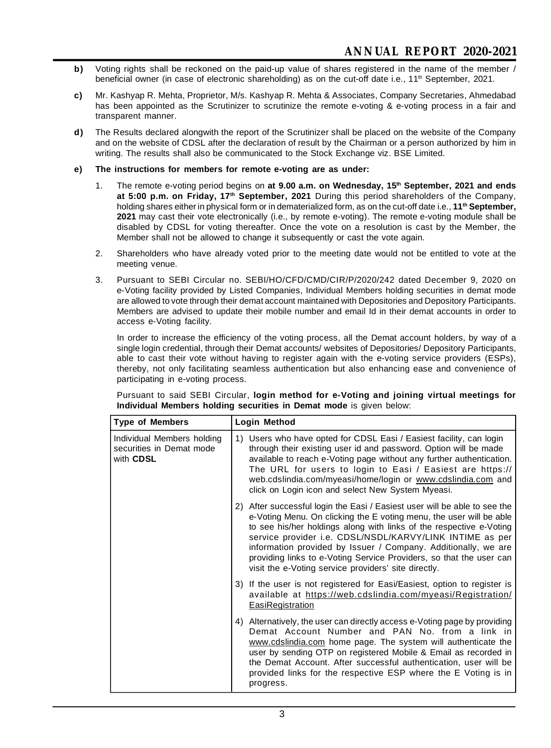**b)** Voting rights shall be reckoned on the paid-up value of shares registered in the name of the member / beneficial owner (in case of electronic shareholding) as on the cut-off date i.e., 11th September, 2021.

**c)** Mr. Kashyap R. Mehta, Proprietor, M/s. Kashyap R. Mehta & Associates, Company Secretaries, Ahmedabad has been appointed as the Scrutinizer to scrutinize the remote e-voting & e-voting process in a fair and transparent manner.

**d)** The Results declared alongwith the report of the Scrutinizer shall be placed on the website of the Company and on the website of CDSL after the declaration of result by the Chairman or a person authorized by him in writing. The results shall also be communicated to the Stock Exchange viz. BSE Limited.

**e) The instructions for members for remote e-voting are as under:**

1. The remote e-voting period begins on **at 9.00 a.m. on Wednesday, 15th September, 2021 and ends at 5:00 p.m. on Friday, 17th September, 2021** During this period shareholders of the Company, holding shares either in physical form or in dematerialized form, as on the cut-off date i.e., **11th September, 2021** may cast their vote electronically (i.e., by remote e-voting). The remote e-voting module shall be disabled by CDSL for voting thereafter. Once the vote on a resolution is cast by the Member, the Member shall not be allowed to change it subsequently or cast the vote again.

2. Shareholders who have already voted prior to the meeting date would not be entitled to vote at the meeting venue.

3. Pursuant to SEBI Circular no. SEBI/HO/CFD/CMD/CIR/P/2020/242 dated December 9, 2020 on e-Voting facility provided by Listed Companies, Individual Members holding securities in demat mode are allowed to vote through their demat account maintained with Depositories and Depository Participants. Members are advised to update their mobile number and email Id in their demat accounts in order to access e-Voting facility.

   In order to increase the efficiency of the voting process, all the Demat account holders, by way of a single login credential, through their Demat accounts/ websites of Depositories/ Depository Participants, able to cast their vote without having to register again with the e-voting service providers (ESPs), thereby, not only facilitating seamless authentication but also enhancing ease and convenience of participating in e-voting process.

   Pursuant to said SEBI Circular, **login method for e-Voting and joining virtual meetings for Individual Members holding securities in Demat mode** is given below:

| Type of Members | Login Method |
|---|---|
| Individual Members holding securities in Demat mode with **CDSL** | 1) Users who have opted for CDSL Easi / Easiest facility, can login through their existing user id and password. Option will be made available to reach e-Voting page without any further authentication. The URL for users to login to Easi / Easiest are https://web.cdslindia.com/myeasi/home/login or www.cdslindia.com and click on Login icon and select New System Myeasi. |
| | 2) After successful login the Easi / Easiest user will be able to see the e-Voting Menu. On clicking the E voting menu, the user will be able to see his/her holdings along with links of the respective e-Voting service provider i.e. CDSL/NSDL/KARVY/LINK INTIME as per information provided by Issuer / Company. Additionally, we are providing links to e-Voting Service Providers, so that the user can visit the e-Voting service providers' site directly. |
| | 3) If the user is not registered for Easi/Easiest, option to register is available at https://web.cdslindia.com/myeasi/Registration/EasiRegistration |
| | 4) Alternatively, the user can directly access e-Voting page by providing Demat Account Number and PAN No. from a link in www.cdslindia.com home page. The system will authenticate the user by sending OTP on registered Mobile & Email as recorded in the Demat Account. After successful authentication, user will be provided links for the respective ESP where the E Voting is in progress. |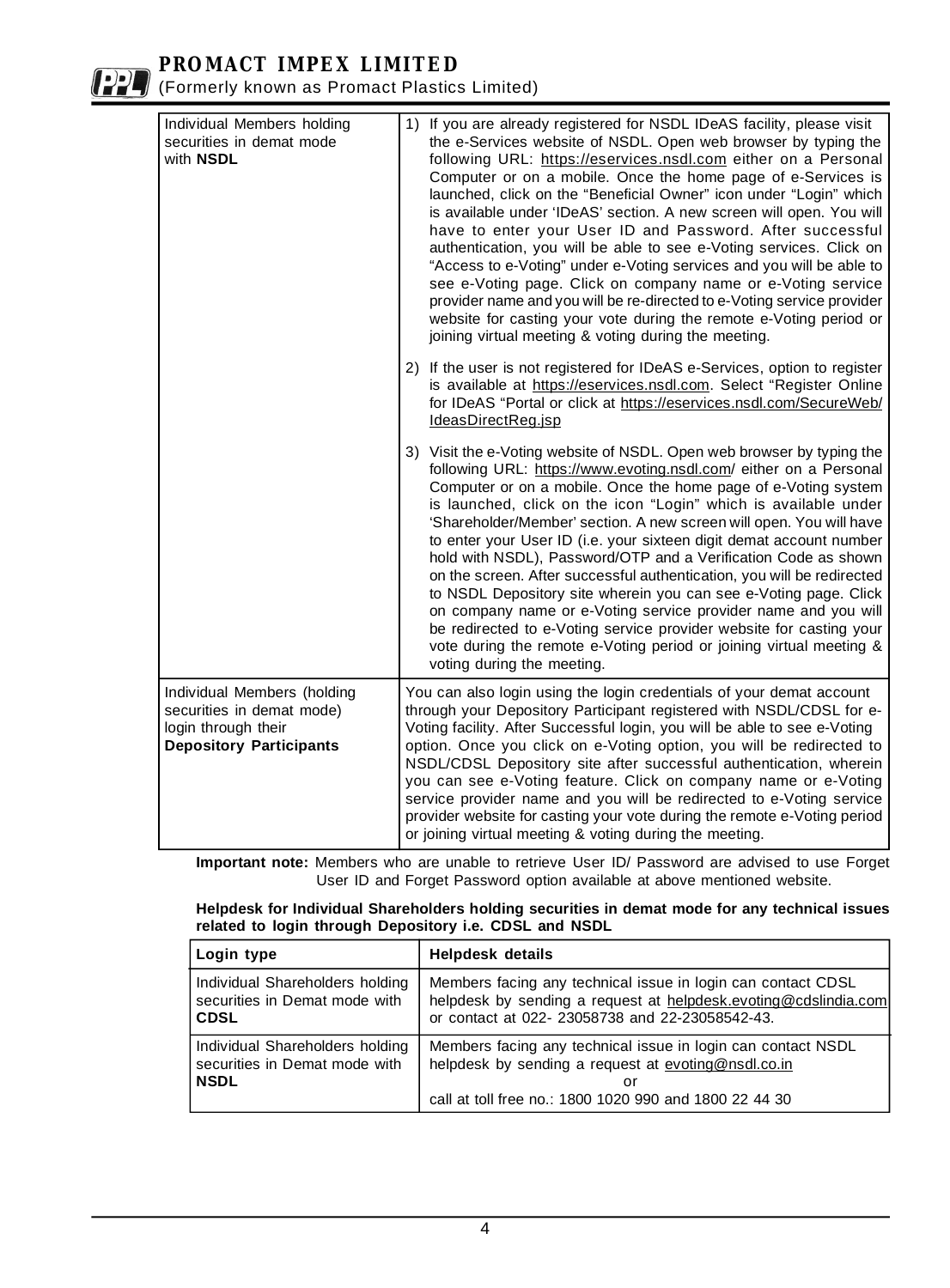| | |
|---|---|
| Individual Members holding securities in demat mode with **NSDL** | 1) If you are already registered for NSDL IDeAS facility, please visit the e-Services website of NSDL. Open web browser by typing the following URL: https://eservices.nsdl.com either on a Personal Computer or on a mobile. Once the home page of e-Services is launched, click on the "Beneficial Owner" icon under "Login" which is available under 'IDeAS' section. A new screen will open. You will have to enter your User ID and Password. After successful authentication, you will be able to see e-Voting services. Click on "Access to e-Voting" under e-Voting services and you will be able to see e-Voting page. Click on company name or e-Voting service provider name and you will be re-directed to e-Voting service provider website for casting your vote during the remote e-Voting period or joining virtual meeting & voting during the meeting.<br><br>2) If the user is not registered for IDeAS e-Services, option to register is available at https://eservices.nsdl.com. Select "Register Online for IDeAS "Portal or click at https://eservices.nsdl.com/SecureWeb/IdeasDirectReg.jsp<br><br>3) Visit the e-Voting website of NSDL. Open web browser by typing the following URL: https://www.evoting.nsdl.com/ either on a Personal Computer or on a mobile. Once the home page of e-Voting system is launched, click on the icon "Login" which is available under 'Shareholder/Member' section. A new screen will open. You will have to enter your User ID (i.e. your sixteen digit demat account number hold with NSDL), Password/OTP and a Verification Code as shown on the screen. After successful authentication, you will be redirected to NSDL Depository site wherein you can see e-Voting page. Click on company name or e-Voting service provider name and you will be redirected to e-Voting service provider website for casting your vote during the remote e-Voting period or joining virtual meeting & voting during the meeting. |
| Individual Members (holding securities in demat mode) login through their **Depository Participants** | You can also login using the login credentials of your demat account through your Depository Participant registered with NSDL/CDSL for e-Voting facility. After Successful login, you will be able to see e-Voting option. Once you click on e-Voting option, you will be redirected to NSDL/CDSL Depository site after successful authentication, wherein you can see e-Voting feature. Click on company name or e-Voting service provider name and you will be redirected to e-Voting service provider website for casting your vote during the remote e-Voting period or joining virtual meeting & voting during the meeting. |

**Important note:** Members who are unable to retrieve User ID/ Password are advised to use Forget User ID and Forget Password option available at above mentioned website.

**Helpdesk for Individual Shareholders holding securities in demat mode for any technical issues related to login through Depository i.e. CDSL and NSDL**

| Login type | Helpdesk details |
|---|---|
| Individual Shareholders holding securities in Demat mode with **CDSL** | Members facing any technical issue in login can contact CDSL helpdesk by sending a request at helpdesk.evoting@cdslindia.com or contact at 022- 23058738 and 22-23058542-43. |
| Individual Shareholders holding securities in Demat mode with **NSDL** | Members facing any technical issue in login can contact NSDL helpdesk by sending a request at evoting@nsdl.co.in<br>or<br>call at toll free no.: 1800 1020 990 and 1800 22 44 30 |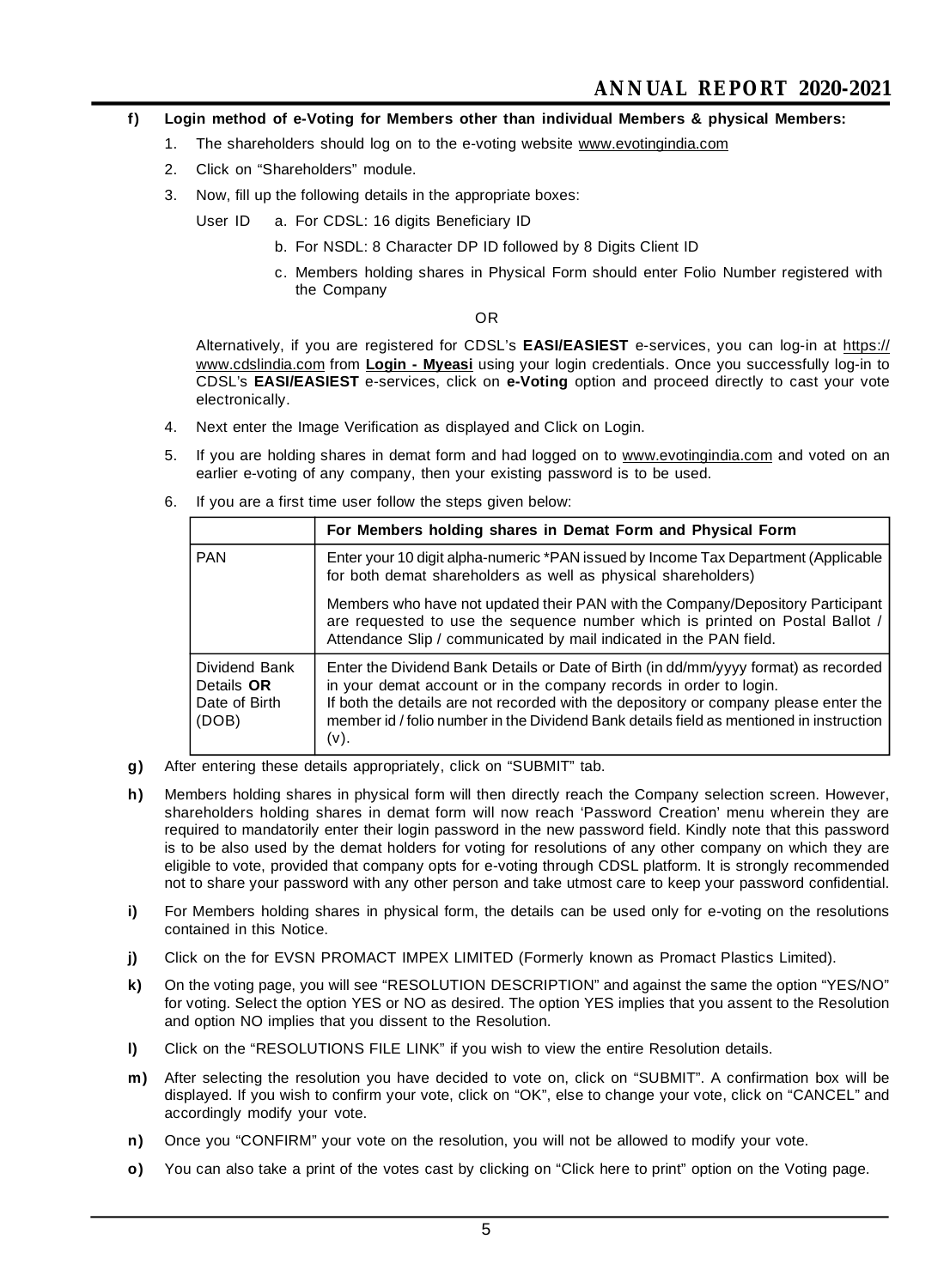**f) Login method of e-Voting for Members other than individual Members & physical Members:**

1. The shareholders should log on to the e-voting website www.evotingindia.com
2. Click on "Shareholders" module.
3. Now, fill up the following details in the appropriate boxes:

   User ID
   a. For CDSL: 16 digits Beneficiary ID
   b. For NSDL: 8 Character DP ID followed by 8 Digits Client ID
   c. Members holding shares in Physical Form should enter Folio Number registered with the Company

   OR

   Alternatively, if you are registered for CDSL's **EASI/EASIEST** e-services, you can log-in at https://www.cdslindia.com from **Login - Myeasi** using your login credentials. Once you successfully log-in to CDSL's **EASI/EASIEST** e-services, click on **e-Voting** option and proceed directly to cast your vote electronically.

4. Next enter the Image Verification as displayed and Click on Login.
5. If you are holding shares in demat form and had logged on to www.evotingindia.com and voted on an earlier e-voting of any company, then your existing password is to be used.
6. If you are a first time user follow the steps given below:

| | **For Members holding shares in Demat Form and Physical Form** |
|---|---|
| PAN | Enter your 10 digit alpha-numeric *PAN issued by Income Tax Department (Applicable for both demat shareholders as well as physical shareholders)<br><br>Members who have not updated their PAN with the Company/Depository Participant are requested to use the sequence number which is printed on Postal Ballot / Attendance Slip / communicated by mail indicated in the PAN field. |
| Dividend Bank Details **OR** Date of Birth (DOB) | Enter the Dividend Bank Details or Date of Birth (in dd/mm/yyyy format) as recorded in your demat account or in the company records in order to login.<br>If both the details are not recorded with the depository or company please enter the member id / folio number in the Dividend Bank details field as mentioned in instruction (v). |

**g)** After entering these details appropriately, click on "SUBMIT" tab.

**h)** Members holding shares in physical form will then directly reach the Company selection screen. However, shareholders holding shares in demat form will now reach 'Password Creation' menu wherein they are required to mandatorily enter their login password in the new password field. Kindly note that this password is to be also used by the demat holders for voting for resolutions of any other company on which they are eligible to vote, provided that company opts for e-voting through CDSL platform. It is strongly recommended not to share your password with any other person and take utmost care to keep your password confidential.

**i)** For Members holding shares in physical form, the details can be used only for e-voting on the resolutions contained in this Notice.

**j)** Click on the for EVSN PROMACT IMPEX LIMITED (Formerly known as Promact Plastics Limited).

**k)** On the voting page, you will see "RESOLUTION DESCRIPTION" and against the same the option "YES/NO" for voting. Select the option YES or NO as desired. The option YES implies that you assent to the Resolution and option NO implies that you dissent to the Resolution.

**l)** Click on the "RESOLUTIONS FILE LINK" if you wish to view the entire Resolution details.

**m)** After selecting the resolution you have decided to vote on, click on "SUBMIT". A confirmation box will be displayed. If you wish to confirm your vote, click on "OK", else to change your vote, click on "CANCEL" and accordingly modify your vote.

**n)** Once you "CONFIRM" your vote on the resolution, you will not be allowed to modify your vote.

**o)** You can also take a print of the votes cast by clicking on "Click here to print" option on the Voting page.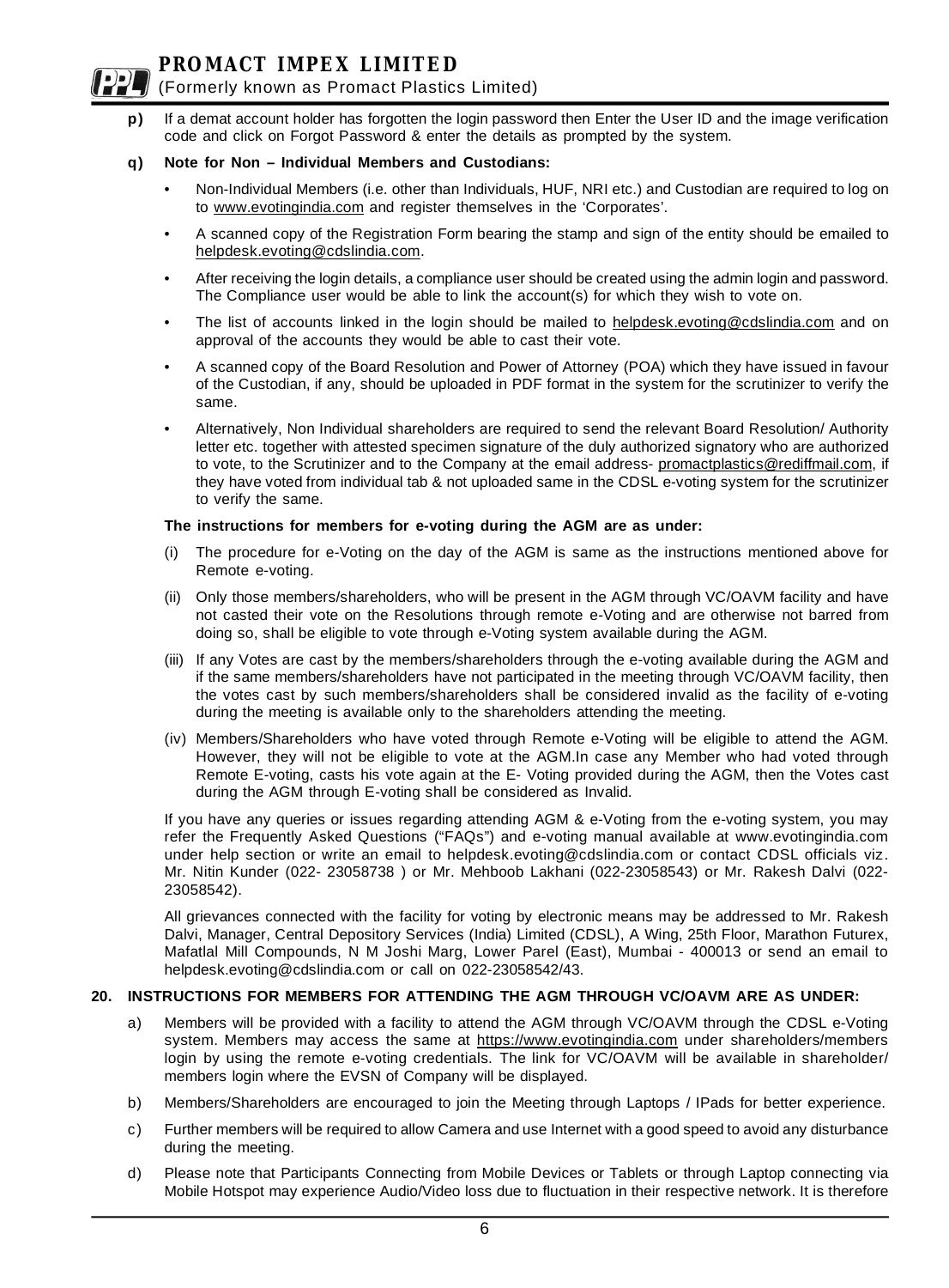p) If a demat account holder has forgotten the login password then Enter the User ID and the image verification code and click on Forgot Password & enter the details as prompted by the system.

**q) Note for Non – Individual Members and Custodians:**

- Non-Individual Members (i.e. other than Individuals, HUF, NRI etc.) and Custodian are required to log on to www.evotingindia.com and register themselves in the 'Corporates'.
- A scanned copy of the Registration Form bearing the stamp and sign of the entity should be emailed to helpdesk.evoting@cdslindia.com.
- After receiving the login details, a compliance user should be created using the admin login and password. The Compliance user would be able to link the account(s) for which they wish to vote on.
- The list of accounts linked in the login should be mailed to helpdesk.evoting@cdslindia.com and on approval of the accounts they would be able to cast their vote.
- A scanned copy of the Board Resolution and Power of Attorney (POA) which they have issued in favour of the Custodian, if any, should be uploaded in PDF format in the system for the scrutinizer to verify the same.
- Alternatively, Non Individual shareholders are required to send the relevant Board Resolution/ Authority letter etc. together with attested specimen signature of the duly authorized signatory who are authorized to vote, to the Scrutinizer and to the Company at the email address- promactplastics@rediffmail.com, if they have voted from individual tab & not uploaded same in the CDSL e-voting system for the scrutinizer to verify the same.

**The instructions for members for e-voting during the AGM are as under:**

(i) The procedure for e-Voting on the day of the AGM is same as the instructions mentioned above for Remote e-voting.

(ii) Only those members/shareholders, who will be present in the AGM through VC/OAVM facility and have not casted their vote on the Resolutions through remote e-Voting and are otherwise not barred from doing so, shall be eligible to vote through e-Voting system available during the AGM.

(iii) If any Votes are cast by the members/shareholders through the e-voting available during the AGM and if the same members/shareholders have not participated in the meeting through VC/OAVM facility, then the votes cast by such members/shareholders shall be considered invalid as the facility of e-voting during the meeting is available only to the shareholders attending the meeting.

(iv) Members/Shareholders who have voted through Remote e-Voting will be eligible to attend the AGM. However, they will not be eligible to vote at the AGM.In case any Member who had voted through Remote E-voting, casts his vote again at the E- Voting provided during the AGM, then the Votes cast during the AGM through E-voting shall be considered as Invalid.

If you have any queries or issues regarding attending AGM & e-Voting from the e-voting system, you may refer the Frequently Asked Questions ("FAQs") and e-voting manual available at www.evotingindia.com under help section or write an email to helpdesk.evoting@cdslindia.com or contact CDSL officials viz. Mr. Nitin Kunder (022- 23058738 ) or Mr. Mehboob Lakhani (022-23058543) or Mr. Rakesh Dalvi (022-23058542).

All grievances connected with the facility for voting by electronic means may be addressed to Mr. Rakesh Dalvi, Manager, Central Depository Services (India) Limited (CDSL), A Wing, 25th Floor, Marathon Futurex, Mafatlal Mill Compounds, N M Joshi Marg, Lower Parel (East), Mumbai - 400013 or send an email to helpdesk.evoting@cdslindia.com or call on 022-23058542/43.

**20. INSTRUCTIONS FOR MEMBERS FOR ATTENDING THE AGM THROUGH VC/OAVM ARE AS UNDER:**

a) Members will be provided with a facility to attend the AGM through VC/OAVM through the CDSL e-Voting system. Members may access the same at https://www.evotingindia.com under shareholders/members login by using the remote e-voting credentials. The link for VC/OAVM will be available in shareholder/ members login where the EVSN of Company will be displayed.

b) Members/Shareholders are encouraged to join the Meeting through Laptops / IPads for better experience.

c) Further members will be required to allow Camera and use Internet with a good speed to avoid any disturbance during the meeting.

d) Please note that Participants Connecting from Mobile Devices or Tablets or through Laptop connecting via Mobile Hotspot may experience Audio/Video loss due to fluctuation in their respective network. It is therefore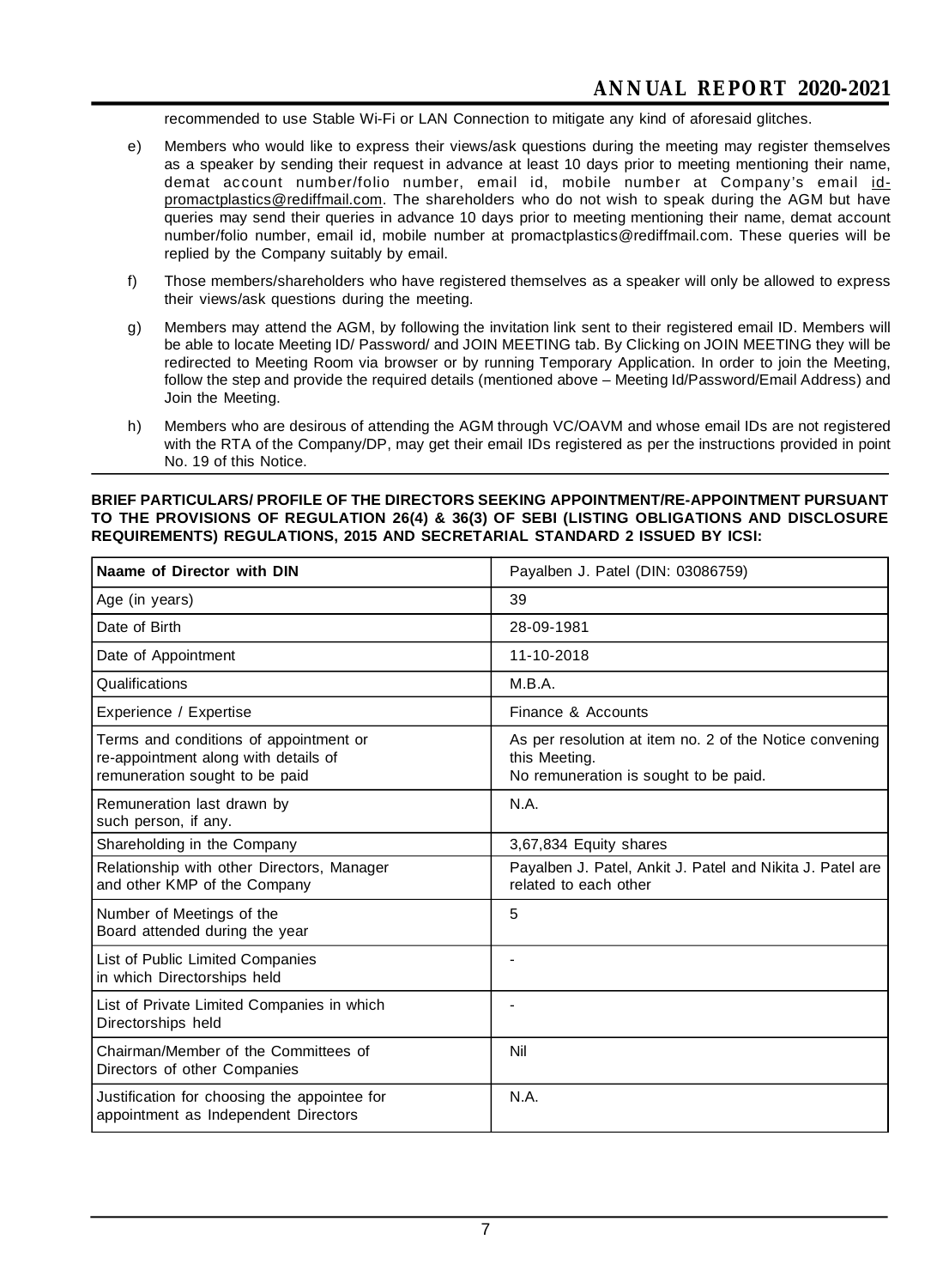recommended to use Stable Wi-Fi or LAN Connection to mitigate any kind of aforesaid glitches.

e) Members who would like to express their views/ask questions during the meeting may register themselves as a speaker by sending their request in advance at least 10 days prior to meeting mentioning their name, demat account number/folio number, email id, mobile number at Company's email id-promactplastics@rediffmail.com. The shareholders who do not wish to speak during the AGM but have queries may send their queries in advance 10 days prior to meeting mentioning their name, demat account number/folio number, email id, mobile number at promactplastics@rediffmail.com. These queries will be replied by the Company suitably by email.

f) Those members/shareholders who have registered themselves as a speaker will only be allowed to express their views/ask questions during the meeting.

g) Members may attend the AGM, by following the invitation link sent to their registered email ID. Members will be able to locate Meeting ID/ Password/ and JOIN MEETING tab. By Clicking on JOIN MEETING they will be redirected to Meeting Room via browser or by running Temporary Application. In order to join the Meeting, follow the step and provide the required details (mentioned above – Meeting Id/Password/Email Address) and Join the Meeting.

h) Members who are desirous of attending the AGM through VC/OAVM and whose email IDs are not registered with the RTA of the Company/DP, may get their email IDs registered as per the instructions provided in point No. 19 of this Notice.

**BRIEF PARTICULARS/ PROFILE OF THE DIRECTORS SEEKING APPOINTMENT/RE-APPOINTMENT PURSUANT TO THE PROVISIONS OF REGULATION 26(4) & 36(3) OF SEBI (LISTING OBLIGATIONS AND DISCLOSURE REQUIREMENTS) REGULATIONS, 2015 AND SECRETARIAL STANDARD 2 ISSUED BY ICSI:**

| **Naame of Director with DIN** | Payalben J. Patel (DIN: 03086759) |
|---|---|
| Age (in years) | 39 |
| Date of Birth | 28-09-1981 |
| Date of Appointment | 11-10-2018 |
| Qualifications | M.B.A. |
| Experience / Expertise | Finance & Accounts |
| Terms and conditions of appointment or re-appointment along with details of remuneration sought to be paid | As per resolution at item no. 2 of the Notice convening this Meeting. No remuneration is sought to be paid. |
| Remuneration last drawn by such person, if any. | N.A. |
| Shareholding in the Company | 3,67,834 Equity shares |
| Relationship with other Directors, Manager and other KMP of the Company | Payalben J. Patel, Ankit J. Patel and Nikita J. Patel are related to each other |
| Number of Meetings of the Board attended during the year | 5 |
| List of Public Limited Companies in which Directorships held | - |
| List of Private Limited Companies in which Directorships held | - |
| Chairman/Member of the Committees of Directors of other Companies | Nil |
| Justification for choosing the appointee for appointment as Independent Directors | N.A. |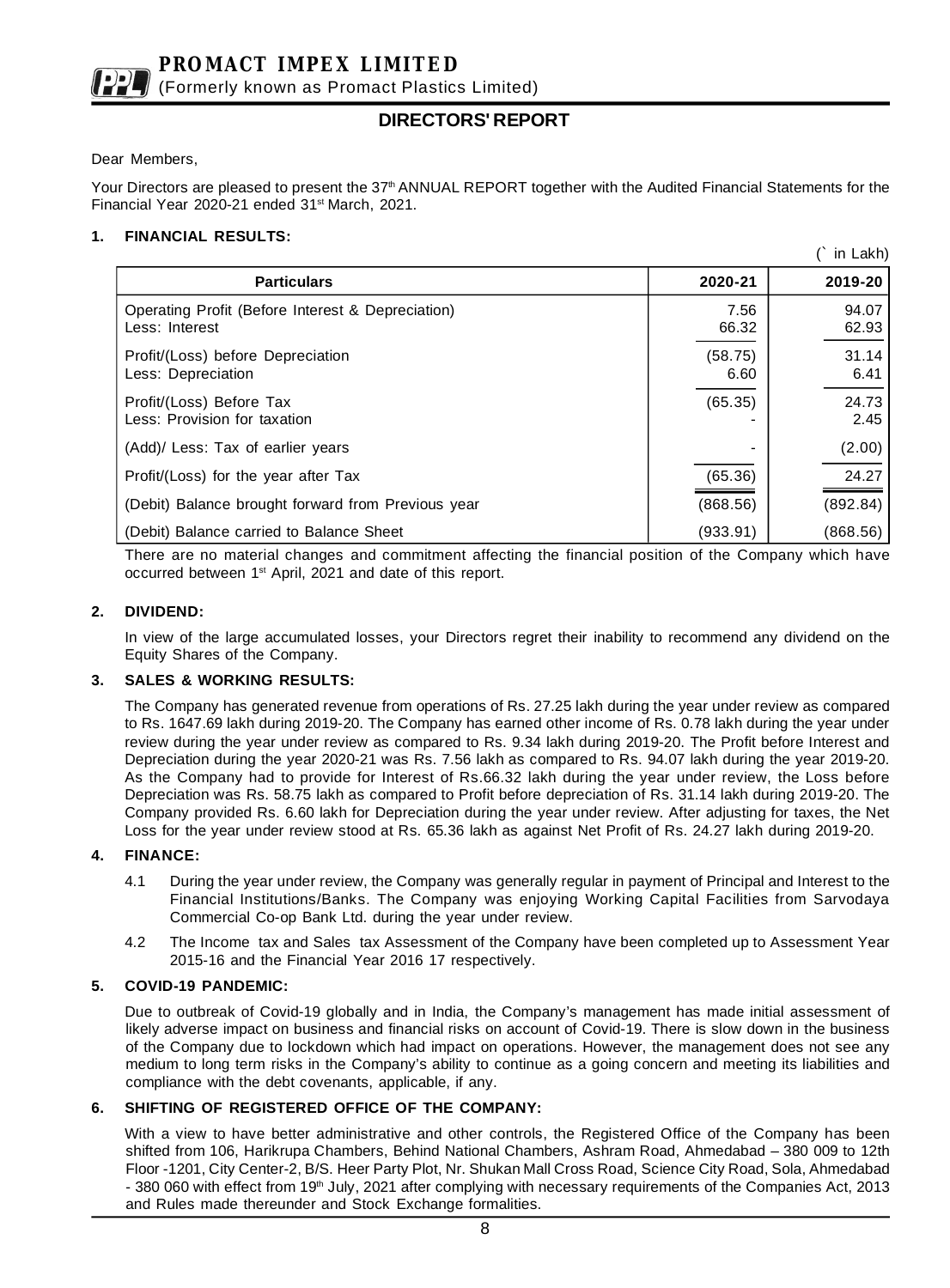# PROMACT IMPEX LIMITED

(Formerly known as Promact Plastics Limited)

## DIRECTORS' REPORT

Dear Members,

Your Directors are pleased to present the 37th ANNUAL REPORT together with the Audited Financial Statements for the Financial Year 2020-21 ended 31st March, 2021.

### 1. FINANCIAL RESULTS:

(` in Lakh)

| Particulars | 2020-21 | 2019-20 |
|---|---|---|
| Operating Profit (Before Interest & Depreciation) | 7.56 | 94.07 |
| Less: Interest | 66.32 | 62.93 |
| Profit/(Loss) before Depreciation | (58.75) | 31.14 |
| Less: Depreciation | 6.60 | 6.41 |
| Profit/(Loss) Before Tax | (65.35) | 24.73 |
| Less: Provision for taxation | - | 2.45 |
| (Add)/ Less: Tax of earlier years | - | (2.00) |
| Profit/(Loss) for the year after Tax | (65.36) | 24.27 |
| (Debit) Balance brought forward from Previous year | (868.56) | (892.84) |
| (Debit) Balance carried to Balance Sheet | (933.91) | (868.56) |

There are no material changes and commitment affecting the financial position of the Company which have occurred between 1st April, 2021 and date of this report.

### 2. DIVIDEND:

In view of the large accumulated losses, your Directors regret their inability to recommend any dividend on the Equity Shares of the Company.

### 3. SALES & WORKING RESULTS:

The Company has generated revenue from operations of Rs. 27.25 lakh during the year under review as compared to Rs. 1647.69 lakh during 2019-20. The Company has earned other income of Rs. 0.78 lakh during the year under review during the year under review as compared to Rs. 9.34 lakh during 2019-20. The Profit before Interest and Depreciation during the year 2020-21 was Rs. 7.56 lakh as compared to Rs. 94.07 lakh during the year 2019-20. As the Company had to provide for Interest of Rs.66.32 lakh during the year under review, the Loss before Depreciation was Rs. 58.75 lakh as compared to Profit before depreciation of Rs. 31.14 lakh during 2019-20. The Company provided Rs. 6.60 lakh for Depreciation during the year under review. After adjusting for taxes, the Net Loss for the year under review stood at Rs. 65.36 lakh as against Net Profit of Rs. 24.27 lakh during 2019-20.

### 4. FINANCE:

4.1 During the year under review, the Company was generally regular in payment of Principal and Interest to the Financial Institutions/Banks. The Company was enjoying Working Capital Facilities from Sarvodaya Commercial Co-op Bank Ltd. during the year under review.

4.2 The Income tax and Sales tax Assessment of the Company have been completed up to Assessment Year 2015-16 and the Financial Year 2016 17 respectively.

### 5. COVID-19 PANDEMIC:

Due to outbreak of Covid-19 globally and in India, the Company's management has made initial assessment of likely adverse impact on business and financial risks on account of Covid-19. There is slow down in the business of the Company due to lockdown which had impact on operations. However, the management does not see any medium to long term risks in the Company's ability to continue as a going concern and meeting its liabilities and compliance with the debt covenants, applicable, if any.

### 6. SHIFTING OF REGISTERED OFFICE OF THE COMPANY:

With a view to have better administrative and other controls, the Registered Office of the Company has been shifted from 106, Harikrupa Chambers, Behind National Chambers, Ashram Road, Ahmedabad – 380 009 to 12th Floor -1201, City Center-2, B/S. Heer Party Plot, Nr. Shukan Mall Cross Road, Science City Road, Sola, Ahmedabad - 380 060 with effect from 19th July, 2021 after complying with necessary requirements of the Companies Act, 2013 and Rules made thereunder and Stock Exchange formalities.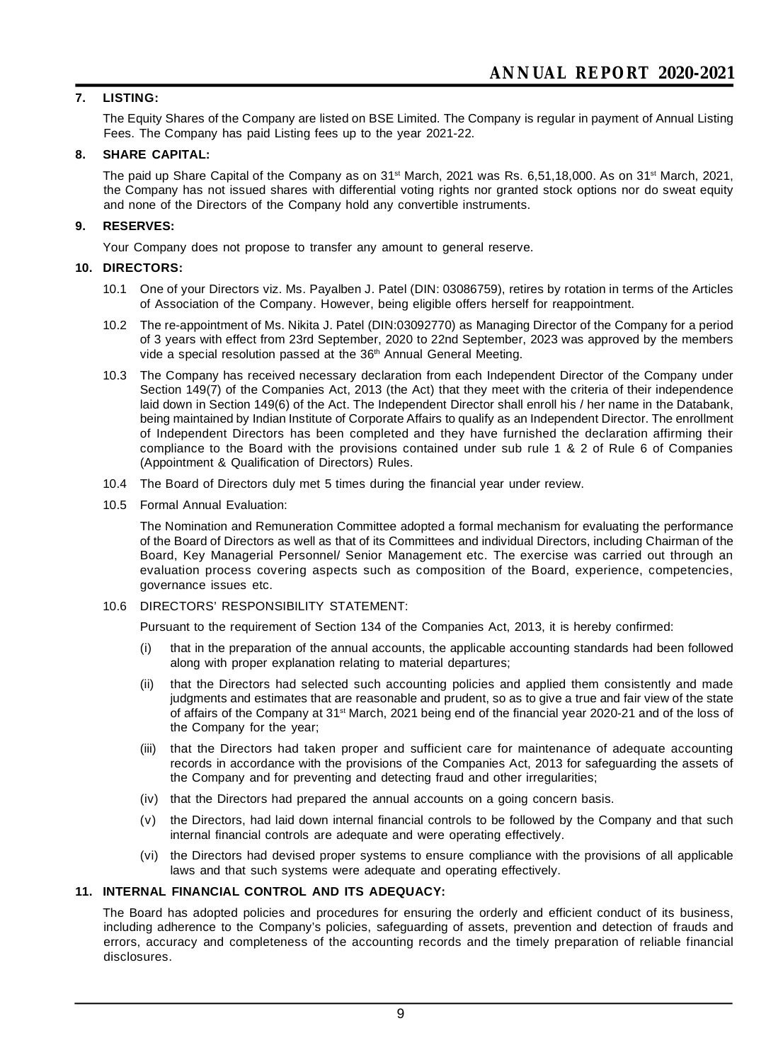## 7. LISTING:

The Equity Shares of the Company are listed on BSE Limited. The Company is regular in payment of Annual Listing Fees. The Company has paid Listing fees up to the year 2021-22.

## 8. SHARE CAPITAL:

The paid up Share Capital of the Company as on 31st March, 2021 was Rs. 6,51,18,000. As on 31st March, 2021, the Company has not issued shares with differential voting rights nor granted stock options nor do sweat equity and none of the Directors of the Company hold any convertible instruments.

## 9. RESERVES:

Your Company does not propose to transfer any amount to general reserve.

## 10. DIRECTORS:

10.1 One of your Directors viz. Ms. Payalben J. Patel (DIN: 03086759), retires by rotation in terms of the Articles of Association of the Company. However, being eligible offers herself for reappointment.

10.2 The re-appointment of Ms. Nikita J. Patel (DIN:03092770) as Managing Director of the Company for a period of 3 years with effect from 23rd September, 2020 to 22nd September, 2023 was approved by the members vide a special resolution passed at the 36th Annual General Meeting.

10.3 The Company has received necessary declaration from each Independent Director of the Company under Section 149(7) of the Companies Act, 2013 (the Act) that they meet with the criteria of their independence laid down in Section 149(6) of the Act. The Independent Director shall enroll his / her name in the Databank, being maintained by Indian Institute of Corporate Affairs to qualify as an Independent Director. The enrollment of Independent Directors has been completed and they have furnished the declaration affirming their compliance to the Board with the provisions contained under sub rule 1 & 2 of Rule 6 of Companies (Appointment & Qualification of Directors) Rules.

10.4 The Board of Directors duly met 5 times during the financial year under review.

10.5 Formal Annual Evaluation:

The Nomination and Remuneration Committee adopted a formal mechanism for evaluating the performance of the Board of Directors as well as that of its Committees and individual Directors, including Chairman of the Board, Key Managerial Personnel/ Senior Management etc. The exercise was carried out through an evaluation process covering aspects such as composition of the Board, experience, competencies, governance issues etc.

10.6 DIRECTORS' RESPONSIBILITY STATEMENT:

Pursuant to the requirement of Section 134 of the Companies Act, 2013, it is hereby confirmed:

(i) that in the preparation of the annual accounts, the applicable accounting standards had been followed along with proper explanation relating to material departures;

(ii) that the Directors had selected such accounting policies and applied them consistently and made judgments and estimates that are reasonable and prudent, so as to give a true and fair view of the state of affairs of the Company at 31st March, 2021 being end of the financial year 2020-21 and of the loss of the Company for the year;

(iii) that the Directors had taken proper and sufficient care for maintenance of adequate accounting records in accordance with the provisions of the Companies Act, 2013 for safeguarding the assets of the Company and for preventing and detecting fraud and other irregularities;

(iv) that the Directors had prepared the annual accounts on a going concern basis.

(v) the Directors, had laid down internal financial controls to be followed by the Company and that such internal financial controls are adequate and were operating effectively.

(vi) the Directors had devised proper systems to ensure compliance with the provisions of all applicable laws and that such systems were adequate and operating effectively.

## 11. INTERNAL FINANCIAL CONTROL AND ITS ADEQUACY:

The Board has adopted policies and procedures for ensuring the orderly and efficient conduct of its business, including adherence to the Company's policies, safeguarding of assets, prevention and detection of frauds and errors, accuracy and completeness of the accounting records and the timely preparation of reliable financial disclosures.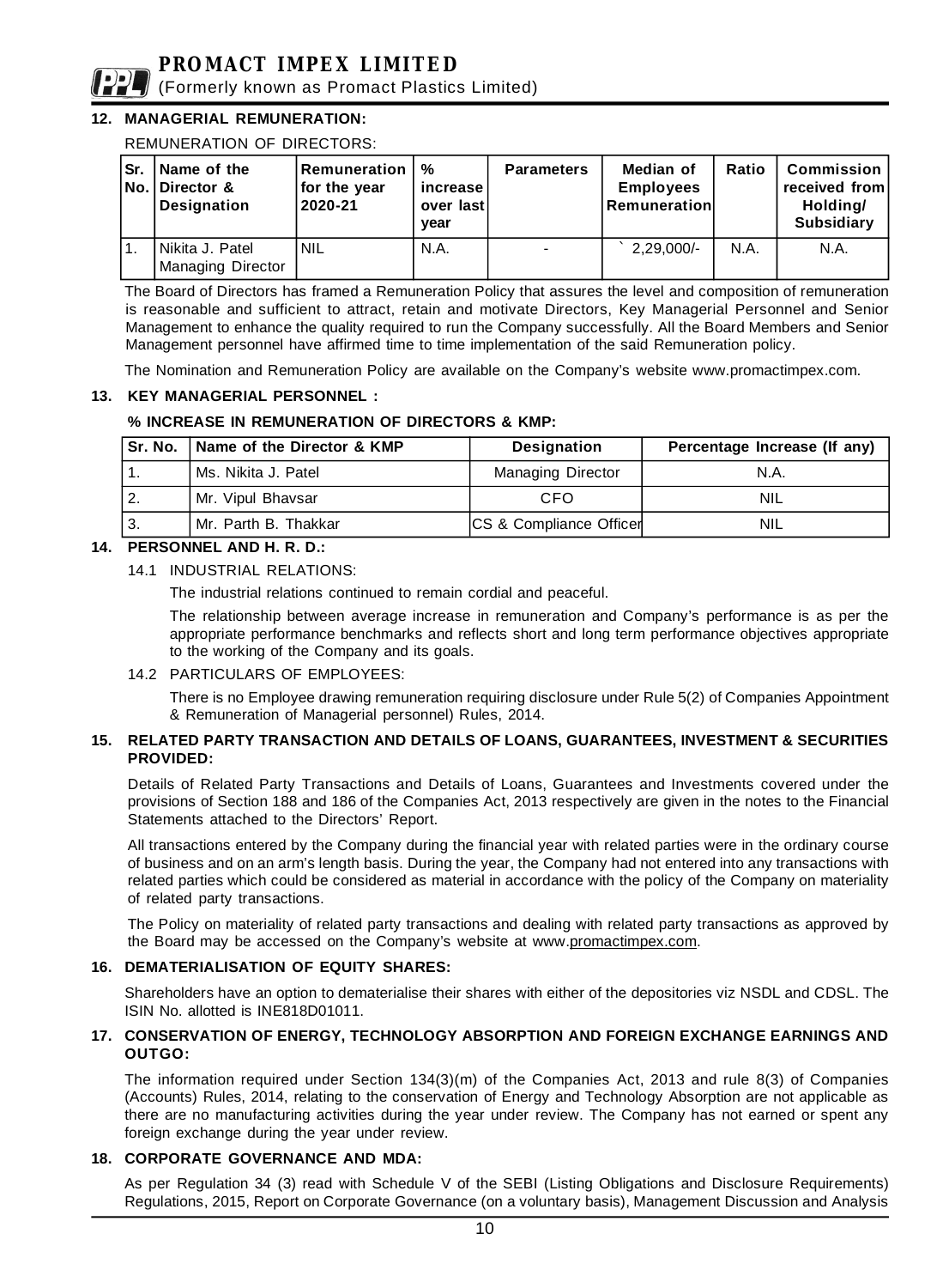## 12. MANAGERIAL REMUNERATION:

REMUNERATION OF DIRECTORS:

| Sr. No. | Name of the Director & Designation | Remuneration for the year 2020-21 | % increase over last year | Parameters | Median of Employees Remuneration | Ratio | Commission received from Holding/ Subsidiary |
|---|---|---|---|---|---|---|---|
| 1. | Nikita J. Patel Managing Director | NIL | N.A. | - | ` 2,29,000/- | N.A. | N.A. |

The Board of Directors has framed a Remuneration Policy that assures the level and composition of remuneration is reasonable and sufficient to attract, retain and motivate Directors, Key Managerial Personnel and Senior Management to enhance the quality required to run the Company successfully. All the Board Members and Senior Management personnel have affirmed time to time implementation of the said Remuneration policy.

The Nomination and Remuneration Policy are available on the Company's website www.promactimpex.com.

## 13. KEY MANAGERIAL PERSONNEL :

**% INCREASE IN REMUNERATION OF DIRECTORS & KMP:**

| Sr. No. | Name of the Director & KMP | Designation | Percentage Increase (If any) |
|---|---|---|---|
| 1. | Ms. Nikita J. Patel | Managing Director | N.A. |
| 2. | Mr. Vipul Bhavsar | CFO | NIL |
| 3. | Mr. Parth B. Thakkar | CS & Compliance Officer | NIL |

## 14. PERSONNEL AND H. R. D.:

14.1 INDUSTRIAL RELATIONS:

The industrial relations continued to remain cordial and peaceful.

The relationship between average increase in remuneration and Company's performance is as per the appropriate performance benchmarks and reflects short and long term performance objectives appropriate to the working of the Company and its goals.

14.2 PARTICULARS OF EMPLOYEES:

There is no Employee drawing remuneration requiring disclosure under Rule 5(2) of Companies Appointment & Remuneration of Managerial personnel) Rules, 2014.

## 15. RELATED PARTY TRANSACTION AND DETAILS OF LOANS, GUARANTEES, INVESTMENT & SECURITIES PROVIDED:

Details of Related Party Transactions and Details of Loans, Guarantees and Investments covered under the provisions of Section 188 and 186 of the Companies Act, 2013 respectively are given in the notes to the Financial Statements attached to the Directors' Report.

All transactions entered by the Company during the financial year with related parties were in the ordinary course of business and on an arm's length basis. During the year, the Company had not entered into any transactions with related parties which could be considered as material in accordance with the policy of the Company on materiality of related party transactions.

The Policy on materiality of related party transactions and dealing with related party transactions as approved by the Board may be accessed on the Company's website at www.promactimpex.com.

## 16. DEMATERIALISATION OF EQUITY SHARES:

Shareholders have an option to dematerialise their shares with either of the depositories viz NSDL and CDSL. The ISIN No. allotted is INE818D01011.

## 17. CONSERVATION OF ENERGY, TECHNOLOGY ABSORPTION AND FOREIGN EXCHANGE EARNINGS AND OUTGO:

The information required under Section 134(3)(m) of the Companies Act, 2013 and rule 8(3) of Companies (Accounts) Rules, 2014, relating to the conservation of Energy and Technology Absorption are not applicable as there are no manufacturing activities during the year under review. The Company has not earned or spent any foreign exchange during the year under review.

## 18. CORPORATE GOVERNANCE AND MDA:

As per Regulation 34 (3) read with Schedule V of the SEBI (Listing Obligations and Disclosure Requirements) Regulations, 2015, Report on Corporate Governance (on a voluntary basis), Management Discussion and Analysis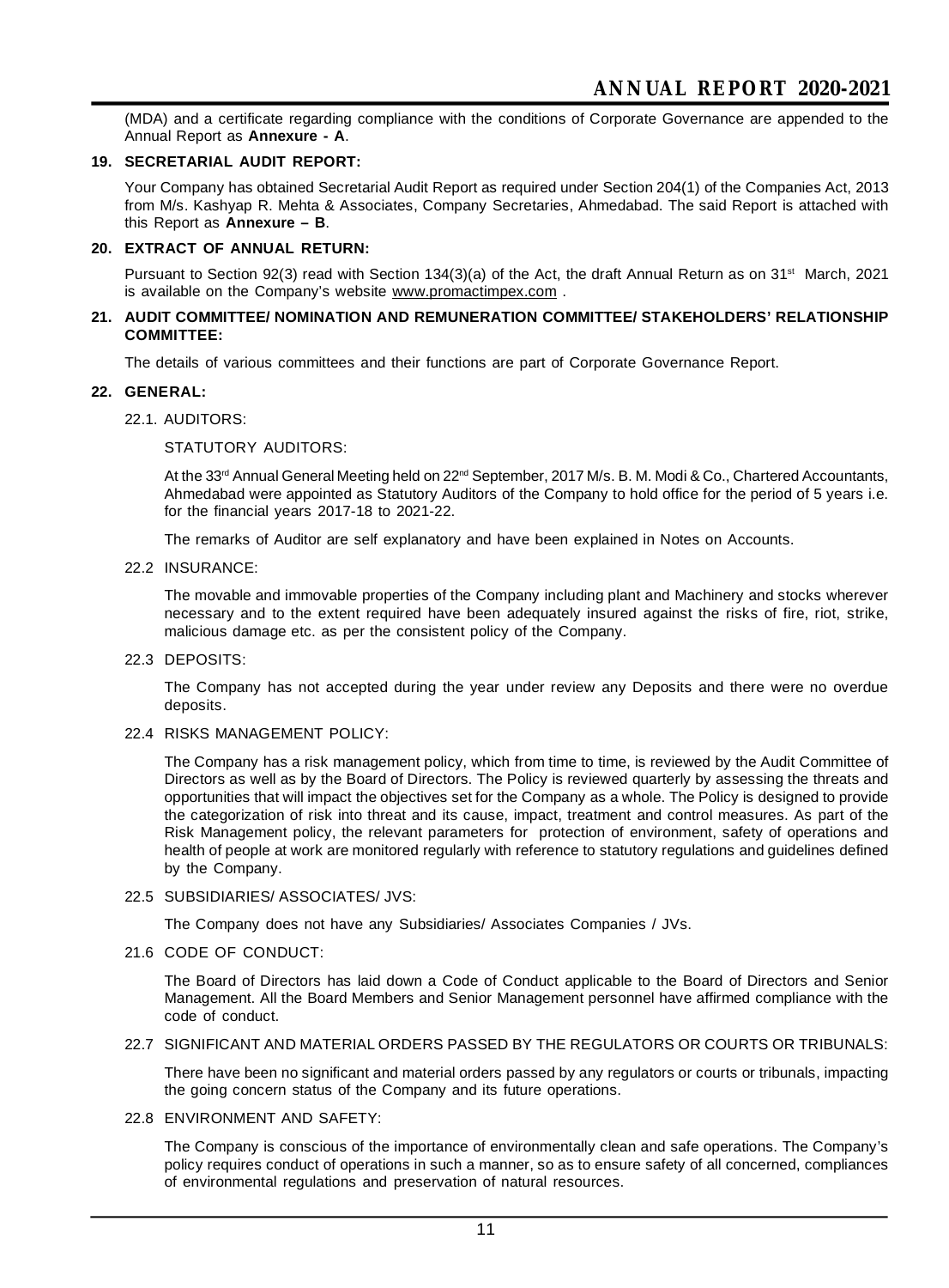(MDA) and a certificate regarding compliance with the conditions of Corporate Governance are appended to the Annual Report as **Annexure - A**.

## 19. SECRETARIAL AUDIT REPORT:

Your Company has obtained Secretarial Audit Report as required under Section 204(1) of the Companies Act, 2013 from M/s. Kashyap R. Mehta & Associates, Company Secretaries, Ahmedabad. The said Report is attached with this Report as **Annexure – B**.

## 20. EXTRACT OF ANNUAL RETURN:

Pursuant to Section 92(3) read with Section 134(3)(a) of the Act, the draft Annual Return as on 31st March, 2021 is available on the Company's website www.promactimpex.com .

## 21. AUDIT COMMITTEE/ NOMINATION AND REMUNERATION COMMITTEE/ STAKEHOLDERS' RELATIONSHIP COMMITTEE:

The details of various committees and their functions are part of Corporate Governance Report.

## 22. GENERAL:

### 22.1. AUDITORS:

STATUTORY AUDITORS:

At the 33rd Annual General Meeting held on 22nd September, 2017 M/s. B. M. Modi & Co., Chartered Accountants, Ahmedabad were appointed as Statutory Auditors of the Company to hold office for the period of 5 years i.e. for the financial years 2017-18 to 2021-22.

The remarks of Auditor are self explanatory and have been explained in Notes on Accounts.

### 22.2 INSURANCE:

The movable and immovable properties of the Company including plant and Machinery and stocks wherever necessary and to the extent required have been adequately insured against the risks of fire, riot, strike, malicious damage etc. as per the consistent policy of the Company.

### 22.3 DEPOSITS:

The Company has not accepted during the year under review any Deposits and there were no overdue deposits.

### 22.4 RISKS MANAGEMENT POLICY:

The Company has a risk management policy, which from time to time, is reviewed by the Audit Committee of Directors as well as by the Board of Directors. The Policy is reviewed quarterly by assessing the threats and opportunities that will impact the objectives set for the Company as a whole. The Policy is designed to provide the categorization of risk into threat and its cause, impact, treatment and control measures. As part of the Risk Management policy, the relevant parameters for protection of environment, safety of operations and health of people at work are monitored regularly with reference to statutory regulations and guidelines defined by the Company.

### 22.5 SUBSIDIARIES/ ASSOCIATES/ JVS:

The Company does not have any Subsidiaries/ Associates Companies / JVs.

### 21.6 CODE OF CONDUCT:

The Board of Directors has laid down a Code of Conduct applicable to the Board of Directors and Senior Management. All the Board Members and Senior Management personnel have affirmed compliance with the code of conduct.

### 22.7 SIGNIFICANT AND MATERIAL ORDERS PASSED BY THE REGULATORS OR COURTS OR TRIBUNALS:

There have been no significant and material orders passed by any regulators or courts or tribunals, impacting the going concern status of the Company and its future operations.

### 22.8 ENVIRONMENT AND SAFETY:

The Company is conscious of the importance of environmentally clean and safe operations. The Company's policy requires conduct of operations in such a manner, so as to ensure safety of all concerned, compliances of environmental regulations and preservation of natural resources.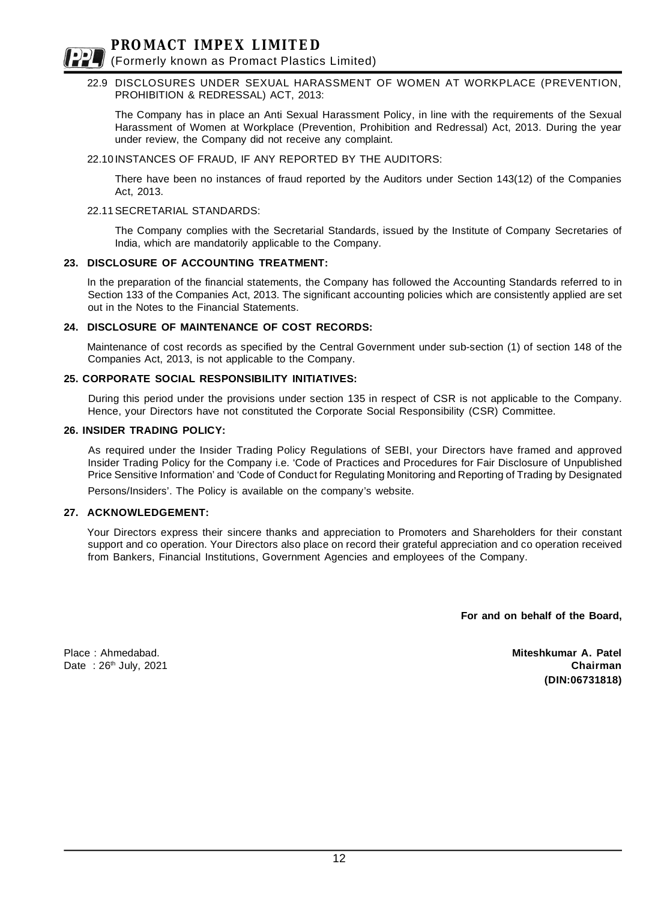22.9 DISCLOSURES UNDER SEXUAL HARASSMENT OF WOMEN AT WORKPLACE (PREVENTION, PROHIBITION & REDRESSAL) ACT, 2013:

The Company has in place an Anti Sexual Harassment Policy, in line with the requirements of the Sexual Harassment of Women at Workplace (Prevention, Prohibition and Redressal) Act, 2013. During the year under review, the Company did not receive any complaint.

22.10 INSTANCES OF FRAUD, IF ANY REPORTED BY THE AUDITORS:

There have been no instances of fraud reported by the Auditors under Section 143(12) of the Companies Act, 2013.

22.11 SECRETARIAL STANDARDS:

The Company complies with the Secretarial Standards, issued by the Institute of Company Secretaries of India, which are mandatorily applicable to the Company.

**23. DISCLOSURE OF ACCOUNTING TREATMENT:**

In the preparation of the financial statements, the Company has followed the Accounting Standards referred to in Section 133 of the Companies Act, 2013. The significant accounting policies which are consistently applied are set out in the Notes to the Financial Statements.

**24. DISCLOSURE OF MAINTENANCE OF COST RECORDS:**

Maintenance of cost records as specified by the Central Government under sub-section (1) of section 148 of the Companies Act, 2013, is not applicable to the Company.

**25. CORPORATE SOCIAL RESPONSIBILITY INITIATIVES:**

During this period under the provisions under section 135 in respect of CSR is not applicable to the Company. Hence, your Directors have not constituted the Corporate Social Responsibility (CSR) Committee.

**26. INSIDER TRADING POLICY:**

As required under the Insider Trading Policy Regulations of SEBI, your Directors have framed and approved Insider Trading Policy for the Company i.e. 'Code of Practices and Procedures for Fair Disclosure of Unpublished Price Sensitive Information' and 'Code of Conduct for Regulating Monitoring and Reporting of Trading by Designated Persons/Insiders'. The Policy is available on the company's website.

**27. ACKNOWLEDGEMENT:**

Your Directors express their sincere thanks and appreciation to Promoters and Shareholders for their constant support and co operation. Your Directors also place on record their grateful appreciation and co operation received from Bankers, Financial Institutions, Government Agencies and employees of the Company.

**For and on behalf of the Board,**

Place : Ahmedabad.
Date : 26th July, 2021

**Miteshkumar A. Patel**
**Chairman**
**(DIN:06731818)**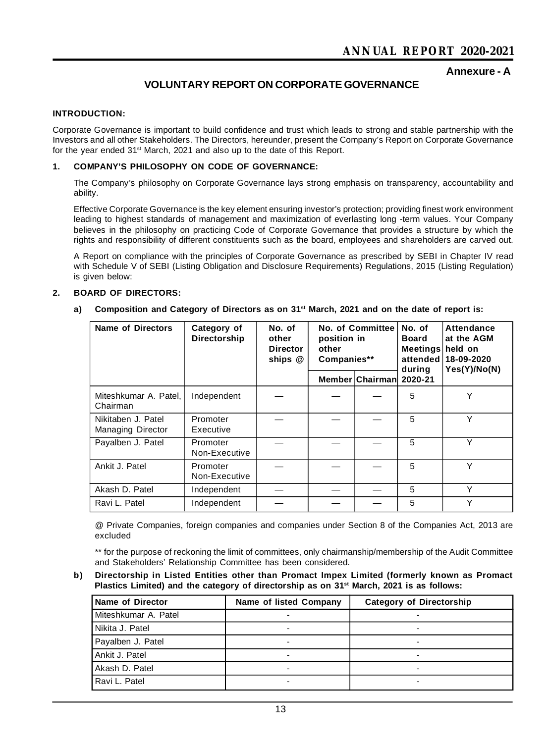## Annexure - A

# VOLUNTARY REPORT ON CORPORATE GOVERNANCE

### INTRODUCTION:

Corporate Governance is important to build confidence and trust which leads to strong and stable partnership with the Investors and all other Stakeholders. The Directors, hereunder, present the Company's Report on Corporate Governance for the year ended 31st March, 2021 and also up to the date of this Report.

### 1. COMPANY'S PHILOSOPHY ON CODE OF GOVERNANCE:

The Company's philosophy on Corporate Governance lays strong emphasis on transparency, accountability and ability.

Effective Corporate Governance is the key element ensuring investor's protection; providing finest work environment leading to highest standards of management and maximization of everlasting long -term values. Your Company believes in the philosophy on practicing Code of Corporate Governance that provides a structure by which the rights and responsibility of different constituents such as the board, employees and shareholders are carved out.

A Report on compliance with the principles of Corporate Governance as prescribed by SEBI in Chapter IV read with Schedule V of SEBI (Listing Obligation and Disclosure Requirements) Regulations, 2015 (Listing Regulation) is given below:

### 2. BOARD OF DIRECTORS:

**a) Composition and Category of Directors as on 31st March, 2021 and on the date of report is:**

| Name of Directors | Category of Directorship | No. of other Director ships @ | No. of Committee position in other Companies** | | No. of Board Meetings attended during 2020-21 | Attendance at the AGM held on 18-09-2020 Yes(Y)/No(N) |
|---|---|---|---|---|---|---|
| | | | Member | Chairman | | |
| Miteshkumar A. Patel, Chairman | Independent | — | — | — | 5 | Y |
| Nikitaben J. Patel Managing Director | Promoter Executive | — | — | — | 5 | Y |
| Payalben J. Patel | Promoter Non-Executive | — | — | — | 5 | Y |
| Ankit J. Patel | Promoter Non-Executive | — | — | — | 5 | Y |
| Akash D. Patel | Independent | — | — | — | 5 | Y |
| Ravi L. Patel | Independent | — | — | — | 5 | Y |

@ Private Companies, foreign companies and companies under Section 8 of the Companies Act, 2013 are excluded

** for the purpose of reckoning the limit of committees, only chairmanship/membership of the Audit Committee and Stakeholders' Relationship Committee has been considered.

**b) Directorship in Listed Entities other than Promact Impex Limited (formerly known as Promact Plastics Limited) and the category of directorship as on 31st March, 2021 is as follows:**

| Name of Director | Name of listed Company | Category of Directorship |
|---|---|---|
| Miteshkumar A. Patel | - | - |
| Nikita J. Patel | - | - |
| Payalben J. Patel | - | - |
| Ankit J. Patel | - | - |
| Akash D. Patel | - | - |
| Ravi L. Patel | - | - |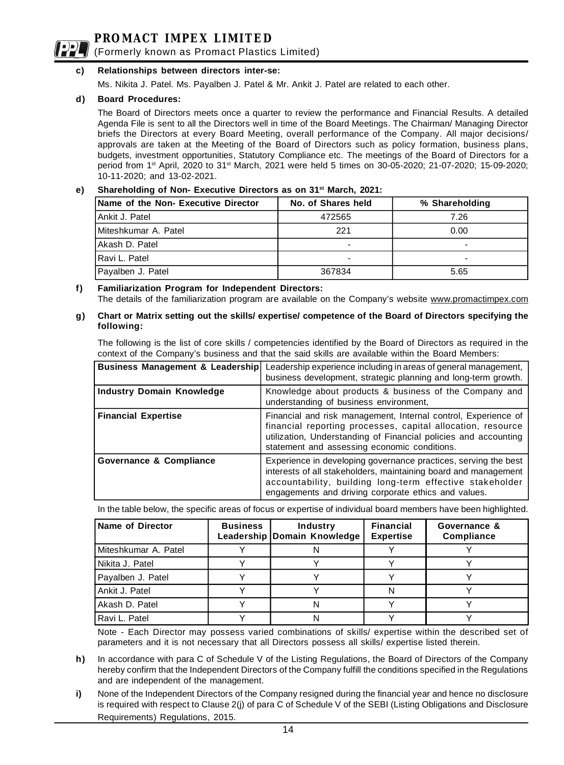**c) Relationships between directors inter-se:**

Ms. Nikita J. Patel. Ms. Payalben J. Patel & Mr. Ankit J. Patel are related to each other.

**d) Board Procedures:**

The Board of Directors meets once a quarter to review the performance and Financial Results. A detailed Agenda File is sent to all the Directors well in time of the Board Meetings. The Chairman/ Managing Director briefs the Directors at every Board Meeting, overall performance of the Company. All major decisions/ approvals are taken at the Meeting of the Board of Directors such as policy formation, business plans, budgets, investment opportunities, Statutory Compliance etc. The meetings of the Board of Directors for a period from 1st April, 2020 to 31st March, 2021 were held 5 times on 30-05-2020; 21-07-2020; 15-09-2020; 10-11-2020; and 13-02-2021.

**e) Shareholding of Non- Executive Directors as on 31st March, 2021:**

| Name of the Non- Executive Director | No. of Shares held | % Shareholding |
|---|---|---|
| Ankit J. Patel | 472565 | 7.26 |
| Miteshkumar A. Patel | 221 | 0.00 |
| Akash D. Patel | - | - |
| Ravi L. Patel | - | - |
| Payalben J. Patel | 367834 | 5.65 |

**f) Familiarization Program for Independent Directors:**

The details of the familiarization program are available on the Company's website www.promactimpex.com

**g) Chart or Matrix setting out the skills/ expertise/ competence of the Board of Directors specifying the following:**

The following is the list of core skills / competencies identified by the Board of Directors as required in the context of the Company's business and that the said skills are available within the Board Members:

| | |
|---|---|
| **Business Management & Leadership** | Leadership experience including in areas of general management, business development, strategic planning and long-term growth. |
| **Industry Domain Knowledge** | Knowledge about products & business of the Company and understanding of business environment, |
| **Financial Expertise** | Financial and risk management, Internal control, Experience of financial reporting processes, capital allocation, resource utilization, Understanding of Financial policies and accounting statement and assessing economic conditions. |
| **Governance & Compliance** | Experience in developing governance practices, serving the best interests of all stakeholders, maintaining board and management accountability, building long-term effective stakeholder engagements and driving corporate ethics and values. |

In the table below, the specific areas of focus or expertise of individual board members have been highlighted.

| Name of Director | Business Leadership | Industry Domain Knowledge | Financial Expertise | Governance & Compliance |
|---|---|---|---|---|
| Miteshkumar A. Patel | Y | N | Y | Y |
| Nikita J. Patel | Y | Y | Y | Y |
| Payalben J. Patel | Y | Y | Y | Y |
| Ankit J. Patel | Y | Y | N | Y |
| Akash D. Patel | Y | N | Y | Y |
| Ravi L. Patel | Y | N | Y | Y |

Note - Each Director may possess varied combinations of skills/ expertise within the described set of parameters and it is not necessary that all Directors possess all skills/ expertise listed therein.

**h)** In accordance with para C of Schedule V of the Listing Regulations, the Board of Directors of the Company hereby confirm that the Independent Directors of the Company fulfill the conditions specified in the Regulations and are independent of the management.

**i)** None of the Independent Directors of the Company resigned during the financial year and hence no disclosure is required with respect to Clause 2(j) of para C of Schedule V of the SEBI (Listing Obligations and Disclosure Requirements) Regulations, 2015.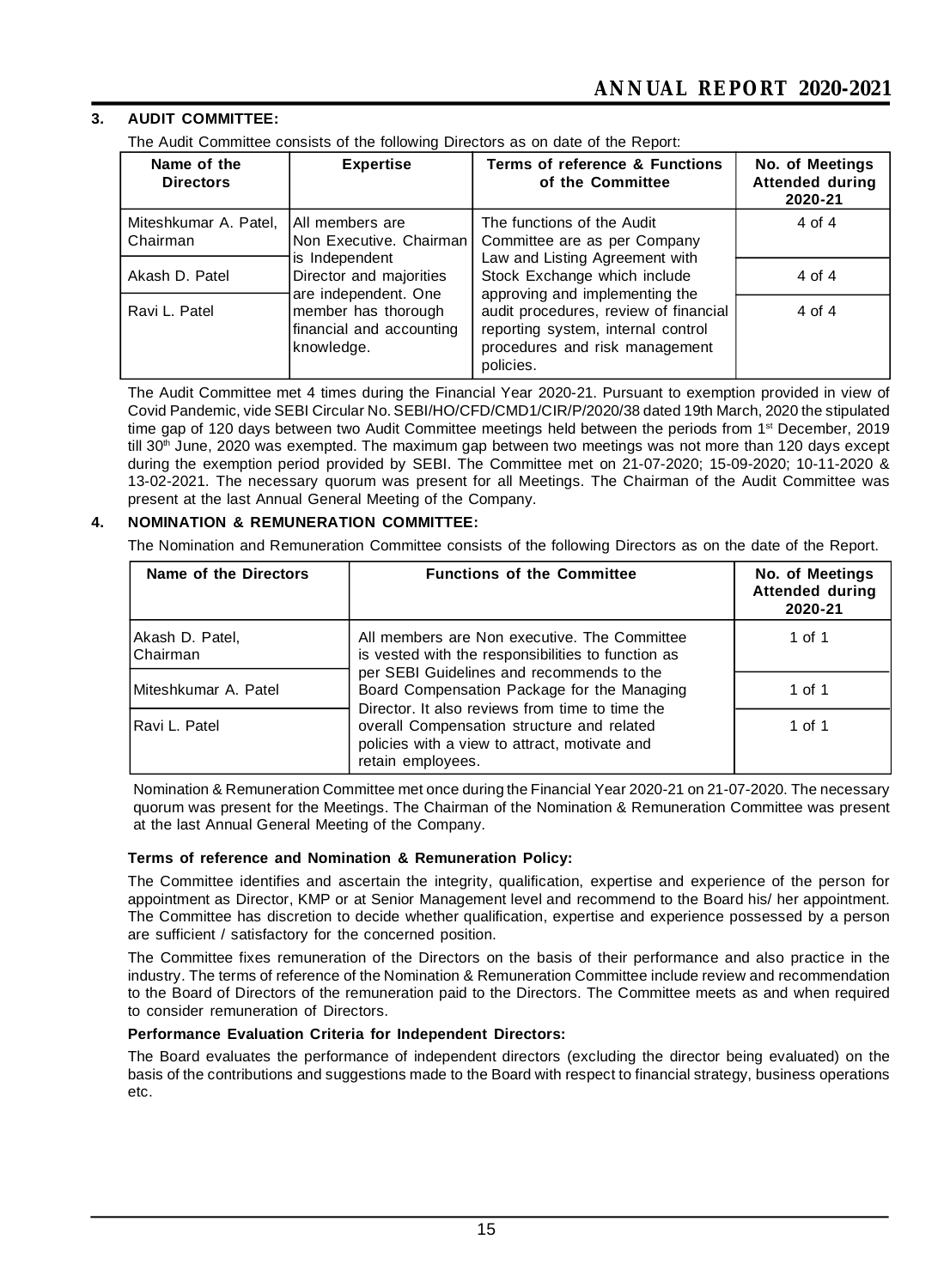## 3. AUDIT COMMITTEE:

The Audit Committee consists of the following Directors as on date of the Report:

| Name of the Directors | Expertise | Terms of reference & Functions of the Committee | No. of Meetings Attended during 2020-21 |
|---|---|---|---|
| Miteshkumar A. Patel, Chairman | All members are Non Executive. Chairman is Independent Director and majorities are independent. One member has thorough financial and accounting knowledge. | The functions of the Audit Committee are as per Company Law and Listing Agreement with Stock Exchange which include approving and implementing the audit procedures, review of financial reporting system, internal control procedures and risk management policies. | 4 of 4 |
| Akash D. Patel | | | 4 of 4 |
| Ravi L. Patel | | | 4 of 4 |

The Audit Committee met 4 times during the Financial Year 2020-21. Pursuant to exemption provided in view of Covid Pandemic, vide SEBI Circular No. SEBI/HO/CFD/CMD1/CIR/P/2020/38 dated 19th March, 2020 the stipulated time gap of 120 days between two Audit Committee meetings held between the periods from 1st December, 2019 till 30th June, 2020 was exempted. The maximum gap between two meetings was not more than 120 days except during the exemption period provided by SEBI. The Committee met on 21-07-2020; 15-09-2020; 10-11-2020 & 13-02-2021. The necessary quorum was present for all Meetings. The Chairman of the Audit Committee was present at the last Annual General Meeting of the Company.

## 4. NOMINATION & REMUNERATION COMMITTEE:

The Nomination and Remuneration Committee consists of the following Directors as on the date of the Report.

| Name of the Directors | Functions of the Committee | No. of Meetings Attended during 2020-21 |
|---|---|---|
| Akash D. Patel, Chairman | All members are Non executive. The Committee is vested with the responsibilities to function as per SEBI Guidelines and recommends to the Board Compensation Package for the Managing Director. It also reviews from time to time the overall Compensation structure and related policies with a view to attract, motivate and retain employees. | 1 of 1 |
| Miteshkumar A. Patel | | 1 of 1 |
| Ravi L. Patel | | 1 of 1 |

Nomination & Remuneration Committee met once during the Financial Year 2020-21 on 21-07-2020. The necessary quorum was present for the Meetings. The Chairman of the Nomination & Remuneration Committee was present at the last Annual General Meeting of the Company.

**Terms of reference and Nomination & Remuneration Policy:**

The Committee identifies and ascertain the integrity, qualification, expertise and experience of the person for appointment as Director, KMP or at Senior Management level and recommend to the Board his/ her appointment. The Committee has discretion to decide whether qualification, expertise and experience possessed by a person are sufficient / satisfactory for the concerned position.

The Committee fixes remuneration of the Directors on the basis of their performance and also practice in the industry. The terms of reference of the Nomination & Remuneration Committee include review and recommendation to the Board of Directors of the remuneration paid to the Directors. The Committee meets as and when required to consider remuneration of Directors.

**Performance Evaluation Criteria for Independent Directors:**

The Board evaluates the performance of independent directors (excluding the director being evaluated) on the basis of the contributions and suggestions made to the Board with respect to financial strategy, business operations etc.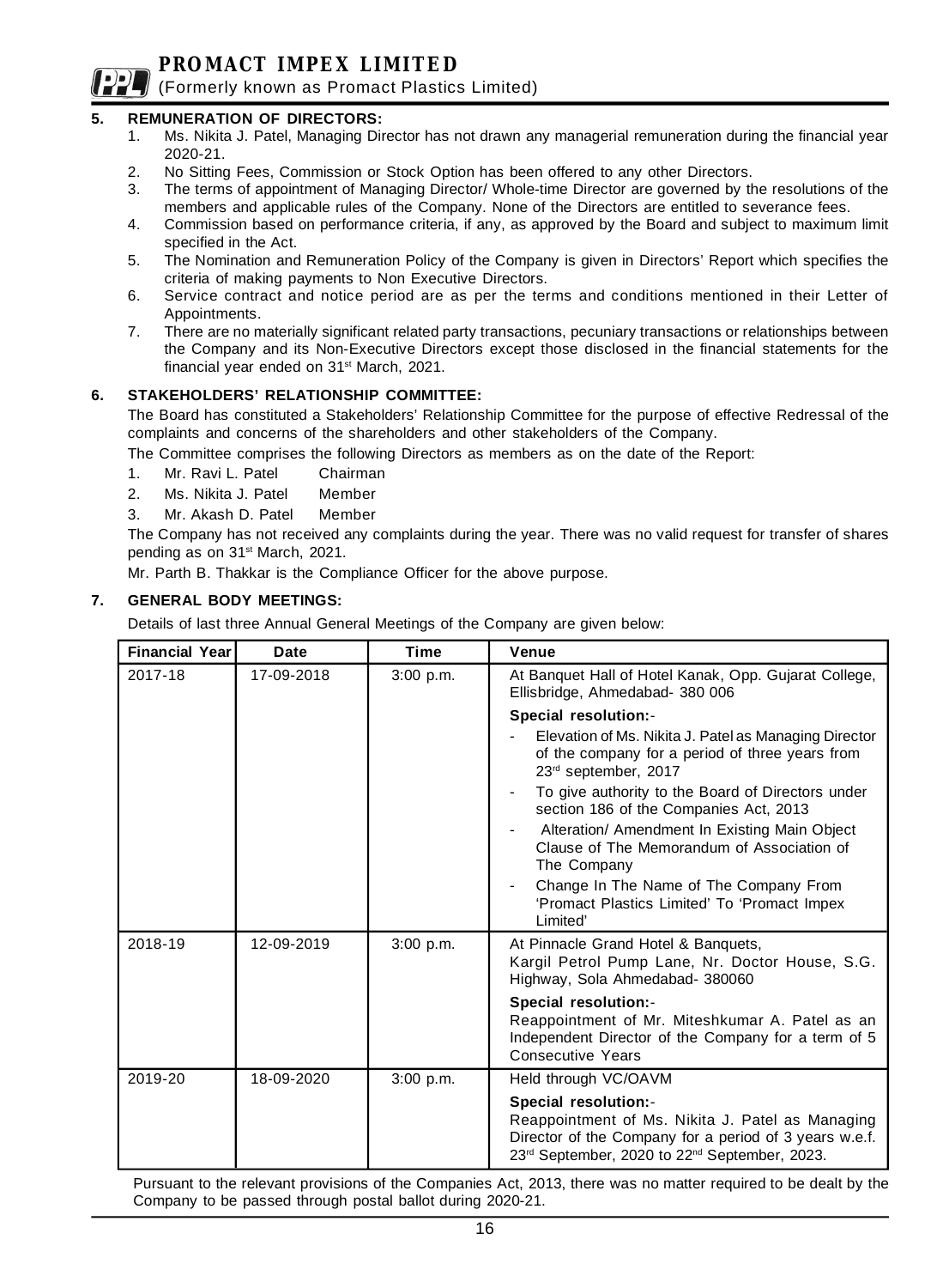## 5. REMUNERATION OF DIRECTORS:

1. Ms. Nikita J. Patel, Managing Director has not drawn any managerial remuneration during the financial year 2020-21.
2. No Sitting Fees, Commission or Stock Option has been offered to any other Directors.
3. The terms of appointment of Managing Director/ Whole-time Director are governed by the resolutions of the members and applicable rules of the Company. None of the Directors are entitled to severance fees.
4. Commission based on performance criteria, if any, as approved by the Board and subject to maximum limit specified in the Act.
5. The Nomination and Remuneration Policy of the Company is given in Directors' Report which specifies the criteria of making payments to Non Executive Directors.
6. Service contract and notice period are as per the terms and conditions mentioned in their Letter of Appointments.
7. There are no materially significant related party transactions, pecuniary transactions or relationships between the Company and its Non-Executive Directors except those disclosed in the financial statements for the financial year ended on 31st March, 2021.

## 6. STAKEHOLDERS' RELATIONSHIP COMMITTEE:

The Board has constituted a Stakeholders' Relationship Committee for the purpose of effective Redressal of the complaints and concerns of the shareholders and other stakeholders of the Company.

The Committee comprises the following Directors as members as on the date of the Report:

1. Mr. Ravi L. Patel Chairman
2. Ms. Nikita J. Patel Member
3. Mr. Akash D. Patel Member

The Company has not received any complaints during the year. There was no valid request for transfer of shares pending as on 31st March, 2021.

Mr. Parth B. Thakkar is the Compliance Officer for the above purpose.

## 7. GENERAL BODY MEETINGS:

Details of last three Annual General Meetings of the Company are given below:

| Financial Year | Date | Time | Venue |
|---|---|---|---|
| 2017-18 | 17-09-2018 | 3:00 p.m. | At Banquet Hall of Hotel Kanak, Opp. Gujarat College, Ellisbridge, Ahmedabad- 380 006<br>**Special resolution:-**<br>- Elevation of Ms. Nikita J. Patel as Managing Director of the company for a period of three years from 23rd september, 2017<br>- To give authority to the Board of Directors under section 186 of the Companies Act, 2013<br>- Alteration/ Amendment In Existing Main Object Clause of The Memorandum of Association of The Company<br>- Change In The Name of The Company From 'Promact Plastics Limited' To 'Promact Impex Limited' |
| 2018-19 | 12-09-2019 | 3:00 p.m. | At Pinnacle Grand Hotel & Banquets, Kargil Petrol Pump Lane, Nr. Doctor House, S.G. Highway, Sola Ahmedabad- 380060<br>**Special resolution:-**<br>Reappointment of Mr. Miteshkumar A. Patel as an Independent Director of the Company for a term of 5 Consecutive Years |
| 2019-20 | 18-09-2020 | 3:00 p.m. | Held through VC/OAVM<br>**Special resolution:-**<br>Reappointment of Ms. Nikita J. Patel as Managing Director of the Company for a period of 3 years w.e.f. 23rd September, 2020 to 22nd September, 2023. |

Pursuant to the relevant provisions of the Companies Act, 2013, there was no matter required to be dealt by the Company to be passed through postal ballot during 2020-21.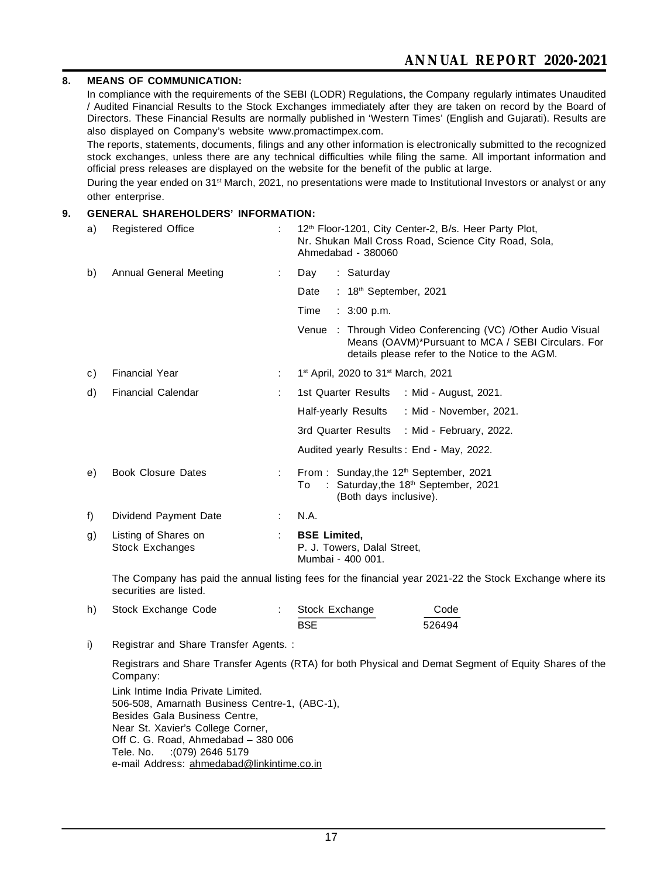## 8. MEANS OF COMMUNICATION:

In compliance with the requirements of the SEBI (LODR) Regulations, the Company regularly intimates Unaudited / Audited Financial Results to the Stock Exchanges immediately after they are taken on record by the Board of Directors. These Financial Results are normally published in 'Western Times' (English and Gujarati). Results are also displayed on Company's website www.promactimpex.com.

The reports, statements, documents, filings and any other information is electronically submitted to the recognized stock exchanges, unless there are any technical difficulties while filing the same. All important information and official press releases are displayed on the website for the benefit of the public at large.

During the year ended on 31st March, 2021, no presentations were made to Institutional Investors or analyst or any other enterprise.

## 9. GENERAL SHAREHOLDERS' INFORMATION:

a) Registered Office : 12th Floor-1201, City Center-2, B/s. Heer Party Plot, Nr. Shukan Mall Cross Road, Science City Road, Sola, Ahmedabad - 380060

b) Annual General Meeting :
- Day : Saturday
- Date : 18th September, 2021
- Time : 3:00 p.m.
- Venue : Through Video Conferencing (VC) /Other Audio Visual Means (OAVM)*Pursuant to MCA / SEBI Circulars. For details please refer to the Notice to the AGM.

c) Financial Year : 1st April, 2020 to 31st March, 2021

d) Financial Calendar :
- 1st Quarter Results : Mid - August, 2021.
- Half-yearly Results : Mid - November, 2021.
- 3rd Quarter Results : Mid - February, 2022.
- Audited yearly Results : End - May, 2022.

e) Book Closure Dates :
From : Sunday,the 12th September, 2021
To : Saturday,the 18th September, 2021
(Both days inclusive).

f) Dividend Payment Date : N.A.

g) Listing of Shares on Stock Exchanges : **BSE Limited,** P. J. Towers, Dalal Street, Mumbai - 400 001.

The Company has paid the annual listing fees for the financial year 2021-22 the Stock Exchange where its securities are listed.

h) Stock Exchange Code :

| Stock Exchange | Code |
|---|---|
| BSE | 526494 |

i) Registrar and Share Transfer Agents. :

Registrars and Share Transfer Agents (RTA) for both Physical and Demat Segment of Equity Shares of the Company:

Link Intime India Private Limited.
506-508, Amarnath Business Centre-1, (ABC-1),
Besides Gala Business Centre,
Near St. Xavier's College Corner,
Off C. G. Road, Ahmedabad – 380 006
Tele. No. :(079) 2646 5179
e-mail Address: ahmedabad@linkintime.co.in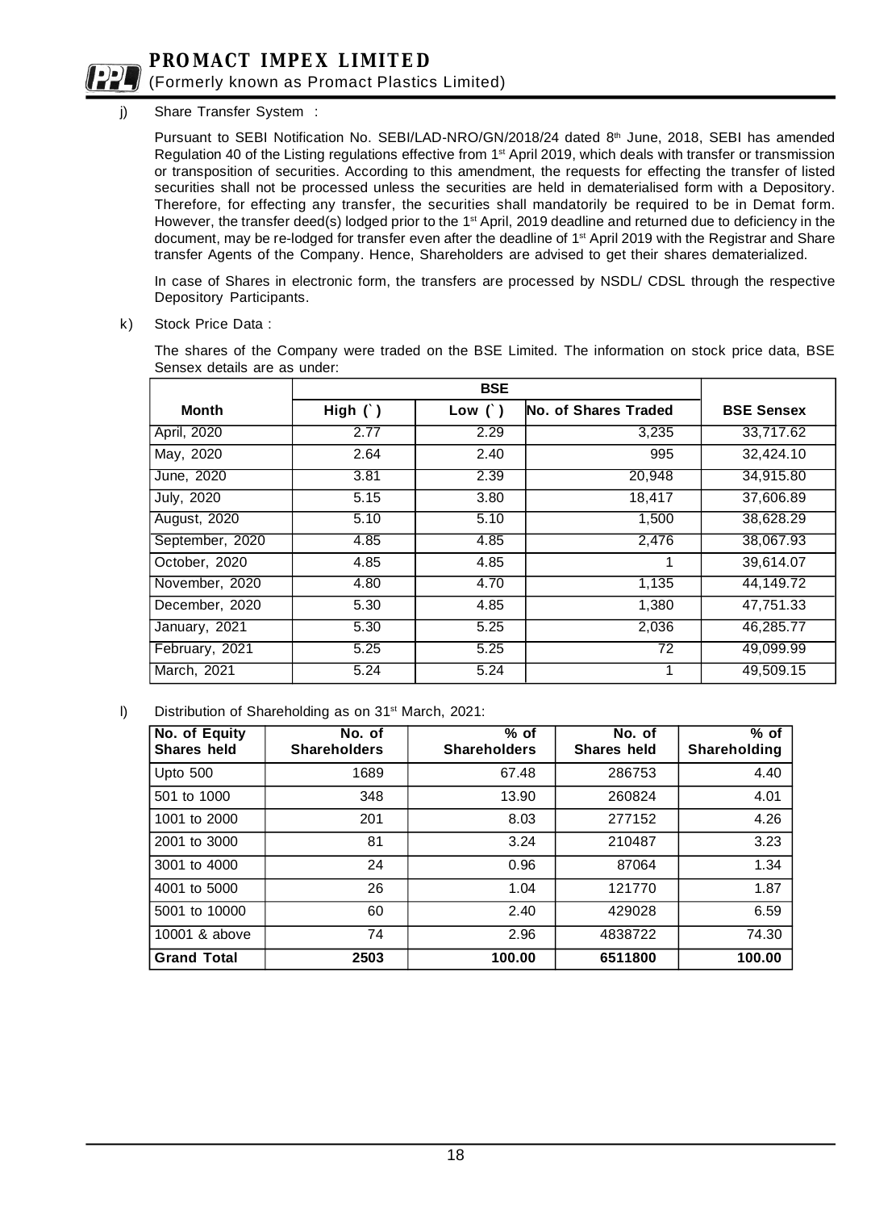j) Share Transfer System :

Pursuant to SEBI Notification No. SEBI/LAD-NRO/GN/2018/24 dated 8th June, 2018, SEBI has amended Regulation 40 of the Listing regulations effective from 1st April 2019, which deals with transfer or transmission or transposition of securities. According to this amendment, the requests for effecting the transfer of listed securities shall not be processed unless the securities are held in dematerialised form with a Depository. Therefore, for effecting any transfer, the securities shall mandatorily be required to be in Demat form. However, the transfer deed(s) lodged prior to the 1st April, 2019 deadline and returned due to deficiency in the document, may be re-lodged for transfer even after the deadline of 1st April 2019 with the Registrar and Share transfer Agents of the Company. Hence, Shareholders are advised to get their shares dematerialized.

In case of Shares in electronic form, the transfers are processed by NSDL/ CDSL through the respective Depository Participants.

k) Stock Price Data :

The shares of the Company were traded on the BSE Limited. The information on stock price data, BSE Sensex details are as under:

| | BSE | | | |
|---|---|---|---|---|
| **Month** | **High (`)** | **Low (`)** | **No. of Shares Traded** | **BSE Sensex** |
| April, 2020 | 2.77 | 2.29 | 3,235 | 33,717.62 |
| May, 2020 | 2.64 | 2.40 | 995 | 32,424.10 |
| June, 2020 | 3.81 | 2.39 | 20,948 | 34,915.80 |
| July, 2020 | 5.15 | 3.80 | 18,417 | 37,606.89 |
| August, 2020 | 5.10 | 5.10 | 1,500 | 38,628.29 |
| September, 2020 | 4.85 | 4.85 | 2,476 | 38,067.93 |
| October, 2020 | 4.85 | 4.85 | 1 | 39,614.07 |
| November, 2020 | 4.80 | 4.70 | 1,135 | 44,149.72 |
| December, 2020 | 5.30 | 4.85 | 1,380 | 47,751.33 |
| January, 2021 | 5.30 | 5.25 | 2,036 | 46,285.77 |
| February, 2021 | 5.25 | 5.25 | 72 | 49,099.99 |
| March, 2021 | 5.24 | 5.24 | 1 | 49,509.15 |

l) Distribution of Shareholding as on 31st March, 2021:

| No. of Equity Shares held | No. of Shareholders | % of Shareholders | No. of Shares held | % of Shareholding |
|---|---|---|---|---|
| Upto 500 | 1689 | 67.48 | 286753 | 4.40 |
| 501 to 1000 | 348 | 13.90 | 260824 | 4.01 |
| 1001 to 2000 | 201 | 8.03 | 277152 | 4.26 |
| 2001 to 3000 | 81 | 3.24 | 210487 | 3.23 |
| 3001 to 4000 | 24 | 0.96 | 87064 | 1.34 |
| 4001 to 5000 | 26 | 1.04 | 121770 | 1.87 |
| 5001 to 10000 | 60 | 2.40 | 429028 | 6.59 |
| 10001 & above | 74 | 2.96 | 4838722 | 74.30 |
| **Grand Total** | **2503** | **100.00** | **6511800** | **100.00** |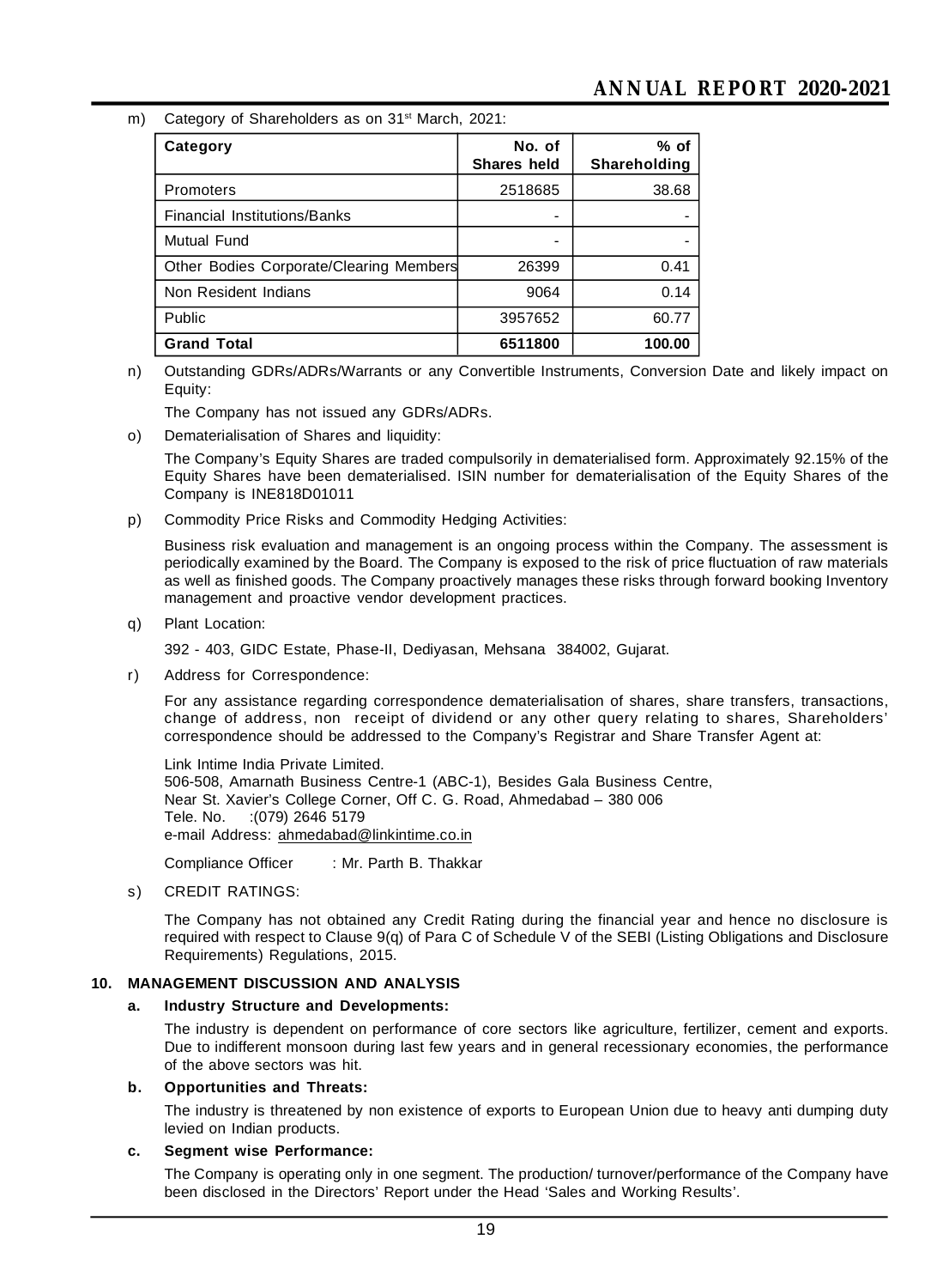m) Category of Shareholders as on 31st March, 2021:

| Category | No. of Shares held | % of Shareholding |
|---|---|---|
| Promoters | 2518685 | 38.68 |
| Financial Institutions/Banks | - | - |
| Mutual Fund | - | - |
| Other Bodies Corporate/Clearing Members | 26399 | 0.41 |
| Non Resident Indians | 9064 | 0.14 |
| Public | 3957652 | 60.77 |
| **Grand Total** | **6511800** | **100.00** |

n) Outstanding GDRs/ADRs/Warrants or any Convertible Instruments, Conversion Date and likely impact on Equity:

The Company has not issued any GDRs/ADRs.

o) Dematerialisation of Shares and liquidity:

The Company's Equity Shares are traded compulsorily in dematerialised form. Approximately 92.15% of the Equity Shares have been dematerialised. ISIN number for dematerialisation of the Equity Shares of the Company is INE818D01011

p) Commodity Price Risks and Commodity Hedging Activities:

Business risk evaluation and management is an ongoing process within the Company. The assessment is periodically examined by the Board. The Company is exposed to the risk of price fluctuation of raw materials as well as finished goods. The Company proactively manages these risks through forward booking Inventory management and proactive vendor development practices.

q) Plant Location:

392 - 403, GIDC Estate, Phase-II, Dediyasan, Mehsana 384002, Gujarat.

r) Address for Correspondence:

For any assistance regarding correspondence dematerialisation of shares, share transfers, transactions, change of address, non receipt of dividend or any other query relating to shares, Shareholders' correspondence should be addressed to the Company's Registrar and Share Transfer Agent at:

Link Intime India Private Limited.
506-508, Amarnath Business Centre-1 (ABC-1), Besides Gala Business Centre,
Near St. Xavier's College Corner, Off C. G. Road, Ahmedabad – 380 006
Tele. No. :(079) 2646 5179
e-mail Address: ahmedabad@linkintime.co.in

Compliance Officer : Mr. Parth B. Thakkar

s) CREDIT RATINGS:

The Company has not obtained any Credit Rating during the financial year and hence no disclosure is required with respect to Clause 9(q) of Para C of Schedule V of the SEBI (Listing Obligations and Disclosure Requirements) Regulations, 2015.

## 10. MANAGEMENT DISCUSSION AND ANALYSIS

### a. Industry Structure and Developments:

The industry is dependent on performance of core sectors like agriculture, fertilizer, cement and exports. Due to indifferent monsoon during last few years and in general recessionary economies, the performance of the above sectors was hit.

### b. Opportunities and Threats:

The industry is threatened by non existence of exports to European Union due to heavy anti dumping duty levied on Indian products.

### c. Segment wise Performance:

The Company is operating only in one segment. The production/ turnover/performance of the Company have been disclosed in the Directors' Report under the Head 'Sales and Working Results'.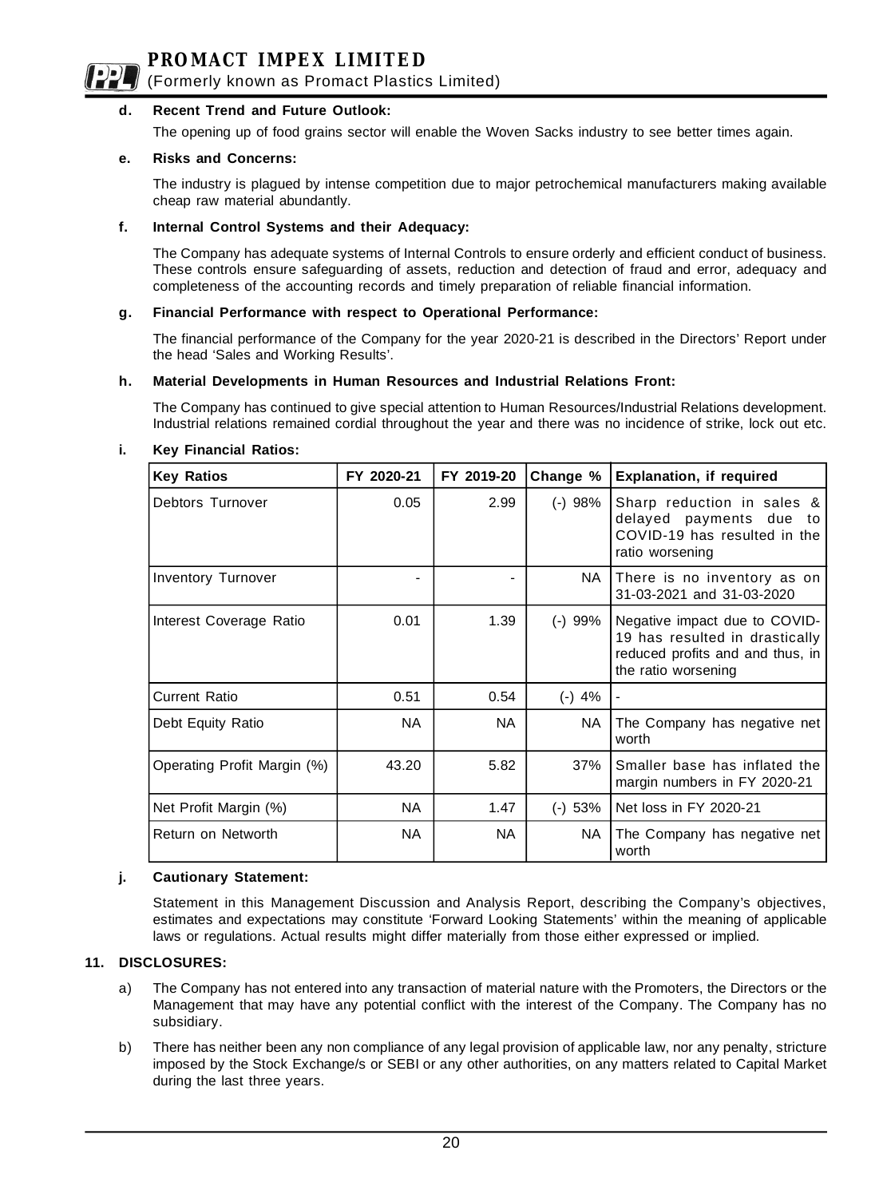**d. Recent Trend and Future Outlook:**

The opening up of food grains sector will enable the Woven Sacks industry to see better times again.

**e. Risks and Concerns:**

The industry is plagued by intense competition due to major petrochemical manufacturers making available cheap raw material abundantly.

**f. Internal Control Systems and their Adequacy:**

The Company has adequate systems of Internal Controls to ensure orderly and efficient conduct of business. These controls ensure safeguarding of assets, reduction and detection of fraud and error, adequacy and completeness of the accounting records and timely preparation of reliable financial information.

**g. Financial Performance with respect to Operational Performance:**

The financial performance of the Company for the year 2020-21 is described in the Directors' Report under the head 'Sales and Working Results'.

**h. Material Developments in Human Resources and Industrial Relations Front:**

The Company has continued to give special attention to Human Resources/Industrial Relations development. Industrial relations remained cordial throughout the year and there was no incidence of strike, lock out etc.

**i. Key Financial Ratios:**

| Key Ratios | FY 2020-21 | FY 2019-20 | Change % | Explanation, if required |
|---|---|---|---|---|
| Debtors Turnover | 0.05 | 2.99 | (-) 98% | Sharp reduction in sales & delayed payments due to COVID-19 has resulted in the ratio worsening |
| Inventory Turnover | - | - | NA | There is no inventory as on 31-03-2021 and 31-03-2020 |
| Interest Coverage Ratio | 0.01 | 1.39 | (-) 99% | Negative impact due to COVID-19 has resulted in drastically reduced profits and and thus, in the ratio worsening |
| Current Ratio | 0.51 | 0.54 | (-) 4% | - |
| Debt Equity Ratio | NA | NA | NA | The Company has negative net worth |
| Operating Profit Margin (%) | 43.20 | 5.82 | 37% | Smaller base has inflated the margin numbers in FY 2020-21 |
| Net Profit Margin (%) | NA | 1.47 | (-) 53% | Net loss in FY 2020-21 |
| Return on Networth | NA | NA | NA | The Company has negative net worth |

**j. Cautionary Statement:**

Statement in this Management Discussion and Analysis Report, describing the Company's objectives, estimates and expectations may constitute 'Forward Looking Statements' within the meaning of applicable laws or regulations. Actual results might differ materially from those either expressed or implied.

## 11. DISCLOSURES:

a) The Company has not entered into any transaction of material nature with the Promoters, the Directors or the Management that may have any potential conflict with the interest of the Company. The Company has no subsidiary.

b) There has neither been any non compliance of any legal provision of applicable law, nor any penalty, stricture imposed by the Stock Exchange/s or SEBI or any other authorities, on any matters related to Capital Market during the last three years.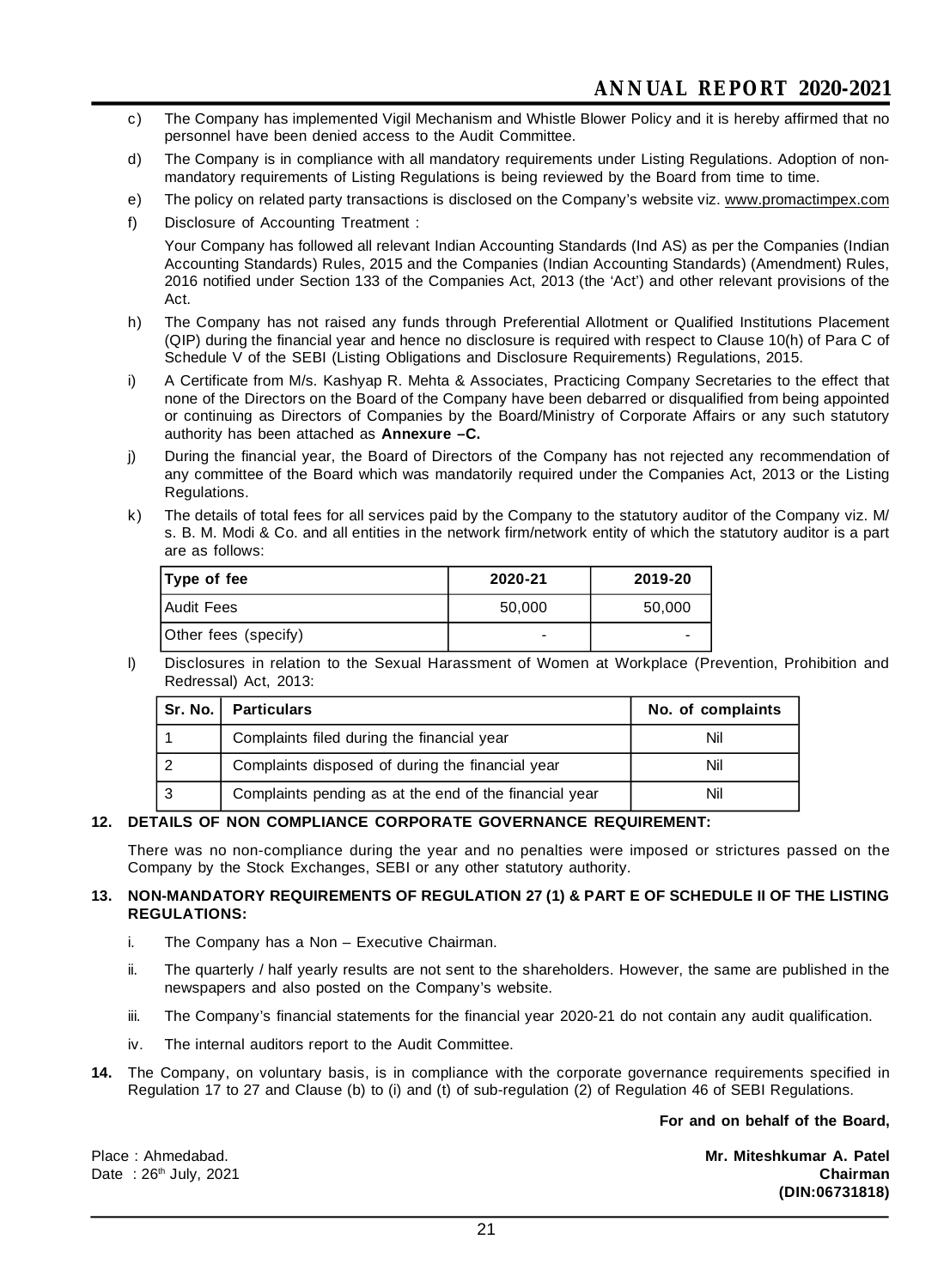c) The Company has implemented Vigil Mechanism and Whistle Blower Policy and it is hereby affirmed that no personnel have been denied access to the Audit Committee.

d) The Company is in compliance with all mandatory requirements under Listing Regulations. Adoption of non-mandatory requirements of Listing Regulations is being reviewed by the Board from time to time.

e) The policy on related party transactions is disclosed on the Company's website viz. www.promactimpex.com

f) Disclosure of Accounting Treatment :

Your Company has followed all relevant Indian Accounting Standards (Ind AS) as per the Companies (Indian Accounting Standards) Rules, 2015 and the Companies (Indian Accounting Standards) (Amendment) Rules, 2016 notified under Section 133 of the Companies Act, 2013 (the 'Act') and other relevant provisions of the Act.

h) The Company has not raised any funds through Preferential Allotment or Qualified Institutions Placement (QIP) during the financial year and hence no disclosure is required with respect to Clause 10(h) of Para C of Schedule V of the SEBI (Listing Obligations and Disclosure Requirements) Regulations, 2015.

i) A Certificate from M/s. Kashyap R. Mehta & Associates, Practicing Company Secretaries to the effect that none of the Directors on the Board of the Company have been debarred or disqualified from being appointed or continuing as Directors of Companies by the Board/Ministry of Corporate Affairs or any such statutory authority has been attached as **Annexure –C.**

j) During the financial year, the Board of Directors of the Company has not rejected any recommendation of any committee of the Board which was mandatorily required under the Companies Act, 2013 or the Listing Regulations.

k) The details of total fees for all services paid by the Company to the statutory auditor of the Company viz. M/s. B. M. Modi & Co. and all entities in the network firm/network entity of which the statutory auditor is a part are as follows:

| Type of fee | 2020-21 | 2019-20 |
|---|---|---|
| Audit Fees | 50,000 | 50,000 |
| Other fees (specify) | - | - |

l) Disclosures in relation to the Sexual Harassment of Women at Workplace (Prevention, Prohibition and Redressal) Act, 2013:

| Sr. No. | Particulars | No. of complaints |
|---|---|---|
| 1 | Complaints filed during the financial year | Nil |
| 2 | Complaints disposed of during the financial year | Nil |
| 3 | Complaints pending as at the end of the financial year | Nil |

## 12. DETAILS OF NON COMPLIANCE CORPORATE GOVERNANCE REQUIREMENT:

There was no non-compliance during the year and no penalties were imposed or strictures passed on the Company by the Stock Exchanges, SEBI or any other statutory authority.

## 13. NON-MANDATORY REQUIREMENTS OF REGULATION 27 (1) & PART E OF SCHEDULE II OF THE LISTING REGULATIONS:

i. The Company has a Non – Executive Chairman.

ii. The quarterly / half yearly results are not sent to the shareholders. However, the same are published in the newspapers and also posted on the Company's website.

iii. The Company's financial statements for the financial year 2020-21 do not contain any audit qualification.

iv. The internal auditors report to the Audit Committee.

**14.** The Company, on voluntary basis, is in compliance with the corporate governance requirements specified in Regulation 17 to 27 and Clause (b) to (i) and (t) of sub-regulation (2) of Regulation 46 of SEBI Regulations.

**For and on behalf of the Board,**

Place : Ahmedabad.
Date : 26th July, 2021

**Mr. Miteshkumar A. Patel**
**Chairman**
**(DIN:06731818)**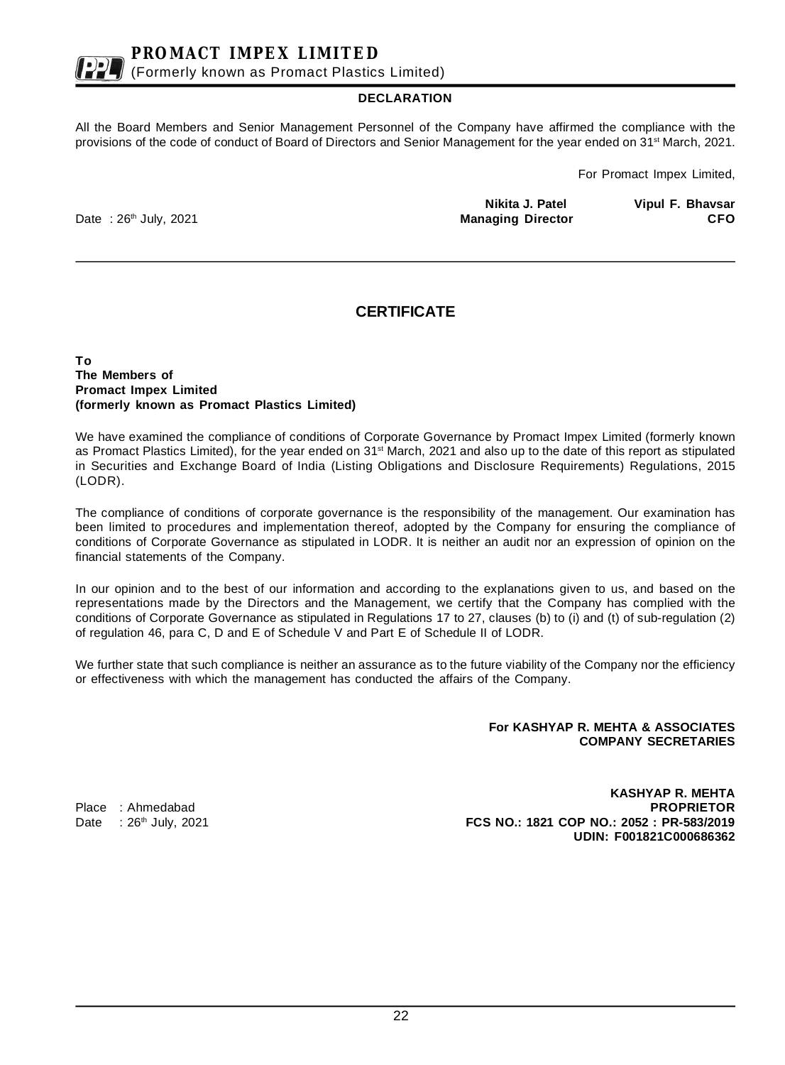**PROMACT IMPEX LIMITED**
(Formerly known as Promact Plastics Limited)

## DECLARATION

All the Board Members and Senior Management Personnel of the Company have affirmed the compliance with the provisions of the code of conduct of Board of Directors and Senior Management for the year ended on 31st March, 2021.

For Promact Impex Limited,

**Nikita J. Patel**
**Managing Director**

**Vipul F. Bhavsar**
**CFO**

Date : 26th July, 2021

---

## CERTIFICATE

**To**
**The Members of**
**Promact Impex Limited**
**(formerly known as Promact Plastics Limited)**

We have examined the compliance of conditions of Corporate Governance by Promact Impex Limited (formerly known as Promact Plastics Limited), for the year ended on 31st March, 2021 and also up to the date of this report as stipulated in Securities and Exchange Board of India (Listing Obligations and Disclosure Requirements) Regulations, 2015 (LODR).

The compliance of conditions of corporate governance is the responsibility of the management. Our examination has been limited to procedures and implementation thereof, adopted by the Company for ensuring the compliance of conditions of Corporate Governance as stipulated in LODR. It is neither an audit nor an expression of opinion on the financial statements of the Company.

In our opinion and to the best of our information and according to the explanations given to us, and based on the representations made by the Directors and the Management, we certify that the Company has complied with the conditions of Corporate Governance as stipulated in Regulations 17 to 27, clauses (b) to (i) and (t) of sub-regulation (2) of regulation 46, para C, D and E of Schedule V and Part E of Schedule II of LODR.

We further state that such compliance is neither an assurance as to the future viability of the Company nor the efficiency or effectiveness with which the management has conducted the affairs of the Company.

**For KASHYAP R. MEHTA & ASSOCIATES**
**COMPANY SECRETARIES**

**KASHYAP R. MEHTA**
**PROPRIETOR**
**FCS NO.: 1821 COP NO.: 2052 : PR-583/2019**
**UDIN: F001821C000686362**

Place : Ahmedabad
Date : 26th July, 2021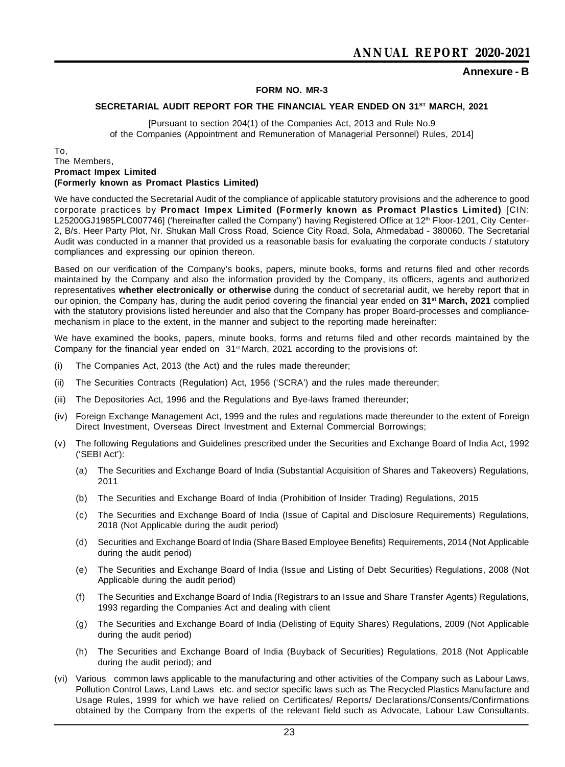## Annexure - B

### FORM NO. MR-3

### SECRETARIAL AUDIT REPORT FOR THE FINANCIAL YEAR ENDED ON 31ST MARCH, 2021

[Pursuant to section 204(1) of the Companies Act, 2013 and Rule No.9 of the Companies (Appointment and Remuneration of Managerial Personnel) Rules, 2014]

To,
The Members,
**Promact Impex Limited**
**(Formerly known as Promact Plastics Limited)**

We have conducted the Secretarial Audit of the compliance of applicable statutory provisions and the adherence to good corporate practices by **Promact Impex Limited (Formerly known as Promact Plastics Limited)** [CIN: L25200GJ1985PLC007746] ('hereinafter called the Company') having Registered Office at 12th Floor-1201, City Center-2, B/s. Heer Party Plot, Nr. Shukan Mall Cross Road, Science City Road, Sola, Ahmedabad - 380060. The Secretarial Audit was conducted in a manner that provided us a reasonable basis for evaluating the corporate conducts / statutory compliances and expressing our opinion thereon.

Based on our verification of the Company's books, papers, minute books, forms and returns filed and other records maintained by the Company and also the information provided by the Company, its officers, agents and authorized representatives **whether electronically or otherwise** during the conduct of secretarial audit, we hereby report that in our opinion, the Company has, during the audit period covering the financial year ended on **31st March, 2021** complied with the statutory provisions listed hereunder and also that the Company has proper Board-processes and compliance-mechanism in place to the extent, in the manner and subject to the reporting made hereinafter:

We have examined the books, papers, minute books, forms and returns filed and other records maintained by the Company for the financial year ended on 31st March, 2021 according to the provisions of:

(i) The Companies Act, 2013 (the Act) and the rules made thereunder;

(ii) The Securities Contracts (Regulation) Act, 1956 ('SCRA') and the rules made thereunder;

(iii) The Depositories Act, 1996 and the Regulations and Bye-laws framed thereunder;

(iv) Foreign Exchange Management Act, 1999 and the rules and regulations made thereunder to the extent of Foreign Direct Investment, Overseas Direct Investment and External Commercial Borrowings;

(v) The following Regulations and Guidelines prescribed under the Securities and Exchange Board of India Act, 1992 ('SEBI Act'):

   (a) The Securities and Exchange Board of India (Substantial Acquisition of Shares and Takeovers) Regulations, 2011

   (b) The Securities and Exchange Board of India (Prohibition of Insider Trading) Regulations, 2015

   (c) The Securities and Exchange Board of India (Issue of Capital and Disclosure Requirements) Regulations, 2018 (Not Applicable during the audit period)

   (d) Securities and Exchange Board of India (Share Based Employee Benefits) Requirements, 2014 (Not Applicable during the audit period)

   (e) The Securities and Exchange Board of India (Issue and Listing of Debt Securities) Regulations, 2008 (Not Applicable during the audit period)

   (f) The Securities and Exchange Board of India (Registrars to an Issue and Share Transfer Agents) Regulations, 1993 regarding the Companies Act and dealing with client

   (g) The Securities and Exchange Board of India (Delisting of Equity Shares) Regulations, 2009 (Not Applicable during the audit period)

   (h) The Securities and Exchange Board of India (Buyback of Securities) Regulations, 2018 (Not Applicable during the audit period); and

(vi) Various common laws applicable to the manufacturing and other activities of the Company such as Labour Laws, Pollution Control Laws, Land Laws etc. and sector specific laws such as The Recycled Plastics Manufacture and Usage Rules, 1999 for which we have relied on Certificates/ Reports/ Declarations/Consents/Confirmations obtained by the Company from the experts of the relevant field such as Advocate, Labour Law Consultants,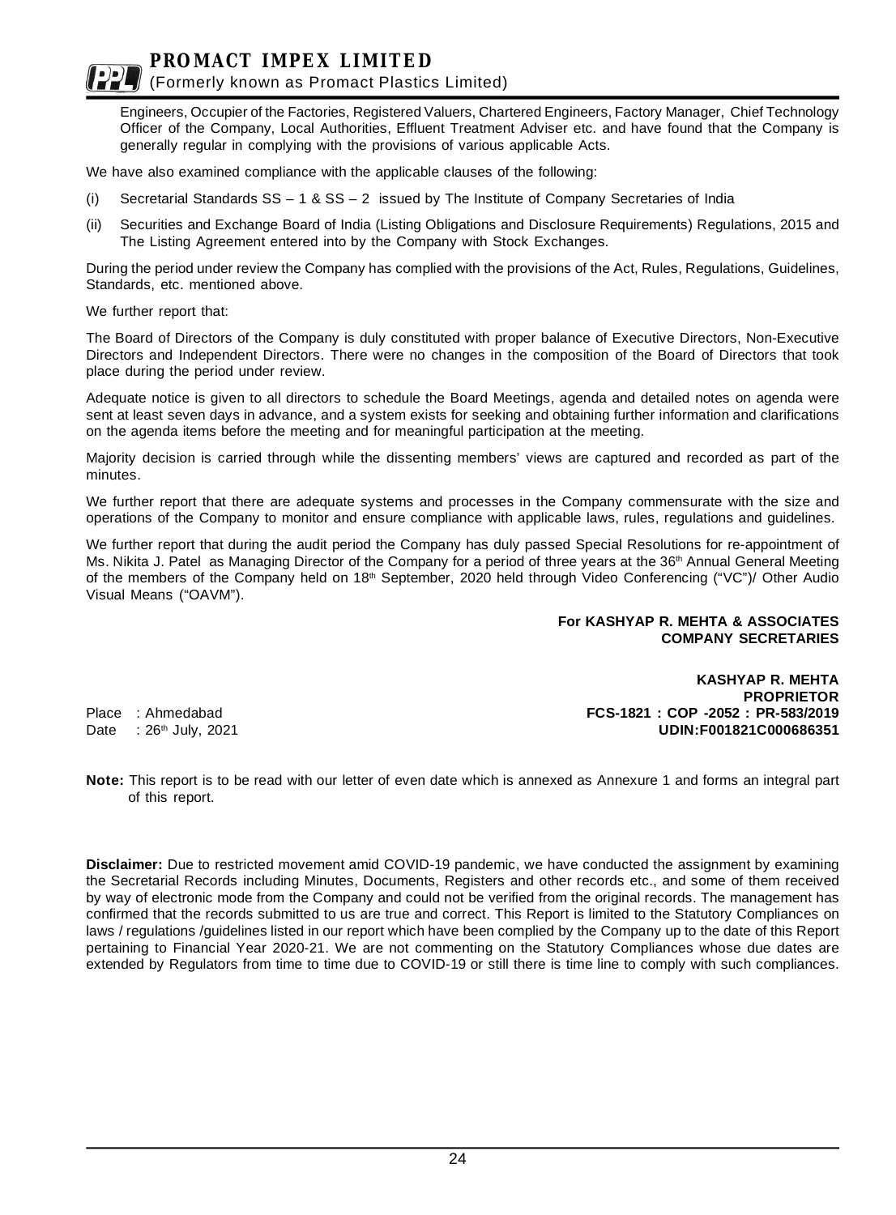Engineers, Occupier of the Factories, Registered Valuers, Chartered Engineers, Factory Manager, Chief Technology Officer of the Company, Local Authorities, Effluent Treatment Adviser etc. and have found that the Company is generally regular in complying with the provisions of various applicable Acts.

We have also examined compliance with the applicable clauses of the following:

(i) Secretarial Standards SS – 1 & SS – 2 issued by The Institute of Company Secretaries of India

(ii) Securities and Exchange Board of India (Listing Obligations and Disclosure Requirements) Regulations, 2015 and The Listing Agreement entered into by the Company with Stock Exchanges.

During the period under review the Company has complied with the provisions of the Act, Rules, Regulations, Guidelines, Standards, etc. mentioned above.

We further report that:

The Board of Directors of the Company is duly constituted with proper balance of Executive Directors, Non-Executive Directors and Independent Directors. There were no changes in the composition of the Board of Directors that took place during the period under review.

Adequate notice is given to all directors to schedule the Board Meetings, agenda and detailed notes on agenda were sent at least seven days in advance, and a system exists for seeking and obtaining further information and clarifications on the agenda items before the meeting and for meaningful participation at the meeting.

Majority decision is carried through while the dissenting members' views are captured and recorded as part of the minutes.

We further report that there are adequate systems and processes in the Company commensurate with the size and operations of the Company to monitor and ensure compliance with applicable laws, rules, regulations and guidelines.

We further report that during the audit period the Company has duly passed Special Resolutions for re-appointment of Ms. Nikita J. Patel as Managing Director of the Company for a period of three years at the 36th Annual General Meeting of the members of the Company held on 18th September, 2020 held through Video Conferencing ("VC")/ Other Audio Visual Means ("OAVM").

**For KASHYAP R. MEHTA & ASSOCIATES**
**COMPANY SECRETARIES**

**KASHYAP R. MEHTA**
**PROPRIETOR**
**FCS-1821 : COP -2052 : PR-583/2019**
**UDIN:F001821C000686351**

Place : Ahmedabad
Date : 26th July, 2021

**Note:** This report is to be read with our letter of even date which is annexed as Annexure 1 and forms an integral part of this report.

**Disclaimer:** Due to restricted movement amid COVID-19 pandemic, we have conducted the assignment by examining the Secretarial Records including Minutes, Documents, Registers and other records etc., and some of them received by way of electronic mode from the Company and could not be verified from the original records. The management has confirmed that the records submitted to us are true and correct. This Report is limited to the Statutory Compliances on laws / regulations /guidelines listed in our report which have been complied by the Company up to the date of this Report pertaining to Financial Year 2020-21. We are not commenting on the Statutory Compliances whose due dates are extended by Regulators from time to time due to COVID-19 or still there is time line to comply with such compliances.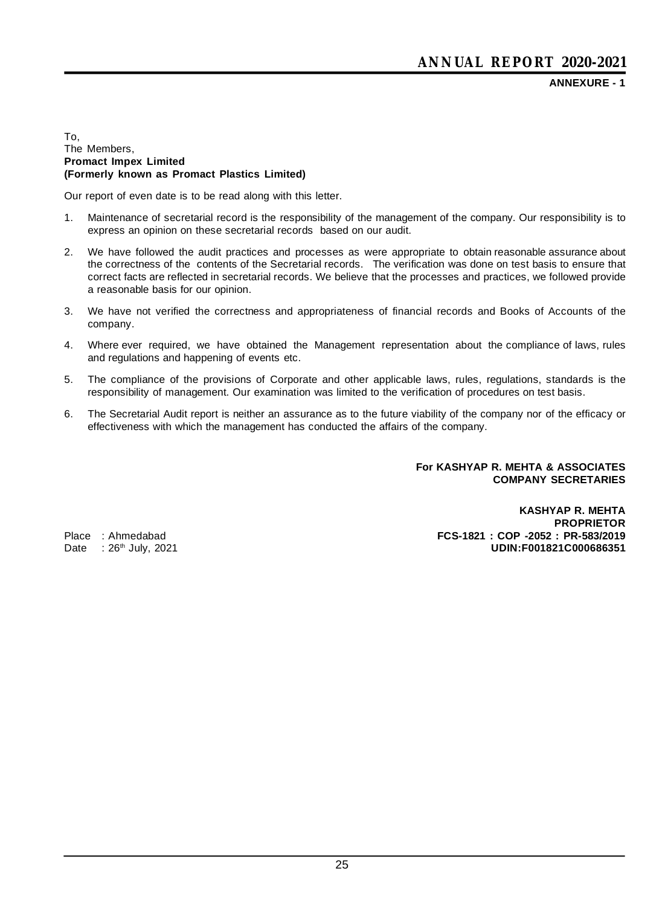**ANNEXURE - 1**

To,
The Members,
**Promact Impex Limited**
**(Formerly known as Promact Plastics Limited)**

Our report of even date is to be read along with this letter.

1. Maintenance of secretarial record is the responsibility of the management of the company. Our responsibility is to express an opinion on these secretarial records based on our audit.
2. We have followed the audit practices and processes as were appropriate to obtain reasonable assurance about the correctness of the contents of the Secretarial records. The verification was done on test basis to ensure that correct facts are reflected in secretarial records. We believe that the processes and practices, we followed provide a reasonable basis for our opinion.
3. We have not verified the correctness and appropriateness of financial records and Books of Accounts of the company.
4. Where ever required, we have obtained the Management representation about the compliance of laws, rules and regulations and happening of events etc.
5. The compliance of the provisions of Corporate and other applicable laws, rules, regulations, standards is the responsibility of management. Our examination was limited to the verification of procedures on test basis.
6. The Secretarial Audit report is neither an assurance as to the future viability of the company nor of the efficacy or effectiveness with which the management has conducted the affairs of the company.

**For KASHYAP R. MEHTA & ASSOCIATES**
**COMPANY SECRETARIES**

**KASHYAP R. MEHTA**
**PROPRIETOR**
**FCS-1821 : COP -2052 : PR-583/2019**
**UDIN:F001821C000686351**

Place : Ahmedabad
Date : 26th July, 2021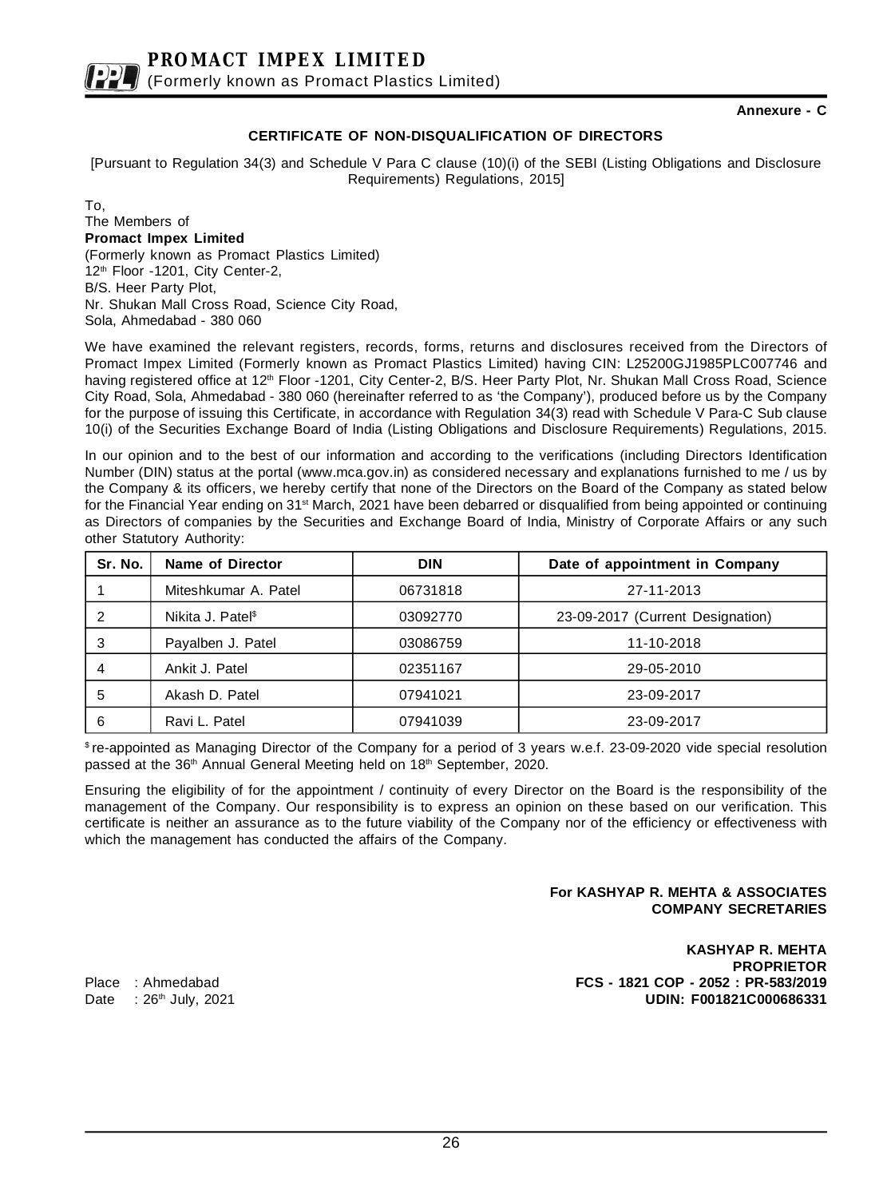Annexure - C

## CERTIFICATE OF NON-DISQUALIFICATION OF DIRECTORS

[Pursuant to Regulation 34(3) and Schedule V Para C clause (10)(i) of the SEBI (Listing Obligations and Disclosure Requirements) Regulations, 2015]

To,
The Members of
**Promact Impex Limited**
(Formerly known as Promact Plastics Limited)
12th Floor -1201, City Center-2,
B/S. Heer Party Plot,
Nr. Shukan Mall Cross Road, Science City Road,
Sola, Ahmedabad - 380 060

We have examined the relevant registers, records, forms, returns and disclosures received from the Directors of Promact Impex Limited (Formerly known as Promact Plastics Limited) having CIN: L25200GJ1985PLC007746 and having registered office at 12th Floor -1201, City Center-2, B/S. Heer Party Plot, Nr. Shukan Mall Cross Road, Science City Road, Sola, Ahmedabad - 380 060 (hereinafter referred to as 'the Company'), produced before us by the Company for the purpose of issuing this Certificate, in accordance with Regulation 34(3) read with Schedule V Para-C Sub clause 10(i) of the Securities Exchange Board of India (Listing Obligations and Disclosure Requirements) Regulations, 2015.

In our opinion and to the best of our information and according to the verifications (including Directors Identification Number (DIN) status at the portal (www.mca.gov.in) as considered necessary and explanations furnished to me / us by the Company & its officers, we hereby certify that none of the Directors on the Board of the Company as stated below for the Financial Year ending on 31st March, 2021 have been debarred or disqualified from being appointed or continuing as Directors of companies by the Securities and Exchange Board of India, Ministry of Corporate Affairs or any such other Statutory Authority:

| Sr. No. | Name of Director | DIN | Date of appointment in Company |
|---|---|---|---|
| 1 | Miteshkumar A. Patel | 06731818 | 27-11-2013 |
| 2 | Nikita J. Patel$ | 03092770 | 23-09-2017 (Current Designation) |
| 3 | Payalben J. Patel | 03086759 | 11-10-2018 |
| 4 | Ankit J. Patel | 02351167 | 29-05-2010 |
| 5 | Akash D. Patel | 07941021 | 23-09-2017 |
| 6 | Ravi L. Patel | 07941039 | 23-09-2017 |

$ re-appointed as Managing Director of the Company for a period of 3 years w.e.f. 23-09-2020 vide special resolution passed at the 36th Annual General Meeting held on 18th September, 2020.

Ensuring the eligibility of for the appointment / continuity of every Director on the Board is the responsibility of the management of the Company. Our responsibility is to express an opinion on these based on our verification. This certificate is neither an assurance as to the future viability of the Company nor of the efficiency or effectiveness with which the management has conducted the affairs of the Company.

**For KASHYAP R. MEHTA & ASSOCIATES**
**COMPANY SECRETARIES**

**KASHYAP R. MEHTA**
**PROPRIETOR**
**FCS - 1821 COP - 2052 : PR-583/2019**
**UDIN: F001821C000686331**

Place : Ahmedabad
Date : 26th July, 2021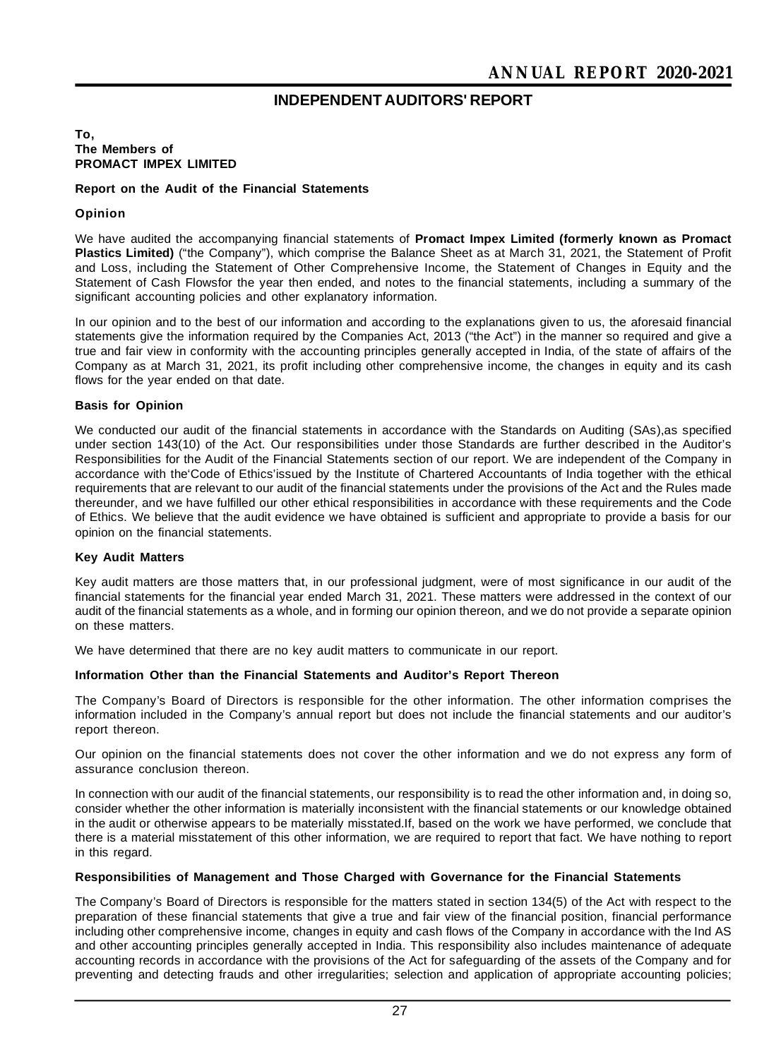# INDEPENDENT AUDITORS' REPORT

**To,**
**The Members of**
**PROMACT IMPEX LIMITED**

## Report on the Audit of the Financial Statements

### Opinion

We have audited the accompanying financial statements of **Promact Impex Limited (formerly known as Promact Plastics Limited)** ("the Company"), which comprise the Balance Sheet as at March 31, 2021, the Statement of Profit and Loss, including the Statement of Other Comprehensive Income, the Statement of Changes in Equity and the Statement of Cash Flowsfor the year then ended, and notes to the financial statements, including a summary of the significant accounting policies and other explanatory information.

In our opinion and to the best of our information and according to the explanations given to us, the aforesaid financial statements give the information required by the Companies Act, 2013 ("the Act") in the manner so required and give a true and fair view in conformity with the accounting principles generally accepted in India, of the state of affairs of the Company as at March 31, 2021, its profit including other comprehensive income, the changes in equity and its cash flows for the year ended on that date.

### Basis for Opinion

We conducted our audit of the financial statements in accordance with the Standards on Auditing (SAs),as specified under section 143(10) of the Act. Our responsibilities under those Standards are further described in the Auditor's Responsibilities for the Audit of the Financial Statements section of our report. We are independent of the Company in accordance with the'Code of Ethics'issued by the Institute of Chartered Accountants of India together with the ethical requirements that are relevant to our audit of the financial statements under the provisions of the Act and the Rules made thereunder, and we have fulfilled our other ethical responsibilities in accordance with these requirements and the Code of Ethics. We believe that the audit evidence we have obtained is sufficient and appropriate to provide a basis for our opinion on the financial statements.

### Key Audit Matters

Key audit matters are those matters that, in our professional judgment, were of most significance in our audit of the financial statements for the financial year ended March 31, 2021. These matters were addressed in the context of our audit of the financial statements as a whole, and in forming our opinion thereon, and we do not provide a separate opinion on these matters.

We have determined that there are no key audit matters to communicate in our report.

### Information Other than the Financial Statements and Auditor's Report Thereon

The Company's Board of Directors is responsible for the other information. The other information comprises the information included in the Company's annual report but does not include the financial statements and our auditor's report thereon.

Our opinion on the financial statements does not cover the other information and we do not express any form of assurance conclusion thereon.

In connection with our audit of the financial statements, our responsibility is to read the other information and, in doing so, consider whether the other information is materially inconsistent with the financial statements or our knowledge obtained in the audit or otherwise appears to be materially misstated.If, based on the work we have performed, we conclude that there is a material misstatement of this other information, we are required to report that fact. We have nothing to report in this regard.

### Responsibilities of Management and Those Charged with Governance for the Financial Statements

The Company's Board of Directors is responsible for the matters stated in section 134(5) of the Act with respect to the preparation of these financial statements that give a true and fair view of the financial position, financial performance including other comprehensive income, changes in equity and cash flows of the Company in accordance with the Ind AS and other accounting principles generally accepted in India. This responsibility also includes maintenance of adequate accounting records in accordance with the provisions of the Act for safeguarding of the assets of the Company and for preventing and detecting frauds and other irregularities; selection and application of appropriate accounting policies;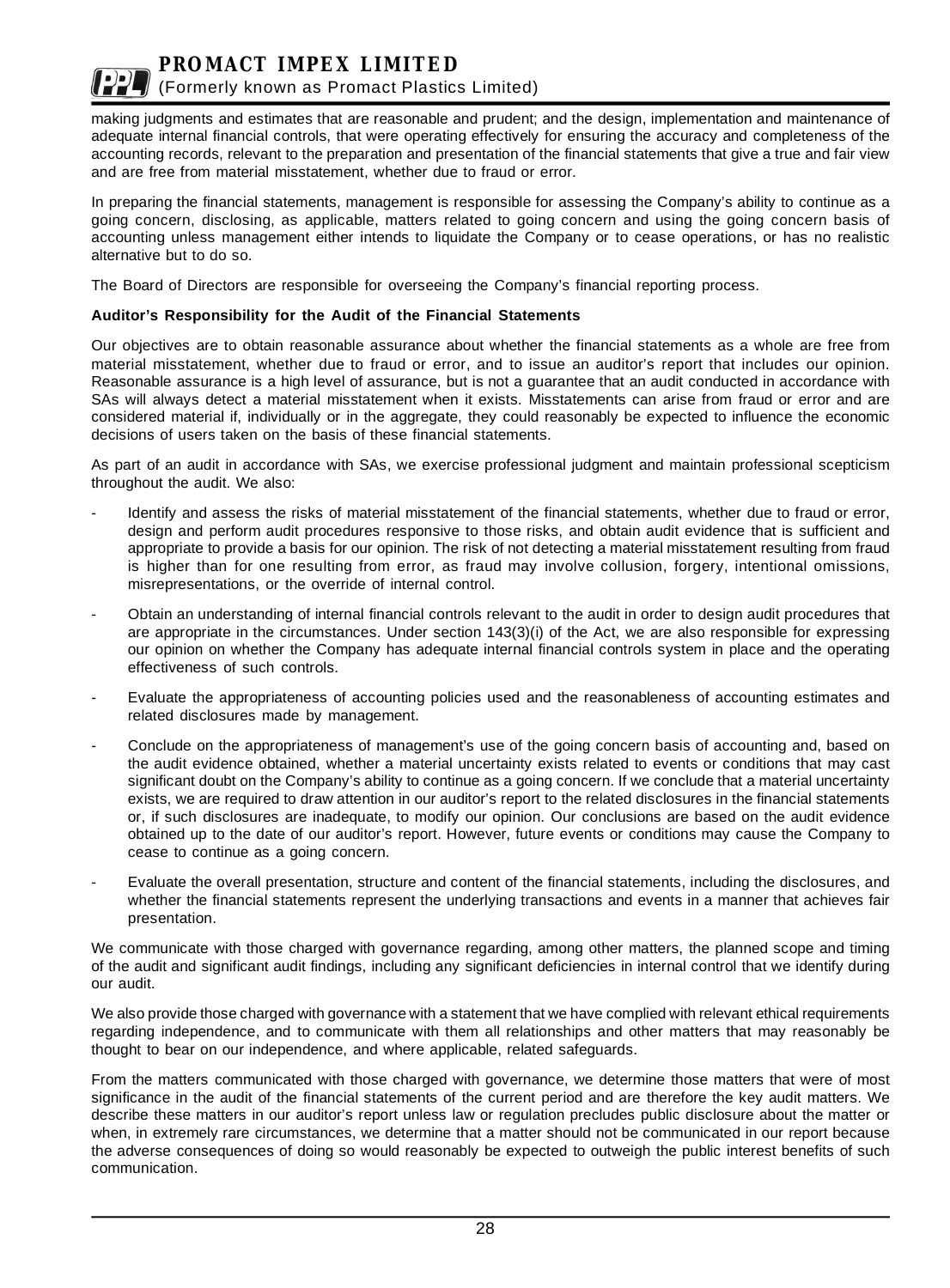making judgments and estimates that are reasonable and prudent; and the design, implementation and maintenance of adequate internal financial controls, that were operating effectively for ensuring the accuracy and completeness of the accounting records, relevant to the preparation and presentation of the financial statements that give a true and fair view and are free from material misstatement, whether due to fraud or error.

In preparing the financial statements, management is responsible for assessing the Company's ability to continue as a going concern, disclosing, as applicable, matters related to going concern and using the going concern basis of accounting unless management either intends to liquidate the Company or to cease operations, or has no realistic alternative but to do so.

The Board of Directors are responsible for overseeing the Company's financial reporting process.

**Auditor's Responsibility for the Audit of the Financial Statements**

Our objectives are to obtain reasonable assurance about whether the financial statements as a whole are free from material misstatement, whether due to fraud or error, and to issue an auditor's report that includes our opinion. Reasonable assurance is a high level of assurance, but is not a guarantee that an audit conducted in accordance with SAs will always detect a material misstatement when it exists. Misstatements can arise from fraud or error and are considered material if, individually or in the aggregate, they could reasonably be expected to influence the economic decisions of users taken on the basis of these financial statements.

As part of an audit in accordance with SAs, we exercise professional judgment and maintain professional scepticism throughout the audit. We also:

- Identify and assess the risks of material misstatement of the financial statements, whether due to fraud or error, design and perform audit procedures responsive to those risks, and obtain audit evidence that is sufficient and appropriate to provide a basis for our opinion. The risk of not detecting a material misstatement resulting from fraud is higher than for one resulting from error, as fraud may involve collusion, forgery, intentional omissions, misrepresentations, or the override of internal control.
- Obtain an understanding of internal financial controls relevant to the audit in order to design audit procedures that are appropriate in the circumstances. Under section 143(3)(i) of the Act, we are also responsible for expressing our opinion on whether the Company has adequate internal financial controls system in place and the operating effectiveness of such controls.
- Evaluate the appropriateness of accounting policies used and the reasonableness of accounting estimates and related disclosures made by management.
- Conclude on the appropriateness of management's use of the going concern basis of accounting and, based on the audit evidence obtained, whether a material uncertainty exists related to events or conditions that may cast significant doubt on the Company's ability to continue as a going concern. If we conclude that a material uncertainty exists, we are required to draw attention in our auditor's report to the related disclosures in the financial statements or, if such disclosures are inadequate, to modify our opinion. Our conclusions are based on the audit evidence obtained up to the date of our auditor's report. However, future events or conditions may cause the Company to cease to continue as a going concern.
- Evaluate the overall presentation, structure and content of the financial statements, including the disclosures, and whether the financial statements represent the underlying transactions and events in a manner that achieves fair presentation.

We communicate with those charged with governance regarding, among other matters, the planned scope and timing of the audit and significant audit findings, including any significant deficiencies in internal control that we identify during our audit.

We also provide those charged with governance with a statement that we have complied with relevant ethical requirements regarding independence, and to communicate with them all relationships and other matters that may reasonably be thought to bear on our independence, and where applicable, related safeguards.

From the matters communicated with those charged with governance, we determine those matters that were of most significance in the audit of the financial statements of the current period and are therefore the key audit matters. We describe these matters in our auditor's report unless law or regulation precludes public disclosure about the matter or when, in extremely rare circumstances, we determine that a matter should not be communicated in our report because the adverse consequences of doing so would reasonably be expected to outweigh the public interest benefits of such communication.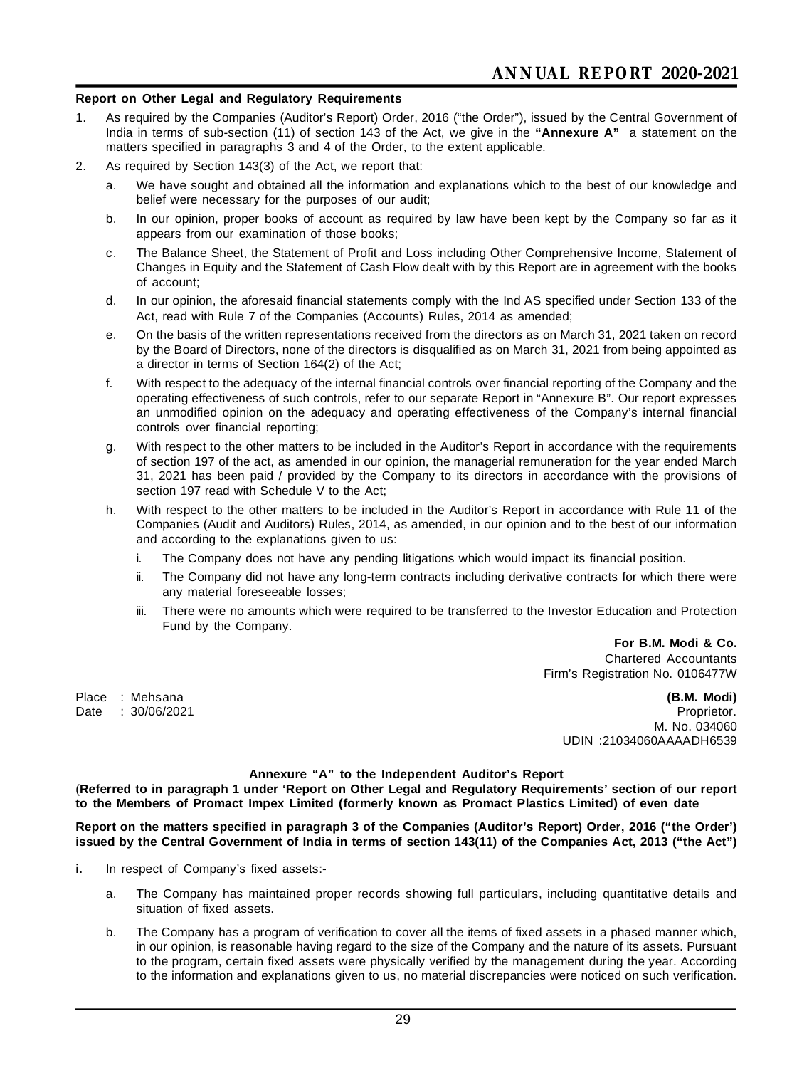### Report on Other Legal and Regulatory Requirements

1. As required by the Companies (Auditor's Report) Order, 2016 ("the Order"), issued by the Central Government of India in terms of sub-section (11) of section 143 of the Act, we give in the **"Annexure A"** a statement on the matters specified in paragraphs 3 and 4 of the Order, to the extent applicable.

2. As required by Section 143(3) of the Act, we report that:

   a. We have sought and obtained all the information and explanations which to the best of our knowledge and belief were necessary for the purposes of our audit;

   b. In our opinion, proper books of account as required by law have been kept by the Company so far as it appears from our examination of those books;

   c. The Balance Sheet, the Statement of Profit and Loss including Other Comprehensive Income, Statement of Changes in Equity and the Statement of Cash Flow dealt with by this Report are in agreement with the books of account;

   d. In our opinion, the aforesaid financial statements comply with the Ind AS specified under Section 133 of the Act, read with Rule 7 of the Companies (Accounts) Rules, 2014 as amended;

   e. On the basis of the written representations received from the directors as on March 31, 2021 taken on record by the Board of Directors, none of the directors is disqualified as on March 31, 2021 from being appointed as a director in terms of Section 164(2) of the Act;

   f. With respect to the adequacy of the internal financial controls over financial reporting of the Company and the operating effectiveness of such controls, refer to our separate Report in "Annexure B". Our report expresses an unmodified opinion on the adequacy and operating effectiveness of the Company's internal financial controls over financial reporting;

   g. With respect to the other matters to be included in the Auditor's Report in accordance with the requirements of section 197 of the act, as amended in our opinion, the managerial remuneration for the year ended March 31, 2021 has been paid / provided by the Company to its directors in accordance with the provisions of section 197 read with Schedule V to the Act;

   h. With respect to the other matters to be included in the Auditor's Report in accordance with Rule 11 of the Companies (Audit and Auditors) Rules, 2014, as amended, in our opinion and to the best of our information and according to the explanations given to us:

      i. The Company does not have any pending litigations which would impact its financial position.

      ii. The Company did not have any long-term contracts including derivative contracts for which there were any material foreseeable losses;

      iii. There were no amounts which were required to be transferred to the Investor Education and Protection Fund by the Company.

**For B.M. Modi & Co.**
Chartered Accountants
Firm's Registration No. 0106477W

Place : Mehsana
Date : 30/06/2021

**(B.M. Modi)**
Proprietor.
M. No. 034060
UDIN :21034060AAAADH6539

### Annexure "A" to the Independent Auditor's Report

(**Referred to in paragraph 1 under 'Report on Other Legal and Regulatory Requirements' section of our report to the Members of Promact Impex Limited (formerly known as Promact Plastics Limited) of even date**

**Report on the matters specified in paragraph 3 of the Companies (Auditor's Report) Order, 2016 ("the Order') issued by the Central Government of India in terms of section 143(11) of the Companies Act, 2013 ("the Act")**

**i.** In respect of Company's fixed assets:-

   a. The Company has maintained proper records showing full particulars, including quantitative details and situation of fixed assets.

   b. The Company has a program of verification to cover all the items of fixed assets in a phased manner which, in our opinion, is reasonable having regard to the size of the Company and the nature of its assets. Pursuant to the program, certain fixed assets were physically verified by the management during the year. According to the information and explanations given to us, no material discrepancies were noticed on such verification.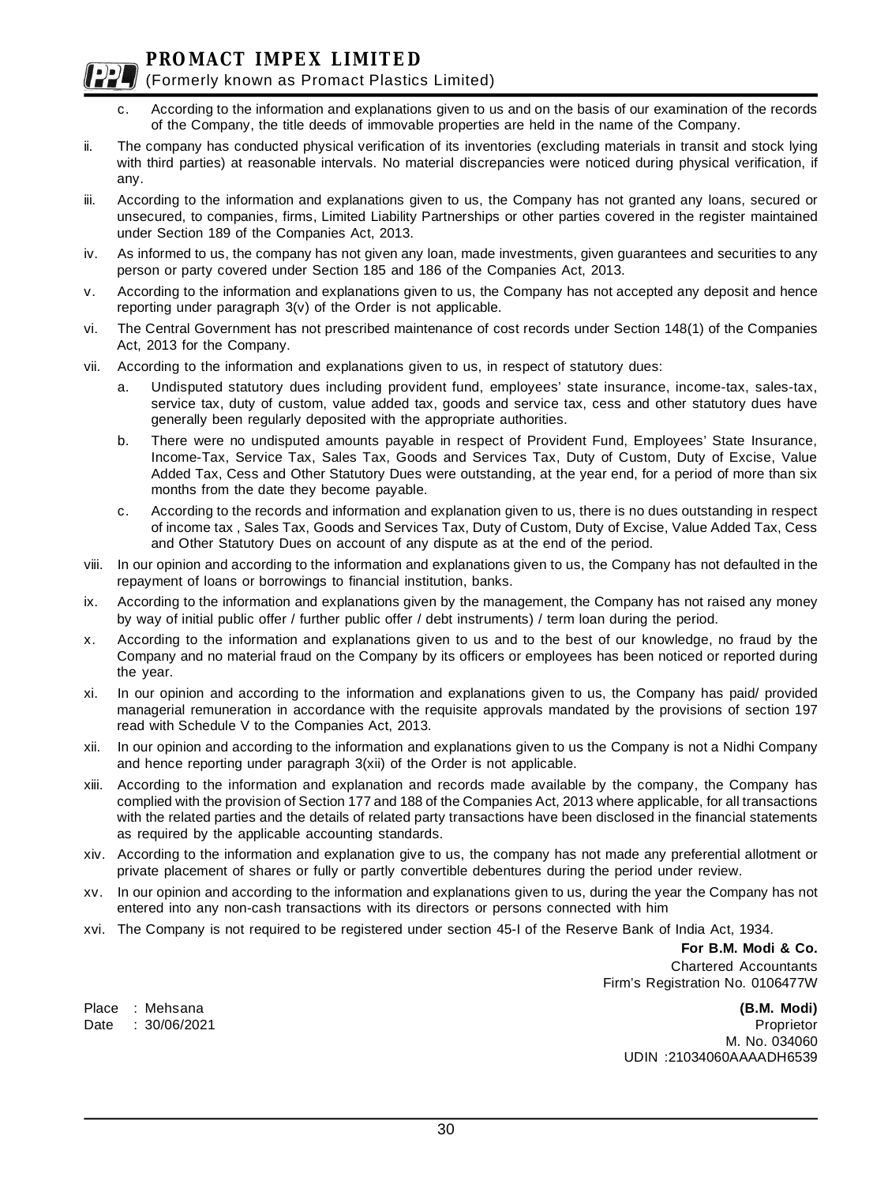c. According to the information and explanations given to us and on the basis of our examination of the records of the Company, the title deeds of immovable properties are held in the name of the Company.

ii. The company has conducted physical verification of its inventories (excluding materials in transit and stock lying with third parties) at reasonable intervals. No material discrepancies were noticed during physical verification, if any.

iii. According to the information and explanations given to us, the Company has not granted any loans, secured or unsecured, to companies, firms, Limited Liability Partnerships or other parties covered in the register maintained under Section 189 of the Companies Act, 2013.

iv. As informed to us, the company has not given any loan, made investments, given guarantees and securities to any person or party covered under Section 185 and 186 of the Companies Act, 2013.

v. According to the information and explanations given to us, the Company has not accepted any deposit and hence reporting under paragraph 3(v) of the Order is not applicable.

vi. The Central Government has not prescribed maintenance of cost records under Section 148(1) of the Companies Act, 2013 for the Company.

vii. According to the information and explanations given to us, in respect of statutory dues:

   a. Undisputed statutory dues including provident fund, employees' state insurance, income-tax, sales-tax, service tax, duty of custom, value added tax, goods and service tax, cess and other statutory dues have generally been regularly deposited with the appropriate authorities.

   b. There were no undisputed amounts payable in respect of Provident Fund, Employees' State Insurance, Income-Tax, Service Tax, Sales Tax, Goods and Services Tax, Duty of Custom, Duty of Excise, Value Added Tax, Cess and Other Statutory Dues were outstanding, at the year end, for a period of more than six months from the date they become payable.

   c. According to the records and information and explanation given to us, there is no dues outstanding in respect of income tax , Sales Tax, Goods and Services Tax, Duty of Custom, Duty of Excise, Value Added Tax, Cess and Other Statutory Dues on account of any dispute as at the end of the period.

viii. In our opinion and according to the information and explanations given to us, the Company has not defaulted in the repayment of loans or borrowings to financial institution, banks.

ix. According to the information and explanations given by the management, the Company has not raised any money by way of initial public offer / further public offer / debt instruments) / term loan during the period.

x. According to the information and explanations given to us and to the best of our knowledge, no fraud by the Company and no material fraud on the Company by its officers or employees has been noticed or reported during the year.

xi. In our opinion and according to the information and explanations given to us, the Company has paid/ provided managerial remuneration in accordance with the requisite approvals mandated by the provisions of section 197 read with Schedule V to the Companies Act, 2013.

xii. In our opinion and according to the information and explanations given to us the Company is not a Nidhi Company and hence reporting under paragraph 3(xii) of the Order is not applicable.

xiii. According to the information and explanation and records made available by the company, the Company has complied with the provision of Section 177 and 188 of the Companies Act, 2013 where applicable, for all transactions with the related parties and the details of related party transactions have been disclosed in the financial statements as required by the applicable accounting standards.

xiv. According to the information and explanation give to us, the company has not made any preferential allotment or private placement of shares or fully or partly convertible debentures during the period under review.

xv. In our opinion and according to the information and explanations given to us, during the year the Company has not entered into any non-cash transactions with its directors or persons connected with him

xvi. The Company is not required to be registered under section 45-I of the Reserve Bank of India Act, 1934.

**For B.M. Modi & Co.**
Chartered Accountants
Firm's Registration No. 0106477W

Place : Mehsana
Date : 30/06/2021

**(B.M. Modi)**
Proprietor
M. No. 034060
UDIN :21034060AAAADH6539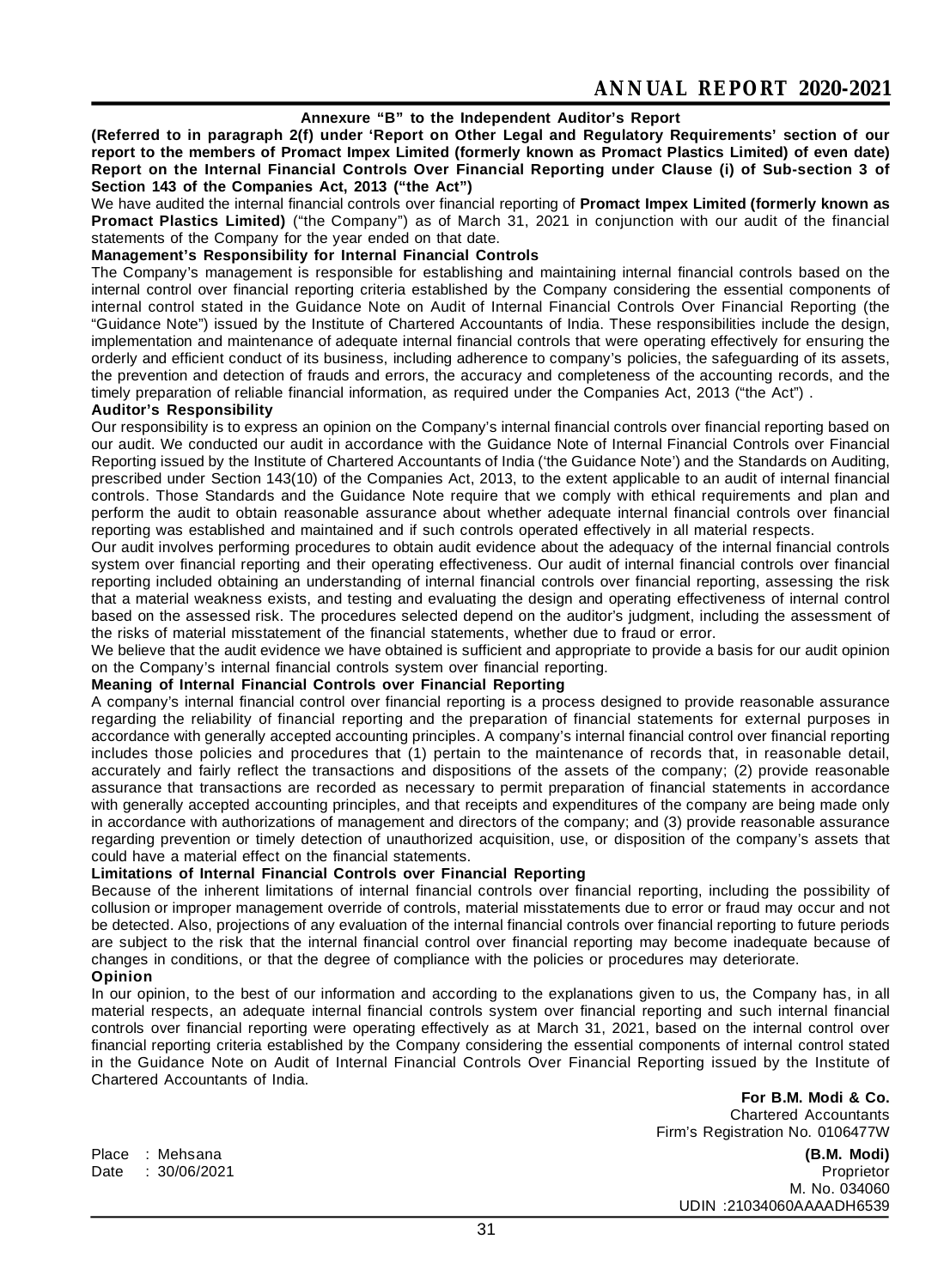## Annexure "B" to the Independent Auditor's Report

**(Referred to in paragraph 2(f) under 'Report on Other Legal and Regulatory Requirements' section of our report to the members of Promact Impex Limited (formerly known as Promact Plastics Limited) of even date)**

**Report on the Internal Financial Controls Over Financial Reporting under Clause (i) of Sub-section 3 of Section 143 of the Companies Act, 2013 ("the Act")**

We have audited the internal financial controls over financial reporting of **Promact Impex Limited (formerly known as Promact Plastics Limited)** ("the Company") as of March 31, 2021 in conjunction with our audit of the financial statements of the Company for the year ended on that date.

### Management's Responsibility for Internal Financial Controls

The Company's management is responsible for establishing and maintaining internal financial controls based on the internal control over financial reporting criteria established by the Company considering the essential components of internal control stated in the Guidance Note on Audit of Internal Financial Controls Over Financial Reporting (the "Guidance Note") issued by the Institute of Chartered Accountants of India. These responsibilities include the design, implementation and maintenance of adequate internal financial controls that were operating effectively for ensuring the orderly and efficient conduct of its business, including adherence to company's policies, the safeguarding of its assets, the prevention and detection of frauds and errors, the accuracy and completeness of the accounting records, and the timely preparation of reliable financial information, as required under the Companies Act, 2013 ("the Act") .

### Auditor's Responsibility

Our responsibility is to express an opinion on the Company's internal financial controls over financial reporting based on our audit. We conducted our audit in accordance with the Guidance Note of Internal Financial Controls over Financial Reporting issued by the Institute of Chartered Accountants of India ('the Guidance Note') and the Standards on Auditing, prescribed under Section 143(10) of the Companies Act, 2013, to the extent applicable to an audit of internal financial controls. Those Standards and the Guidance Note require that we comply with ethical requirements and plan and perform the audit to obtain reasonable assurance about whether adequate internal financial controls over financial reporting was established and maintained and if such controls operated effectively in all material respects.

Our audit involves performing procedures to obtain audit evidence about the adequacy of the internal financial controls system over financial reporting and their operating effectiveness. Our audit of internal financial controls over financial reporting included obtaining an understanding of internal financial controls over financial reporting, assessing the risk that a material weakness exists, and testing and evaluating the design and operating effectiveness of internal control based on the assessed risk. The procedures selected depend on the auditor's judgment, including the assessment of the risks of material misstatement of the financial statements, whether due to fraud or error.

We believe that the audit evidence we have obtained is sufficient and appropriate to provide a basis for our audit opinion on the Company's internal financial controls system over financial reporting.

### Meaning of Internal Financial Controls over Financial Reporting

A company's internal financial control over financial reporting is a process designed to provide reasonable assurance regarding the reliability of financial reporting and the preparation of financial statements for external purposes in accordance with generally accepted accounting principles. A company's internal financial control over financial reporting includes those policies and procedures that (1) pertain to the maintenance of records that, in reasonable detail, accurately and fairly reflect the transactions and dispositions of the assets of the company; (2) provide reasonable assurance that transactions are recorded as necessary to permit preparation of financial statements in accordance with generally accepted accounting principles, and that receipts and expenditures of the company are being made only in accordance with authorizations of management and directors of the company; and (3) provide reasonable assurance regarding prevention or timely detection of unauthorized acquisition, use, or disposition of the company's assets that could have a material effect on the financial statements.

### Limitations of Internal Financial Controls over Financial Reporting

Because of the inherent limitations of internal financial controls over financial reporting, including the possibility of collusion or improper management override of controls, material misstatements due to error or fraud may occur and not be detected. Also, projections of any evaluation of the internal financial controls over financial reporting to future periods are subject to the risk that the internal financial control over financial reporting may become inadequate because of changes in conditions, or that the degree of compliance with the policies or procedures may deteriorate.

### Opinion

In our opinion, to the best of our information and according to the explanations given to us, the Company has, in all material respects, an adequate internal financial controls system over financial reporting and such internal financial controls over financial reporting were operating effectively as at March 31, 2021, based on the internal control over financial reporting criteria established by the Company considering the essential components of internal control stated in the Guidance Note on Audit of Internal Financial Controls Over Financial Reporting issued by the Institute of Chartered Accountants of India.

**For B.M. Modi & Co.**
Chartered Accountants
Firm's Registration No. 0106477W

**(B.M. Modi)**
Proprietor
M. No. 034060
UDIN :21034060AAAADH6539

Place : Mehsana
Date : 30/06/2021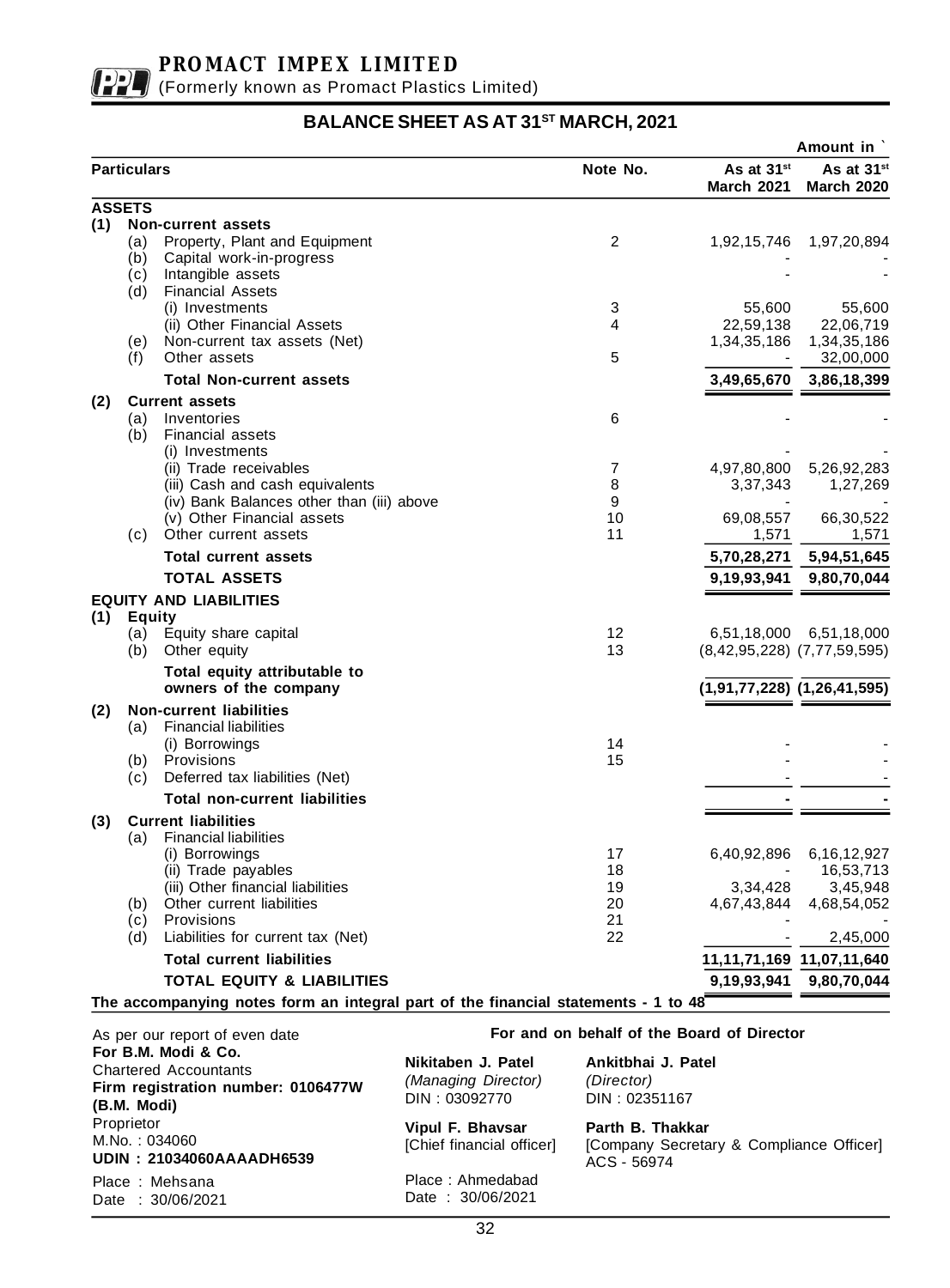# PROMACT IMPEX LIMITED

(Formerly known as Promact Plastics Limited)

## BALANCE SHEET AS AT 31[ST] MARCH, 2021

Amount in `

| Particulars | Note No. | As at 31[st] March 2021 | As at 31[st] March 2020 |
|---|---|---|---|
| **ASSETS** | | | |
| **(1) Non-current assets** | | | |
| (a) Property, Plant and Equipment | 2 | 1,92,15,746 | 1,97,20,894 |
| (b) Capital work-in-progress | | - | - |
| (c) Intangible assets | | - | - |
| (d) Financial Assets | | | |
| (i) Investments | 3 | 55,600 | 55,600 |
| (ii) Other Financial Assets | 4 | 22,59,138 | 22,06,719 |
| (e) Non-current tax assets (Net) | | 1,34,35,186 | 1,34,35,186 |
| (f) Other assets | 5 | - | 32,00,000 |
| **Total Non-current assets** | | **3,49,65,670** | **3,86,18,399** |
| **(2) Current assets** | | | |
| (a) Inventories | 6 | - | - |
| (b) Financial assets | | | |
| (i) Investments | | - | - |
| (ii) Trade receivables | 7 | 4,97,80,800 | 5,26,92,283 |
| (iii) Cash and cash equivalents | 8 | 3,37,343 | 1,27,269 |
| (iv) Bank Balances other than (iii) above | 9 | - | - |
| (v) Other Financial assets | 10 | 69,08,557 | 66,30,522 |
| (c) Other current assets | 11 | 1,571 | 1,571 |
| **Total current assets** | | **5,70,28,271** | **5,94,51,645** |
| **TOTAL ASSETS** | | **9,19,93,941** | **9,80,70,044** |
| **EQUITY AND LIABILITIES** | | | |
| **(1) Equity** | | | |
| (a) Equity share capital | 12 | 6,51,18,000 | 6,51,18,000 |
| (b) Other equity | 13 | (8,42,95,228) | (7,77,59,595) |
| **Total equity attributable to owners of the company** | | **(1,91,77,228)** | **(1,26,41,595)** |
| **(2) Non-current liabilities** | | | |
| (a) Financial liabilities | | | |
| (i) Borrowings | 14 | - | - |
| (b) Provisions | 15 | - | - |
| (c) Deferred tax liabilities (Net) | | - | - |
| **Total non-current liabilities** | | **-** | **-** |
| **(3) Current liabilities** | | | |
| (a) Financial liabilities | | | |
| (i) Borrowings | 17 | 6,40,92,896 | 6,16,12,927 |
| (ii) Trade payables | 18 | - | 16,53,713 |
| (iii) Other financial liabilities | 19 | 3,34,428 | 3,45,948 |
| (b) Other current liabilities | 20 | 4,67,43,844 | 4,68,54,052 |
| (c) Provisions | 21 | - | - |
| (d) Liabilities for current tax (Net) | 22 | - | 2,45,000 |
| **Total current liabilities** | | **11,11,71,169** | **11,07,11,640** |
| **TOTAL EQUITY & LIABILITIES** | | **9,19,93,941** | **9,80,70,044** |

**The accompanying notes form an integral part of the financial statements - 1 to 48**

As per our report of even date
**For B.M. Modi & Co.**
Chartered Accountants
**Firm registration number: 0106477W**
**(B.M. Modi)**
Proprietor
M.No. : 034060
**UDIN : 21034060AAAADH6539**
Place : Mehsana
Date : 30/06/2021

**For and on behalf of the Board of Director**

**Nikitaben J. Patel**
*(Managing Director)*
DIN : 03092770

**Ankitbhai J. Patel**
*(Director)*
DIN : 02351167

**Vipul F. Bhavsar**
[Chief financial officer]

**Parth B. Thakkar**
[Company Secretary & Compliance Officer]
ACS - 56974

Place : Ahmedabad
Date : 30/06/2021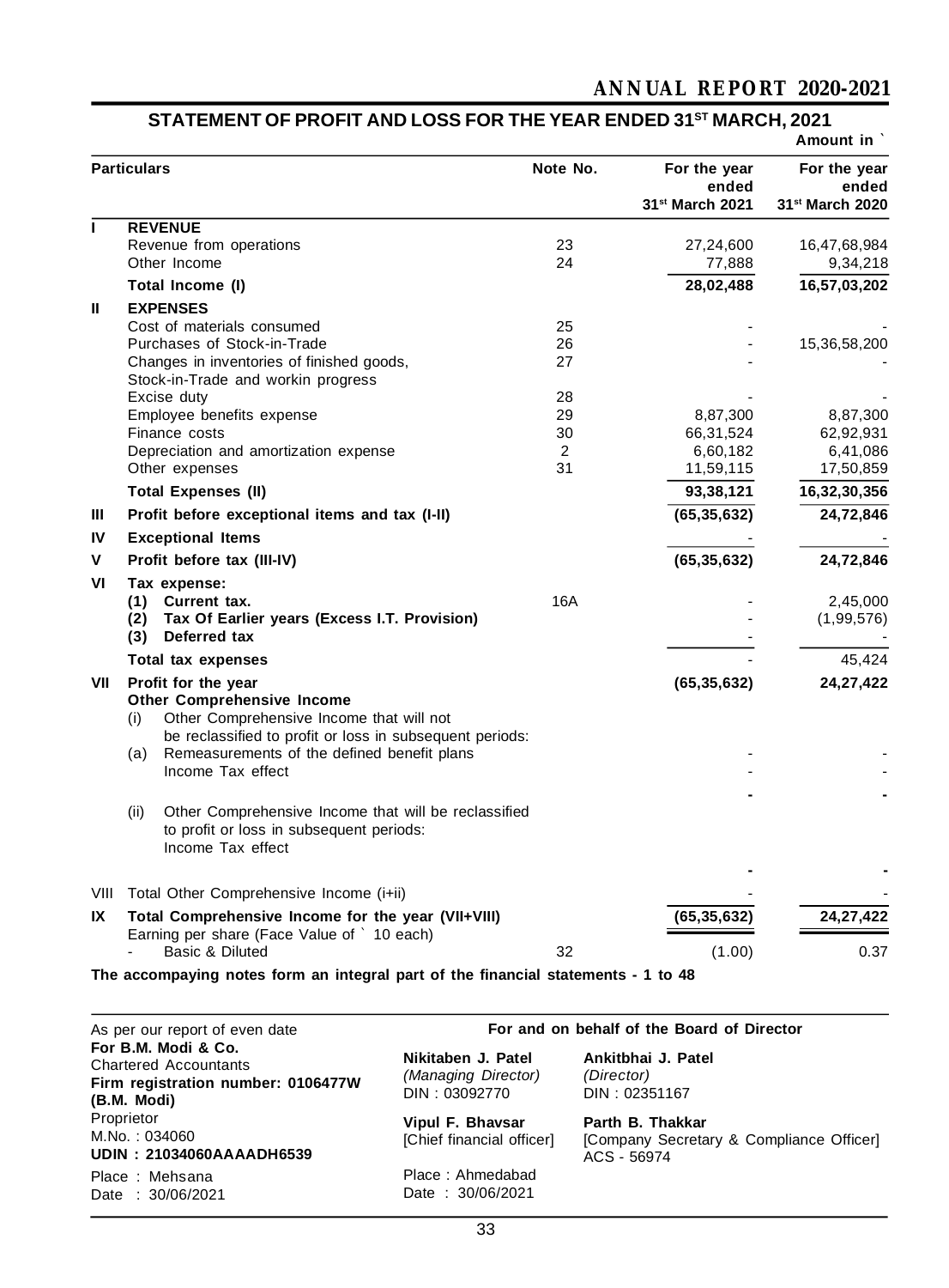## STATEMENT OF PROFIT AND LOSS FOR THE YEAR ENDED 31[ST] MARCH, 2021

Amount in `

| | Particulars | Note No. | For the year ended 31st March 2021 | For the year ended 31st March 2020 |
|---|---|---|---|---|
| **I** | **REVENUE** | | | |
| | Revenue from operations | 23 | 27,24,600 | 16,47,68,984 |
| | Other Income | 24 | 77,888 | 9,34,218 |
| | **Total Income (I)** | | **28,02,488** | **16,57,03,202** |
| **II** | **EXPENSES** | | | |
| | Cost of materials consumed | 25 | - | - |
| | Purchases of Stock-in-Trade | 26 | - | 15,36,58,200 |
| | Changes in inventories of finished goods, Stock-in-Trade and workin progress | 27 | - | - |
| | Excise duty | 28 | - | - |
| | Employee benefits expense | 29 | 8,87,300 | 8,87,300 |
| | Finance costs | 30 | 66,31,524 | 62,92,931 |
| | Depreciation and amortization expense | 2 | 6,60,182 | 6,41,086 |
| | Other expenses | 31 | 11,59,115 | 17,50,859 |
| | **Total Expenses (II)** | | **93,38,121** | **16,32,30,356** |
| **III** | **Profit before exceptional items and tax (I-II)** | | **(65,35,632)** | **24,72,846** |
| **IV** | **Exceptional Items** | | - | - |
| **V** | **Profit before tax (III-IV)** | | **(65,35,632)** | **24,72,846** |
| **VI** | **Tax expense:** | | | |
| | **(1) Current tax.** | 16A | - | 2,45,000 |
| | **(2) Tax Of Earlier years (Excess I.T. Provision)** | | - | (1,99,576) |
| | **(3) Deferred tax** | | - | - |
| | **Total tax expenses** | | - | 45,424 |
| **VII** | **Profit for the year** | | **(65,35,632)** | **24,27,422** |
| | **Other Comprehensive Income** | | | |
| | (i) Other Comprehensive Income that will not be reclassified to profit or loss in subsequent periods: | | | |
| | (a) Remeasurements of the defined benefit plans | | - | - |
| | Income Tax effect | | - | - |
| | | | - | - |
| | (ii) Other Comprehensive Income that will be reclassified to profit or loss in subsequent periods: | | | |
| | Income Tax effect | | | |
| | | | - | - |
| VIII | Total Other Comprehensive Income (i+ii) | | - | - |
| **IX** | **Total Comprehensive Income for the year (VII+VIII)** | | **(65,35,632)** | **24,27,422** |
| | Earning per share (Face Value of ` 10 each) | | | |
| | - Basic & Diluted | 32 | (1.00) | 0.37 |

**The accompanying notes form an integral part of the financial statements - 1 to 48**

As per our report of even date
**For B.M. Modi & Co.**
Chartered Accountants
**Firm registration number: 0106477W**
**(B.M. Modi)**
Proprietor
M.No. : 034060
**UDIN : 21034060AAAADH6539**
Place : Mehsana
Date : 30/06/2021

**For and on behalf of the Board of Director**

**Nikitaben J. Patel**
*(Managing Director)*
DIN : 03092770

**Ankitbhai J. Patel**
*(Director)*
DIN : 02351167

**Vipul F. Bhavsar**
[Chief financial officer]

**Parth B. Thakkar**
[Company Secretary & Compliance Officer]
ACS - 56974

Place : Ahmedabad
Date : 30/06/2021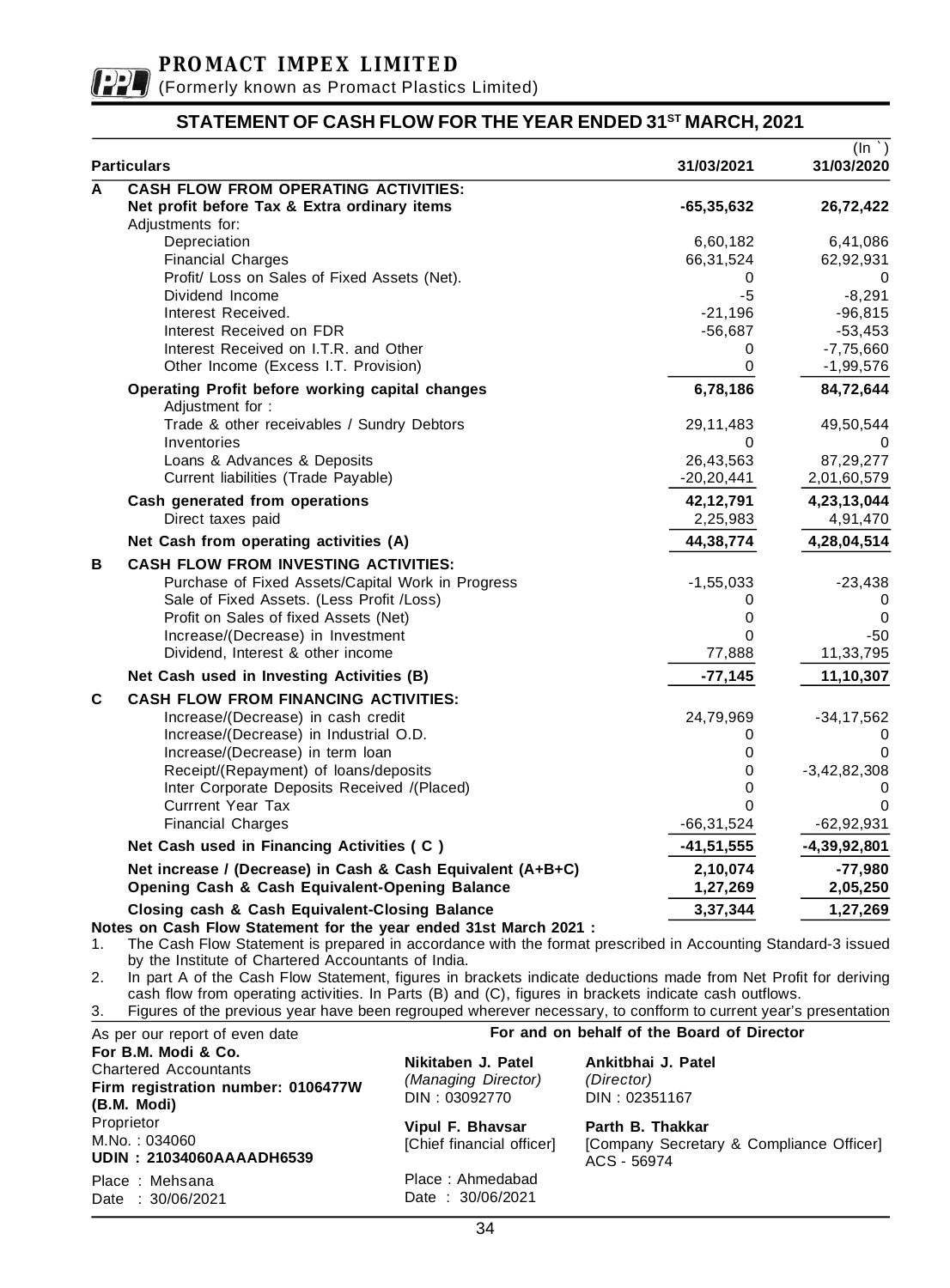**PROMACT IMPEX LIMITED**

(Formerly known as Promact Plastics Limited)

## STATEMENT OF CASH FLOW FOR THE YEAR ENDED 31ST MARCH, 2021

(In `)

| | Particulars | 31/03/2021 | 31/03/2020 |
|---|---|---|---|
| **A** | **CASH FLOW FROM OPERATING ACTIVITIES:** | | |
| | **Net profit before Tax & Extra ordinary items** | **-65,35,632** | **26,72,422** |
| | Adjustments for: | | |
| | Depreciation | 6,60,182 | 6,41,086 |
| | Financial Charges | 66,31,524 | 62,92,931 |
| | Profit/ Loss on Sales of Fixed Assets (Net). | 0 | 0 |
| | Dividend Income | -5 | -8,291 |
| | Interest Received. | -21,196 | -96,815 |
| | Interest Received on FDR | -56,687 | -53,453 |
| | Interest Received on I.T.R. and Other | 0 | -7,75,660 |
| | Other Income (Excess I.T. Provision) | 0 | -1,99,576 |
| | **Operating Profit before working capital changes** | **6,78,186** | **84,72,644** |
| | Adjustment for : | | |
| | Trade & other receivables / Sundry Debtors | 29,11,483 | 49,50,544 |
| | Inventories | 0 | 0 |
| | Loans & Advances & Deposits | 26,43,563 | 87,29,277 |
| | Current liabilities (Trade Payable) | -20,20,441 | 2,01,60,579 |
| | **Cash generated from operations** | **42,12,791** | **4,23,13,044** |
| | Direct taxes paid | 2,25,983 | 4,91,470 |
| | **Net Cash from operating activities (A)** | **44,38,774** | **4,28,04,514** |
| **B** | **CASH FLOW FROM INVESTING ACTIVITIES:** | | |
| | Purchase of Fixed Assets/Capital Work in Progress | -1,55,033 | -23,438 |
| | Sale of Fixed Assets. (Less Profit /Loss) | 0 | 0 |
| | Profit on Sales of fixed Assets (Net) | 0 | 0 |
| | Increase/(Decrease) in Investment | 0 | -50 |
| | Dividend, Interest & other income | 77,888 | 11,33,795 |
| | **Net Cash used in Investing Activities (B)** | **-77,145** | **11,10,307** |
| **C** | **CASH FLOW FROM FINANCING ACTIVITIES:** | | |
| | Increase/(Decrease) in cash credit | 24,79,969 | -34,17,562 |
| | Increase/(Decrease) in Industrial O.D. | 0 | 0 |
| | Increase/(Decrease) in term loan | 0 | 0 |
| | Receipt/(Repayment) of loans/deposits | 0 | -3,42,82,308 |
| | Inter Corporate Deposits Received /(Placed) | 0 | 0 |
| | Currrent Year Tax | 0 | 0 |
| | Financial Charges | -66,31,524 | -62,92,931 |
| | **Net Cash used in Financing Activities ( C )** | **-41,51,555** | **-4,39,92,801** |
| | **Net increase / (Decrease) in Cash & Cash Equivalent (A+B+C)** | **2,10,074** | **-77,980** |
| | **Opening Cash & Cash Equivalent-Opening Balance** | **1,27,269** | **2,05,250** |
| | **Closing cash & Cash Equivalent-Closing Balance** | **3,37,344** | **1,27,269** |

**Notes on Cash Flow Statement for the year ended 31st March 2021 :**

1. The Cash Flow Statement is prepared in accordance with the format prescribed in Accounting Standard-3 issued by the Institute of Chartered Accountants of India.
2. In part A of the Cash Flow Statement, figures in brackets indicate deductions made from Net Profit for deriving cash flow from operating activities. In Parts (B) and (C), figures in brackets indicate cash outflows.
3. Figures of the previous year have been regrouped wherever necessary, to confform to current year's presentation

As per our report of even date

**For B.M. Modi & Co.**
Chartered Accountants
**Firm registration number: 0106477W**
**(B.M. Modi)**
Proprietor
M.No. : 034060
**UDIN : 21034060AAAADH6539**

Place : Mehsana
Date : 30/06/2021

**For and on behalf of the Board of Director**

**Nikitaben J. Patel**
*(Managing Director)*
DIN : 03092770

**Ankitbhai J. Patel**
*(Director)*
DIN : 02351167

**Vipul F. Bhavsar**
[Chief financial officer]

**Parth B. Thakkar**
[Company Secretary & Compliance Officer]
ACS - 56974

Place : Ahmedabad
Date : 30/06/2021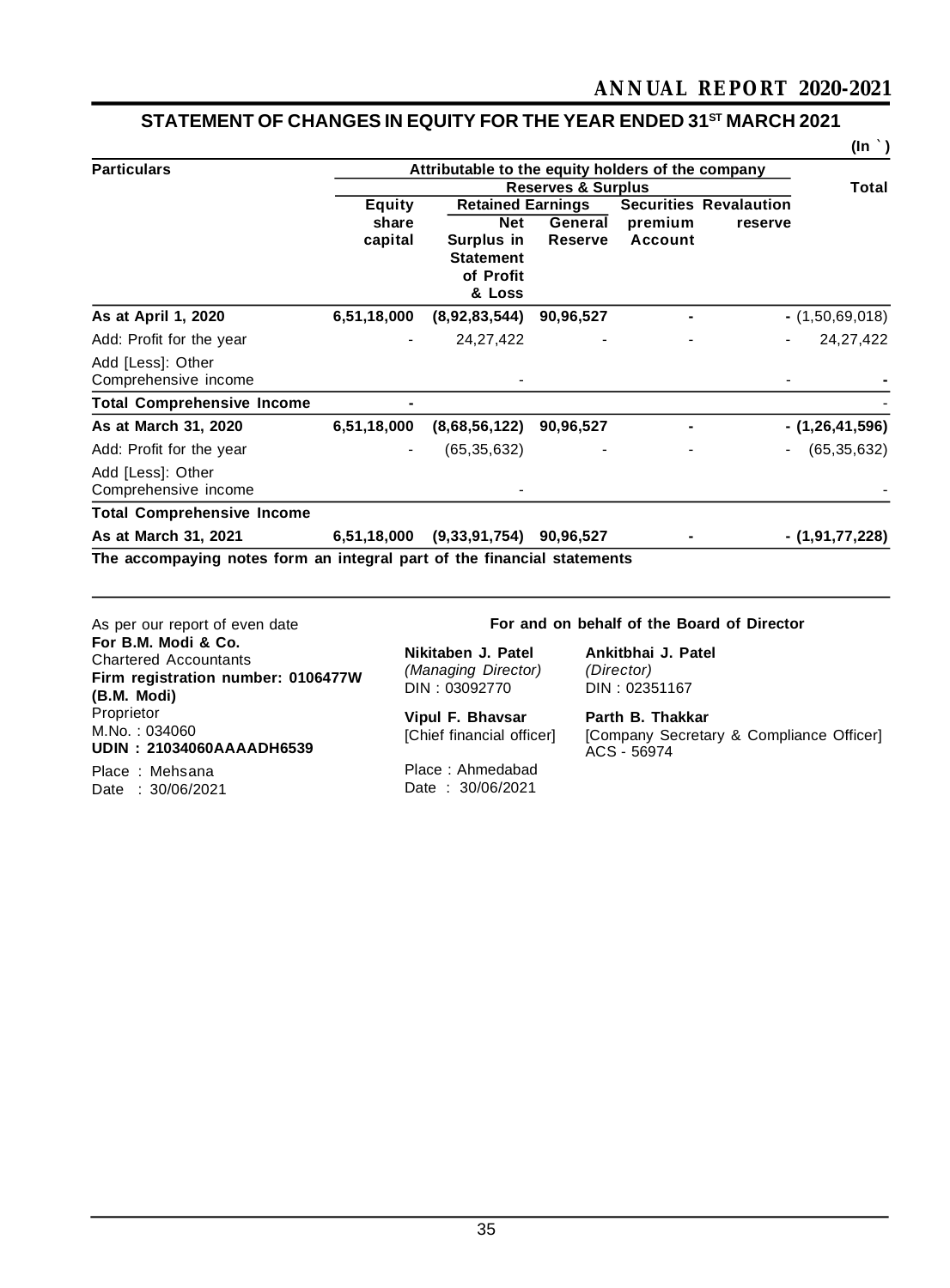## STATEMENT OF CHANGES IN EQUITY FOR THE YEAR ENDED 31[ST] MARCH 2021

(In ` )

| Particulars | Attributable to the equity holders of the company | | | | | Total |
|---|---|---|---|---|---|---|
| | | Reserves & Surplus | | | | |
| | Equity share capital | Retained Earnings | | Securities premium Account | Revalaution reserve | |
| | | Net Surplus in Statement of Profit & Loss | General Reserve | | | |
| **As at April 1, 2020** | **6,51,18,000** | **(8,92,83,544)** | **90,96,527** | **-** | **-** | (1,50,69,018) |
| Add: Profit for the year | - | 24,27,422 | - | - | - | 24,27,422 |
| Add [Less]: Other Comprehensive income | | - | | | - | **-** |
| **Total Comprehensive Income** | **-** | | | | | - |
| **As at March 31, 2020** | **6,51,18,000** | **(8,68,56,122)** | **90,96,527** | **-** | **-** | **(1,26,41,596)** |
| Add: Profit for the year | - | (65,35,632) | - | - | - | (65,35,632) |
| Add [Less]: Other Comprehensive income | | - | | | | - |
| **Total Comprehensive Income** | | | | | | |
| **As at March 31, 2021** | **6,51,18,000** | **(9,33,91,754)** | **90,96,527** | **-** | **-** | **(1,91,77,228)** |

**The accompanying notes form an integral part of the financial statements**

As per our report of even date
**For B.M. Modi & Co.**
Chartered Accountants
**Firm registration number: 0106477W**
**(B.M. Modi)**
Proprietor
M.No. : 034060
**UDIN : 21034060AAAADH6539**
Place : Mehsana
Date : 30/06/2021

**For and on behalf of the Board of Director**

**Nikitaben J. Patel**
*(Managing Director)*
DIN : 03092770

**Ankitbhai J. Patel**
*(Director)*
DIN : 02351167

**Vipul F. Bhavsar**
[Chief financial officer]

**Parth B. Thakkar**
[Company Secretary & Compliance Officer]
ACS - 56974

Place : Ahmedabad
Date : 30/06/2021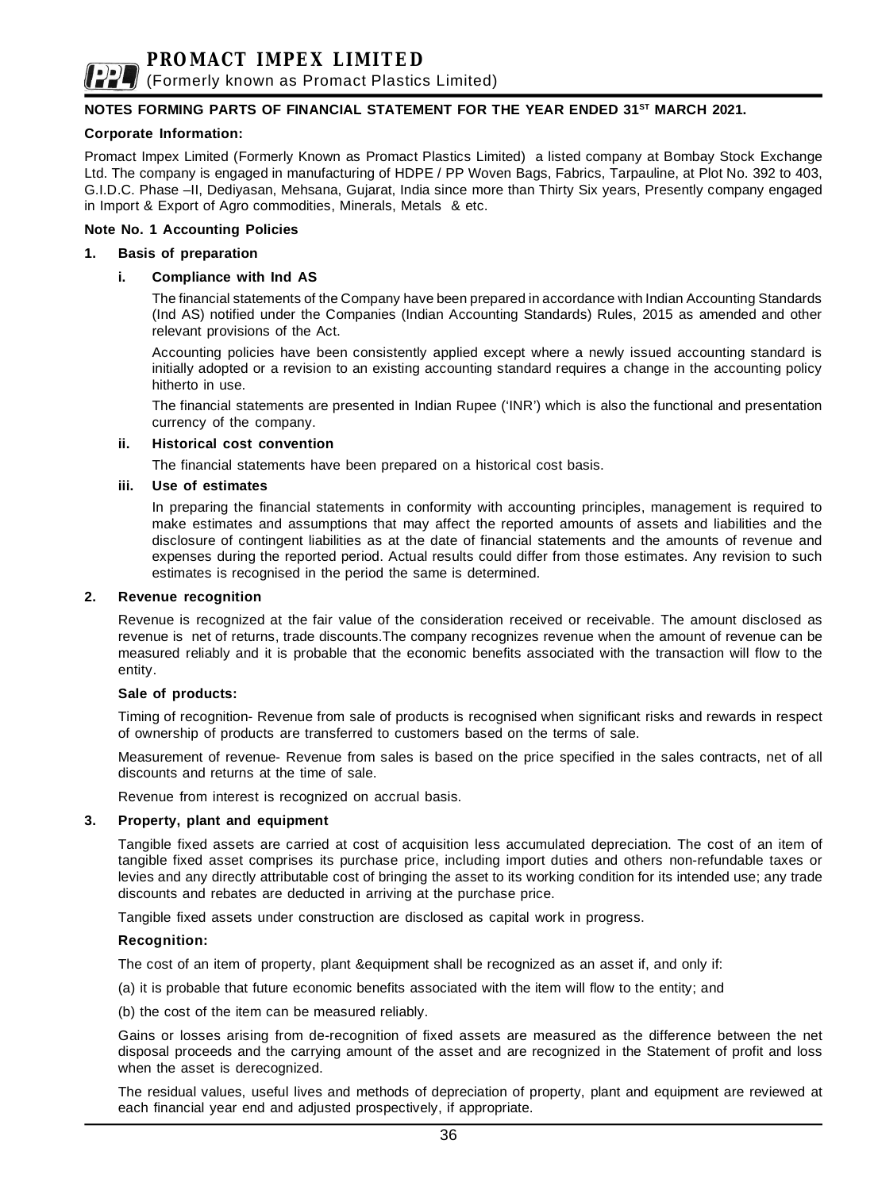## NOTES FORMING PARTS OF FINANCIAL STATEMENT FOR THE YEAR ENDED 31ST MARCH 2021.

**Corporate Information:**

Promact Impex Limited (Formerly Known as Promact Plastics Limited) a listed company at Bombay Stock Exchange Ltd. The company is engaged in manufacturing of HDPE / PP Woven Bags, Fabrics, Tarpauline, at Plot No. 392 to 403, G.I.D.C. Phase –II, Dediyasan, Mehsana, Gujarat, India since more than Thirty Six years, Presently company engaged in Import & Export of Agro commodities, Minerals, Metals & etc.

**Note No. 1 Accounting Policies**

### 1. Basis of preparation

#### i. Compliance with Ind AS

The financial statements of the Company have been prepared in accordance with Indian Accounting Standards (Ind AS) notified under the Companies (Indian Accounting Standards) Rules, 2015 as amended and other relevant provisions of the Act.

Accounting policies have been consistently applied except where a newly issued accounting standard is initially adopted or a revision to an existing accounting standard requires a change in the accounting policy hitherto in use.

The financial statements are presented in Indian Rupee ('INR') which is also the functional and presentation currency of the company.

#### ii. Historical cost convention

The financial statements have been prepared on a historical cost basis.

#### iii. Use of estimates

In preparing the financial statements in conformity with accounting principles, management is required to make estimates and assumptions that may affect the reported amounts of assets and liabilities and the disclosure of contingent liabilities as at the date of financial statements and the amounts of revenue and expenses during the reported period. Actual results could differ from those estimates. Any revision to such estimates is recognised in the period the same is determined.

### 2. Revenue recognition

Revenue is recognized at the fair value of the consideration received or receivable. The amount disclosed as revenue is net of returns, trade discounts.The company recognizes revenue when the amount of revenue can be measured reliably and it is probable that the economic benefits associated with the transaction will flow to the entity.

**Sale of products:**

Timing of recognition- Revenue from sale of products is recognised when significant risks and rewards in respect of ownership of products are transferred to customers based on the terms of sale.

Measurement of revenue- Revenue from sales is based on the price specified in the sales contracts, net of all discounts and returns at the time of sale.

Revenue from interest is recognized on accrual basis.

### 3. Property, plant and equipment

Tangible fixed assets are carried at cost of acquisition less accumulated depreciation. The cost of an item of tangible fixed asset comprises its purchase price, including import duties and others non-refundable taxes or levies and any directly attributable cost of bringing the asset to its working condition for its intended use; any trade discounts and rebates are deducted in arriving at the purchase price.

Tangible fixed assets under construction are disclosed as capital work in progress.

**Recognition:**

The cost of an item of property, plant &equipment shall be recognized as an asset if, and only if:

(a) it is probable that future economic benefits associated with the item will flow to the entity; and

(b) the cost of the item can be measured reliably.

Gains or losses arising from de-recognition of fixed assets are measured as the difference between the net disposal proceeds and the carrying amount of the asset and are recognized in the Statement of profit and loss when the asset is derecognized.

The residual values, useful lives and methods of depreciation of property, plant and equipment are reviewed at each financial year end and adjusted prospectively, if appropriate.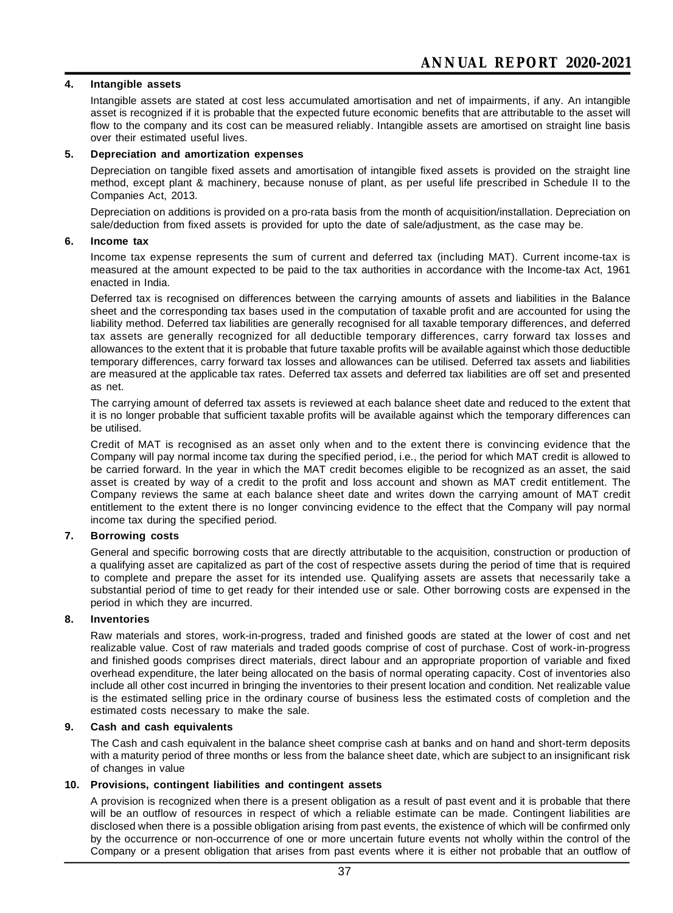### 4. Intangible assets

Intangible assets are stated at cost less accumulated amortisation and net of impairments, if any. An intangible asset is recognized if it is probable that the expected future economic benefits that are attributable to the asset will flow to the company and its cost can be measured reliably. Intangible assets are amortised on straight line basis over their estimated useful lives.

### 5. Depreciation and amortization expenses

Depreciation on tangible fixed assets and amortisation of intangible fixed assets is provided on the straight line method, except plant & machinery, because nonuse of plant, as per useful life prescribed in Schedule II to the Companies Act, 2013.

Depreciation on additions is provided on a pro-rata basis from the month of acquisition/installation. Depreciation on sale/deduction from fixed assets is provided for upto the date of sale/adjustment, as the case may be.

### 6. Income tax

Income tax expense represents the sum of current and deferred tax (including MAT). Current income-tax is measured at the amount expected to be paid to the tax authorities in accordance with the Income-tax Act, 1961 enacted in India.

Deferred tax is recognised on differences between the carrying amounts of assets and liabilities in the Balance sheet and the corresponding tax bases used in the computation of taxable profit and are accounted for using the liability method. Deferred tax liabilities are generally recognised for all taxable temporary differences, and deferred tax assets are generally recognized for all deductible temporary differences, carry forward tax losses and allowances to the extent that it is probable that future taxable profits will be available against which those deductible temporary differences, carry forward tax losses and allowances can be utilised. Deferred tax assets and liabilities are measured at the applicable tax rates. Deferred tax assets and deferred tax liabilities are off set and presented as net.

The carrying amount of deferred tax assets is reviewed at each balance sheet date and reduced to the extent that it is no longer probable that sufficient taxable profits will be available against which the temporary differences can be utilised.

Credit of MAT is recognised as an asset only when and to the extent there is convincing evidence that the Company will pay normal income tax during the specified period, i.e., the period for which MAT credit is allowed to be carried forward. In the year in which the MAT credit becomes eligible to be recognized as an asset, the said asset is created by way of a credit to the profit and loss account and shown as MAT credit entitlement. The Company reviews the same at each balance sheet date and writes down the carrying amount of MAT credit entitlement to the extent there is no longer convincing evidence to the effect that the Company will pay normal income tax during the specified period.

### 7. Borrowing costs

General and specific borrowing costs that are directly attributable to the acquisition, construction or production of a qualifying asset are capitalized as part of the cost of respective assets during the period of time that is required to complete and prepare the asset for its intended use. Qualifying assets are assets that necessarily take a substantial period of time to get ready for their intended use or sale. Other borrowing costs are expensed in the period in which they are incurred.

### 8. Inventories

Raw materials and stores, work-in-progress, traded and finished goods are stated at the lower of cost and net realizable value. Cost of raw materials and traded goods comprise of cost of purchase. Cost of work-in-progress and finished goods comprises direct materials, direct labour and an appropriate proportion of variable and fixed overhead expenditure, the later being allocated on the basis of normal operating capacity. Cost of inventories also include all other cost incurred in bringing the inventories to their present location and condition. Net realizable value is the estimated selling price in the ordinary course of business less the estimated costs of completion and the estimated costs necessary to make the sale.

### 9. Cash and cash equivalents

The Cash and cash equivalent in the balance sheet comprise cash at banks and on hand and short-term deposits with a maturity period of three months or less from the balance sheet date, which are subject to an insignificant risk of changes in value

### 10. Provisions, contingent liabilities and contingent assets

A provision is recognized when there is a present obligation as a result of past event and it is probable that there will be an outflow of resources in respect of which a reliable estimate can be made. Contingent liabilities are disclosed when there is a possible obligation arising from past events, the existence of which will be confirmed only by the occurrence or non-occurrence of one or more uncertain future events not wholly within the control of the Company or a present obligation that arises from past events where it is either not probable that an outflow of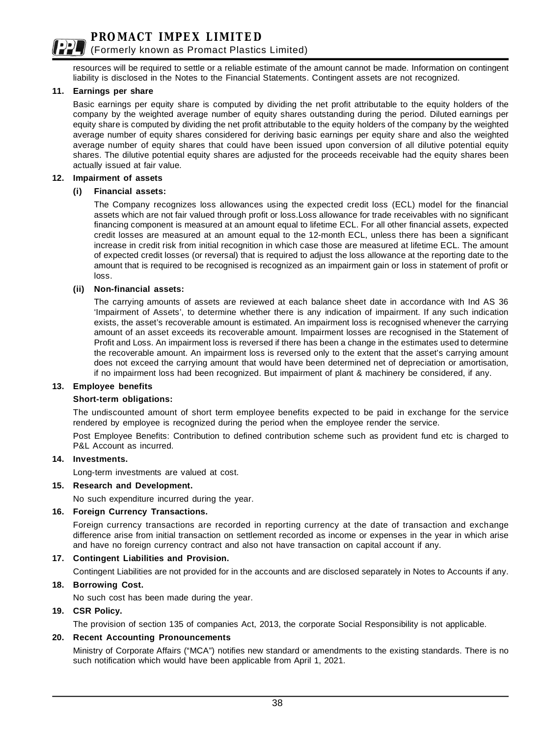resources will be required to settle or a reliable estimate of the amount cannot be made. Information on contingent liability is disclosed in the Notes to the Financial Statements. Contingent assets are not recognized.

**11. Earnings per share**

Basic earnings per equity share is computed by dividing the net profit attributable to the equity holders of the company by the weighted average number of equity shares outstanding during the period. Diluted earnings per equity share is computed by dividing the net profit attributable to the equity holders of the company by the weighted average number of equity shares considered for deriving basic earnings per equity share and also the weighted average number of equity shares that could have been issued upon conversion of all dilutive potential equity shares. The dilutive potential equity shares are adjusted for the proceeds receivable had the equity shares been actually issued at fair value.

**12. Impairment of assets**

**(i) Financial assets:**

The Company recognizes loss allowances using the expected credit loss (ECL) model for the financial assets which are not fair valued through profit or loss.Loss allowance for trade receivables with no significant financing component is measured at an amount equal to lifetime ECL. For all other financial assets, expected credit losses are measured at an amount equal to the 12-month ECL, unless there has been a significant increase in credit risk from initial recognition in which case those are measured at lifetime ECL. The amount of expected credit losses (or reversal) that is required to adjust the loss allowance at the reporting date to the amount that is required to be recognised is recognized as an impairment gain or loss in statement of profit or loss.

**(ii) Non-financial assets:**

The carrying amounts of assets are reviewed at each balance sheet date in accordance with Ind AS 36 'Impairment of Assets', to determine whether there is any indication of impairment. If any such indication exists, the asset's recoverable amount is estimated. An impairment loss is recognised whenever the carrying amount of an asset exceeds its recoverable amount. Impairment losses are recognised in the Statement of Profit and Loss. An impairment loss is reversed if there has been a change in the estimates used to determine the recoverable amount. An impairment loss is reversed only to the extent that the asset's carrying amount does not exceed the carrying amount that would have been determined net of depreciation or amortisation, if no impairment loss had been recognized. But impairment of plant & machinery be considered, if any.

**13. Employee benefits**

**Short-term obligations:**

The undiscounted amount of short term employee benefits expected to be paid in exchange for the service rendered by employee is recognized during the period when the employee render the service.

Post Employee Benefits: Contribution to defined contribution scheme such as provident fund etc is charged to P&L Account as incurred.

**14. Investments.**

Long-term investments are valued at cost.

**15. Research and Development.**

No such expenditure incurred during the year.

**16. Foreign Currency Transactions.**

Foreign currency transactions are recorded in reporting currency at the date of transaction and exchange difference arise from initial transaction on settlement recorded as income or expenses in the year in which arise and have no foreign currency contract and also not have transaction on capital account if any.

**17. Contingent Liabilities and Provision.**

Contingent Liabilities are not provided for in the accounts and are disclosed separately in Notes to Accounts if any.

**18. Borrowing Cost.**

No such cost has been made during the year.

**19. CSR Policy.**

The provision of section 135 of companies Act, 2013, the corporate Social Responsibility is not applicable.

**20. Recent Accounting Pronouncements**

Ministry of Corporate Affairs ("MCA") notifies new standard or amendments to the existing standards. There is no such notification which would have been applicable from April 1, 2021.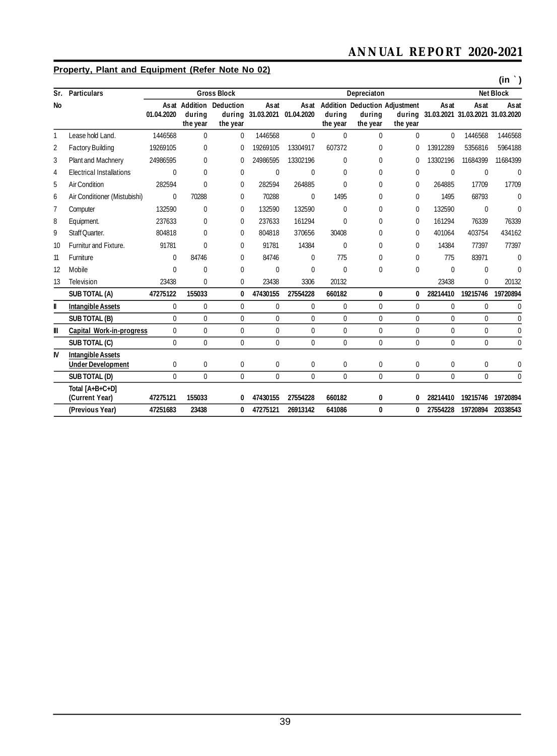## Property, Plant and Equipment (Refer Note No 02)

(in ` )

| Sr. No | Particulars | Gross Block | | | | Depreciaton | | | | | Net Block | |
|---|---|---|---|---|---|---|---|---|---|---|---|---|
| | | As at 01.04.2020 | Addition during the year | Deduction during the year | As at 31.03.2021 | As at 01.04.2020 | Addition during the year | Deduction during the year | Adjustment during the year | As at 31.03.2021 | As at 31.03.2021 | As at 31.03.2020 |
| 1 | Lease hold Land. | 1446568 | 0 | 0 | 1446568 | 0 | 0 | 0 | 0 | 0 | 1446568 | 1446568 |
| 2 | Factory Building | 19269105 | 0 | 0 | 19269105 | 13304917 | 607372 | 0 | 0 | 13912289 | 5356816 | 5964188 |
| 3 | Plant and Machnery | 24986595 | 0 | 0 | 24986595 | 13302196 | 0 | 0 | 0 | 13302196 | 11684399 | 11684399 |
| 4 | Electrical Installations | 0 | 0 | 0 | 0 | 0 | 0 | 0 | 0 | 0 | 0 | 0 |
| 5 | Air Condition | 282594 | 0 | 0 | 282594 | 264885 | 0 | 0 | 0 | 264885 | 17709 | 17709 |
| 6 | Air Conditioner (Mistubishi) | 0 | 70288 | 0 | 70288 | 0 | 1495 | 0 | 0 | 1495 | 68793 | 0 |
| 7 | Computer | 132590 | 0 | 0 | 132590 | 132590 | 0 | 0 | 0 | 132590 | 0 | 0 |
| 8 | Equipment. | 237633 | 0 | 0 | 237633 | 161294 | 0 | 0 | 0 | 161294 | 76339 | 76339 |
| 9 | Staff Quarter. | 804818 | 0 | 0 | 804818 | 370656 | 30408 | 0 | 0 | 401064 | 403754 | 434162 |
| 10 | Furnitur and Fixture. | 91781 | 0 | 0 | 91781 | 14384 | 0 | 0 | 0 | 14384 | 77397 | 77397 |
| 11 | Furniture | 0 | 84746 | 0 | 84746 | 0 | 775 | 0 | 0 | 775 | 83971 | 0 |
| 12 | Mobile | 0 | 0 | 0 | 0 | 0 | 0 | 0 | 0 | 0 | 0 | 0 |
| 13 | Television | 23438 | 0 | 0 | 23438 | 3306 | 20132 | | | 23438 | 0 | 20132 |
| | **SUB TOTAL (A)** | **47275122** | **155033** | **0** | **47430155** | **27554228** | **660182** | **0** | **0** | **28214410** | **19215746** | **19720894** |
| II | **Intangible Assets** | 0 | 0 | 0 | 0 | 0 | 0 | 0 | 0 | 0 | 0 | 0 |
| | **SUB TOTAL (B)** | 0 | 0 | 0 | 0 | 0 | 0 | 0 | 0 | 0 | 0 | 0 |
| III | **Capital Work-in-progress** | 0 | 0 | 0 | 0 | 0 | 0 | 0 | 0 | 0 | 0 | 0 |
| | **SUB TOTAL (C)** | 0 | 0 | 0 | 0 | 0 | 0 | 0 | 0 | 0 | 0 | 0 |
| IV | **Intangible Assets Under Development** | 0 | 0 | 0 | 0 | 0 | 0 | 0 | 0 | 0 | 0 | 0 |
| | **SUB TOTAL (D)** | 0 | 0 | 0 | 0 | 0 | 0 | 0 | 0 | 0 | 0 | 0 |
| | **Total [A+B+C+D] (Current Year)** | **47275121** | **155033** | **0** | **47430155** | **27554228** | **660182** | **0** | **0** | **28214410** | **19215746** | **19720894** |
| | **(Previous Year)** | **47251683** | **23438** | **0** | **47275121** | **26913142** | **641086** | **0** | **0** | **27554228** | **19720894** | **20338543** |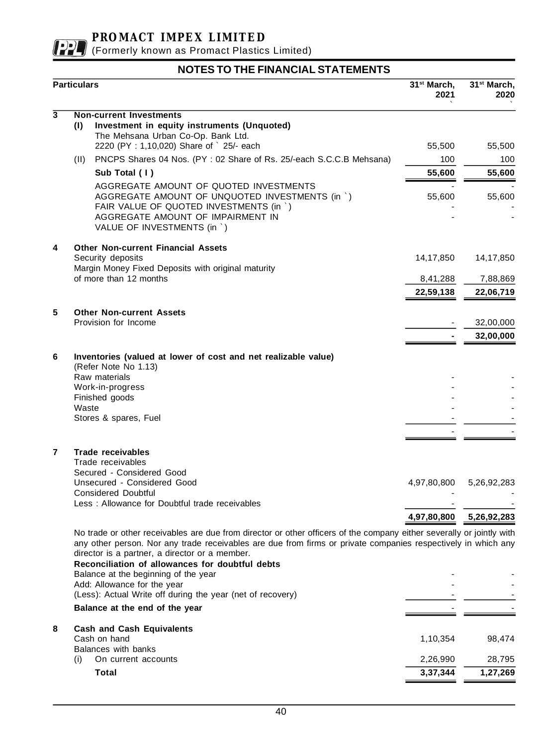# PROMACT IMPEX LIMITED

(Formerly known as Promact Plastics Limited)

## NOTES TO THE FINANCIAL STATEMENTS

| | Particulars | 31st March, 2021 ` | 31st March, 2020 ` |
|---|---|---|---|
| **3** | **Non-current Investments** | | |
| | **(I) Investment in equity instruments (Unquoted)** | | |
| | The Mehsana Urban Co-Op. Bank Ltd. 2220 (PY : 1,10,020) Share of ` 25/- each | 55,500 | 55,500 |
| | (II) PNCPS Shares 04 Nos. (PY : 02 Share of Rs. 25/-each S.C.C.B Mehsana) | 100 | 100 |
| | **Sub Total ( I )** | **55,600** | **55,600** |
| | AGGREGATE AMOUNT OF QUOTED INVESTMENTS | - | - |
| | AGGREGATE AMOUNT OF UNQUOTED INVESTMENTS (in `) | 55,600 | 55,600 |
| | FAIR VALUE OF QUOTED INVESTMENTS (in `) | - | - |
| | AGGREGATE AMOUNT OF IMPAIRMENT IN VALUE OF INVESTMENTS (in `) | - | - |
| **4** | **Other Non-current Financial Assets** | | |
| | Security deposits | 14,17,850 | 14,17,850 |
| | Margin Money Fixed Deposits with original maturity of more than 12 months | 8,41,288 | 7,88,869 |
| | | **22,59,138** | **22,06,719** |
| **5** | **Other Non-current Assets** | | |
| | Provision for Income | - | 32,00,000 |
| | | **-** | **32,00,000** |
| **6** | **Inventories (valued at lower of cost and net realizable value)** (Refer Note No 1.13) | | |
| | Raw materials | - | - |
| | Work-in-progress | - | - |
| | Finished goods | - | - |
| | Waste | - | - |
| | Stores & spares, Fuel | - | - |
| | | - | - |
| **7** | **Trade receivables** | | |
| | Trade receivables | | |
| | Secured - Considered Good | | |
| | Unsecured - Considered Good | 4,97,80,800 | 5,26,92,283 |
| | Considered Doubtful | - | - |
| | Less : Allowance for Doubtful trade receivables | - | - |
| | | **4,97,80,800** | **5,26,92,283** |

No trade or other receivables are due from director or other officers of the company either severally or jointly with any other person. Nor any trade receivables are due from firms or private companies respectively in which any director is a partner, a director or a member.

| Particulars | 31st March, 2021 | 31st March, 2020 |
|---|---|---|
| **Reconciliation of allowances for doubtful debts** | | |
| Balance at the beginning of the year | - | - |
| Add: Allowance for the year | - | - |
| (Less): Actual Write off during the year (net of recovery) | - | - |
| **Balance at the end of the year** | - | - |

| | Particulars | 31st March, 2021 | 31st March, 2020 |
|---|---|---|---|
| **8** | **Cash and Cash Equivalents** | | |
| | Cash on hand | 1,10,354 | 98,474 |
| | Balances with banks | | |
| | (i) On current accounts | 2,26,990 | 28,795 |
| | **Total** | **3,37,344** | **1,27,269** |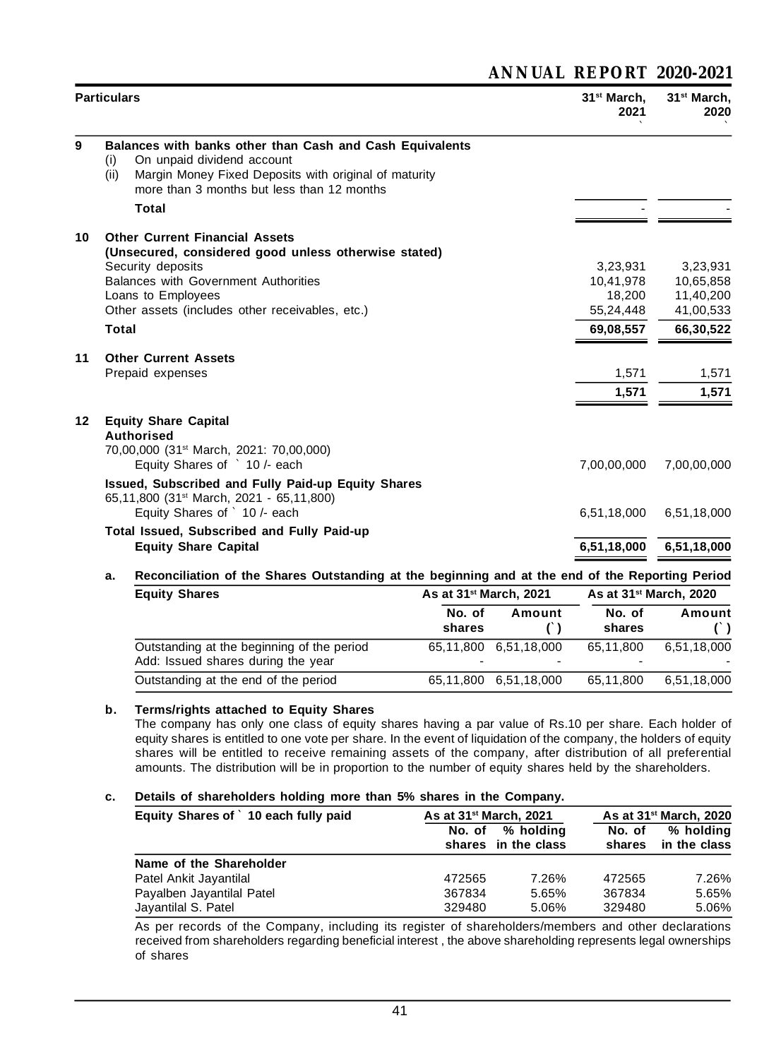| | Particulars | 31st March, 2021 ` | 31st March, 2020 ` |
|---|---|---|---|
| **9** | **Balances with banks other than Cash and Cash Equivalents** | | |
| | (i) On unpaid dividend account | | |
| | (ii) Margin Money Fixed Deposits with original of maturity more than 3 months but less than 12 months | | |
| | **Total** | - | - |
| **10** | **Other Current Financial Assets** | | |
| | **(Unsecured, considered good unless otherwise stated)** | | |
| | Security deposits | 3,23,931 | 3,23,931 |
| | Balances with Government Authorities | 10,41,978 | 10,65,858 |
| | Loans to Employees | 18,200 | 11,40,200 |
| | Other assets (includes other receivables, etc.) | 55,24,448 | 41,00,533 |
| | **Total** | **69,08,557** | **66,30,522** |
| **11** | **Other Current Assets** | | |
| | Prepaid expenses | 1,571 | 1,571 |
| | | **1,571** | **1,571** |
| **12** | **Equity Share Capital** | | |
| | **Authorised** | | |
| | 70,00,000 (31st March, 2021: 70,00,000) Equity Shares of ` 10 /- each | 7,00,00,000 | 7,00,00,000 |
| | **Issued, Subscribed and Fully Paid-up Equity Shares** | | |
| | 65,11,800 (31st March, 2021 - 65,11,800) Equity Shares of ` 10 /- each | 6,51,18,000 | 6,51,18,000 |
| | **Total Issued, Subscribed and Fully Paid-up Equity Share Capital** | **6,51,18,000** | **6,51,18,000** |

**a. Reconciliation of the Shares Outstanding at the beginning and at the end of the Reporting Period**

| Equity Shares | As at 31st March, 2021 | | As at 31st March, 2020 | |
|---|---|---|---|---|
| | No. of shares | Amount (`) | No. of shares | Amount (`) |
| Outstanding at the beginning of the period | 65,11,800 | 6,51,18,000 | 65,11,800 | 6,51,18,000 |
| Add: Issued shares during the year | - | - | - | - |
| Outstanding at the end of the period | 65,11,800 | 6,51,18,000 | 65,11,800 | 6,51,18,000 |

**b. Terms/rights attached to Equity Shares**

The company has only one class of equity shares having a par value of Rs.10 per share. Each holder of equity shares is entitled to one vote per share. In the event of liquidation of the company, the holders of equity shares will be entitled to receive remaining assets of the company, after distribution of all preferential amounts. The distribution will be in proportion to the number of equity shares held by the shareholders.

**c. Details of shareholders holding more than 5% shares in the Company.**

| Equity Shares of ` 10 each fully paid | As at 31st March, 2021 | | As at 31st March, 2020 | |
|---|---|---|---|---|
| | No. of shares | % holding in the class | No. of shares | % holding in the class |
| **Name of the Shareholder** | | | | |
| Patel Ankit Jayantilal | 472565 | 7.26% | 472565 | 7.26% |
| Payalben Jayantilal Patel | 367834 | 5.65% | 367834 | 5.65% |
| Jayantilal S. Patel | 329480 | 5.06% | 329480 | 5.06% |

As per records of the Company, including its register of shareholders/members and other declarations received from shareholders regarding beneficial interest , the above shareholding represents legal ownerships of shares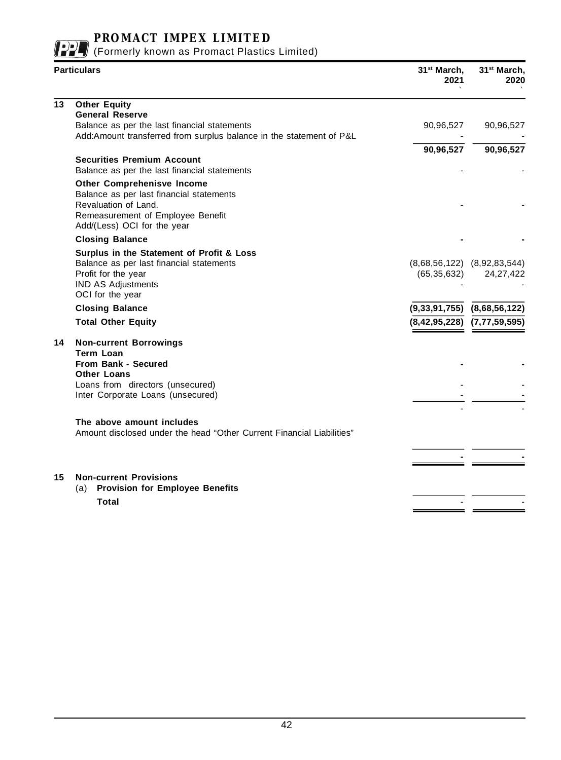| | Particulars | 31[st] March, 2021 ` | 31[st] March, 2020 ` |
|---|---|---|---|
| **13** | **Other Equity** | | |
| | **General Reserve** | | |
| | Balance as per the last financial statements | 90,96,527 | 90,96,527 |
| | Add:Amount transferred from surplus balance in the statement of P&L | - | - |
| | | **90,96,527** | **90,96,527** |
| | **Securities Premium Account** | | |
| | Balance as per the last financial statements | - | - |
| | **Other Comprehenisve Income** | | |
| | Balance as per last financial statements | | |
| | Revaluation of Land. | - | - |
| | Remeasurement of Employee Benefit | | |
| | Add/(Less) OCI for the year | | |
| | **Closing Balance** | **-** | **-** |
| | **Surplus in the Statement of Profit & Loss** | | |
| | Balance as per last financial statements | (8,68,56,122) | (8,92,83,544) |
| | Profit for the year | (65,35,632) | 24,27,422 |
| | IND AS Adjustments | - | - |
| | OCI for the year | | |
| | **Closing Balance** | **(9,33,91,755)** | **(8,68,56,122)** |
| | **Total Other Equity** | **(8,42,95,228)** | **(7,77,59,595)** |
| **14** | **Non-current Borrowings** | | |
| | **Term Loan** | | |
| | **From Bank - Secured** | **-** | **-** |
| | **Other Loans** | | |
| | Loans from directors (unsecured) | - | - |
| | Inter Corporate Loans (unsecured) | - | - |
| | | - | - |
| | **The above amount includes** | | |
| | Amount disclosed under the head "Other Current Financial Liabilities" | | |
| | | **-** | **-** |
| **15** | **Non-current Provisions** | | |
| | (a) **Provision for Employee Benefits** | | |
| | **Total** | - | - |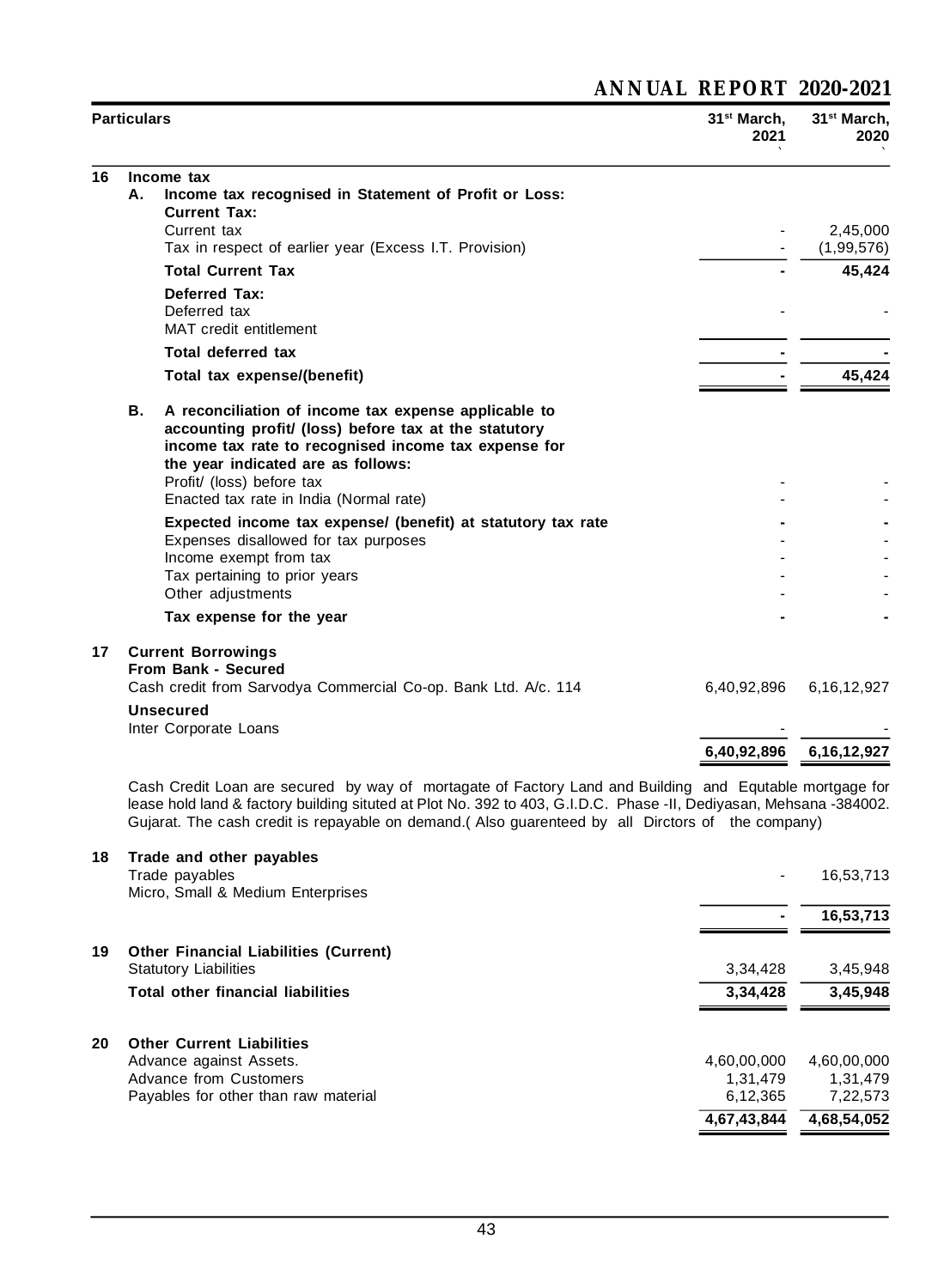| | Particulars | 31st March, 2021 ` | 31st March, 2020 ` |
|---|---|---|---|
| **16** | **Income tax** | | |
| | **A. Income tax recognised in Statement of Profit or Loss:** | | |
| | **Current Tax:** | | |
| | Current tax | - | 2,45,000 |
| | Tax in respect of earlier year (Excess I.T. Provision) | - | (1,99,576) |
| | **Total Current Tax** | **-** | **45,424** |
| | **Deferred Tax:** | | |
| | Deferred tax | - | - |
| | MAT credit entitlement | | |
| | **Total deferred tax** | **-** | **-** |
| | **Total tax expense/(benefit)** | **-** | **45,424** |
| | **B. A reconciliation of income tax expense applicable to accounting profit/ (loss) before tax at the statutory income tax rate to recognised income tax expense for the year indicated are as follows:** | | |
| | Profit/ (loss) before tax | - | - |
| | Enacted tax rate in India (Normal rate) | - | - |
| | **Expected income tax expense/ (benefit) at statutory tax rate** | **-** | **-** |
| | Expenses disallowed for tax purposes | - | - |
| | Income exempt from tax | - | - |
| | Tax pertaining to prior years | - | - |
| | Other adjustments | - | - |
| | **Tax expense for the year** | **-** | **-** |
| **17** | **Current Borrowings** | | |
| | **From Bank - Secured** | | |
| | Cash credit from Sarvodya Commercial Co-op. Bank Ltd. A/c. 114 | 6,40,92,896 | 6,16,12,927 |
| | **Unsecured** | | |
| | Inter Corporate Loans | - | - |
| | | **6,40,92,896** | **6,16,12,927** |

Cash Credit Loan are secured by way of mortagate of Factory Land and Building and Equtable mortgage for lease hold land & factory building situted at Plot No. 392 to 403, G.I.D.C. Phase -II, Dediyasan, Mehsana -384002. Gujarat. The cash credit is repayable on demand.( Also guarenteed by all Dirctors of the company)

| | Particulars | 31st March, 2021 | 31st March, 2020 |
|---|---|---|---|
| **18** | **Trade and other payables** | | |
| | Trade payables | - | 16,53,713 |
| | Micro, Small & Medium Enterprises | | |
| | | **-** | **16,53,713** |
| **19** | **Other Financial Liabilities (Current)** | | |
| | Statutory Liabilities | 3,34,428 | 3,45,948 |
| | **Total other financial liabilities** | **3,34,428** | **3,45,948** |
| **20** | **Other Current Liabilities** | | |
| | Advance against Assets. | 4,60,00,000 | 4,60,00,000 |
| | Advance from Customers | 1,31,479 | 1,31,479 |
| | Payables for other than raw material | 6,12,365 | 7,22,573 |
| | | **4,67,43,844** | **4,68,54,052** |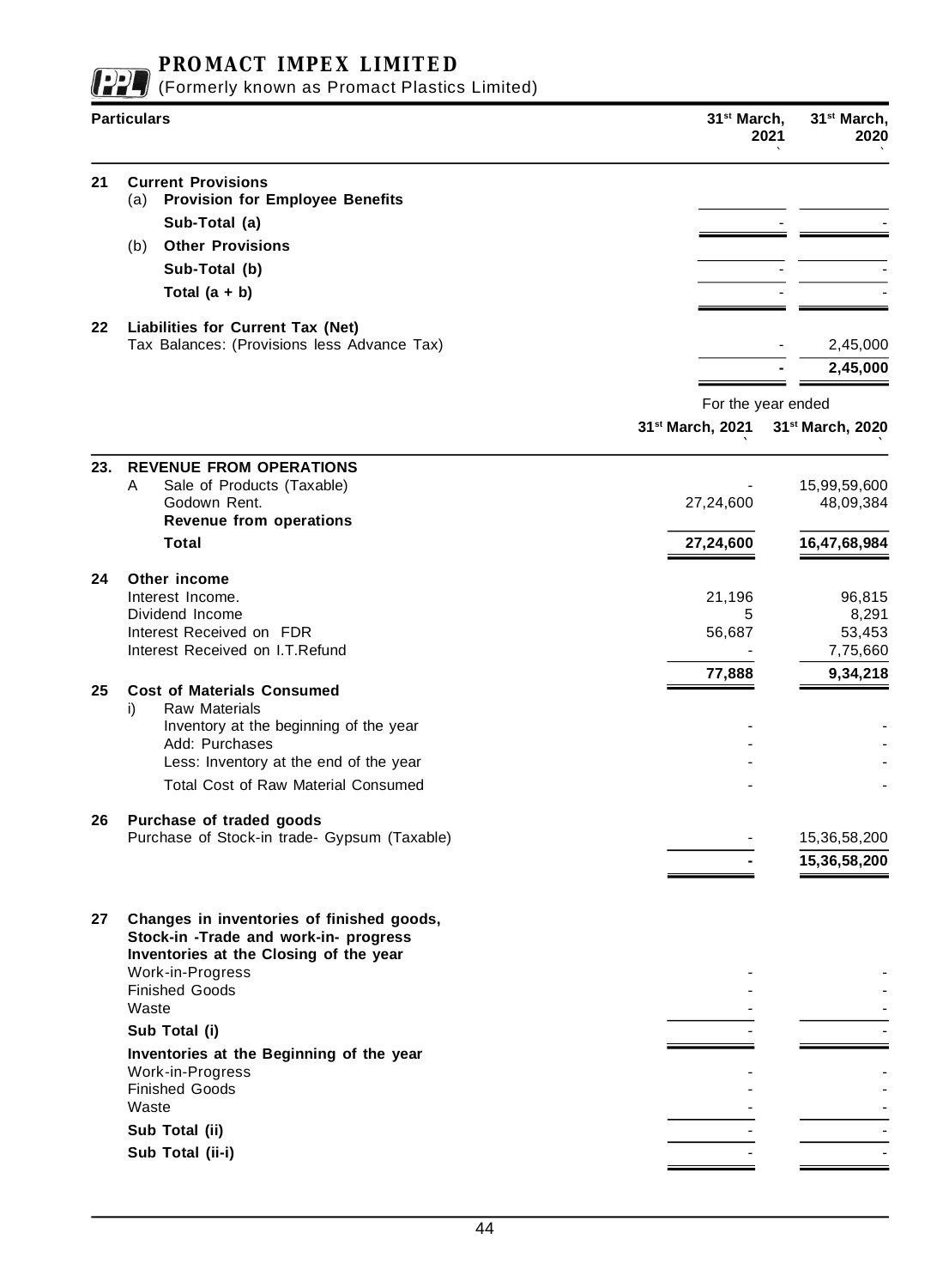| | Particulars | 31st March, 2021 ` | 31st March, 2020 ` |
|---|---|---|---|
| 21 | **Current Provisions** | | |
| | (a) **Provision for Employee Benefits** | | |
| | **Sub-Total (a)** | - | - |
| | (b) **Other Provisions** | | |
| | **Sub-Total (b)** | - | - |
| | **Total (a + b)** | - | - |
| 22 | **Liabilities for Current Tax (Net)** | | |
| | Tax Balances: (Provisions less Advance Tax) | - | 2,45,000 |
| | | **-** | **2,45,000** |

| | | For the year ended | |
|---|---|---|---|
| | | 31st March, 2021 ` | 31st March, 2020 ` |
| 23. | **REVENUE FROM OPERATIONS** | | |
| | A Sale of Products (Taxable) | - | 15,99,59,600 |
| | Godown Rent. | 27,24,600 | 48,09,384 |
| | **Revenue from operations** | | |
| | **Total** | **27,24,600** | **16,47,68,984** |
| 24 | **Other income** | | |
| | Interest Income. | 21,196 | 96,815 |
| | Dividend Income | 5 | 8,291 |
| | Interest Received on FDR | 56,687 | 53,453 |
| | Interest Received on I.T.Refund | - | 7,75,660 |
| | | **77,888** | **9,34,218** |
| 25 | **Cost of Materials Consumed** | | |
| | i) Raw Materials | | |
| | Inventory at the beginning of the year | - | - |
| | Add: Purchases | - | - |
| | Less: Inventory at the end of the year | - | - |
| | Total Cost of Raw Material Consumed | - | - |
| 26 | **Purchase of traded goods** | | |
| | Purchase of Stock-in trade- Gypsum (Taxable) | - | 15,36,58,200 |
| | | **-** | **15,36,58,200** |
| 27 | **Changes in inventories of finished goods, Stock-in -Trade and work-in- progress** | | |
| | **Inventories at the Closing of the year** | | |
| | Work-in-Progress | - | - |
| | Finished Goods | - | - |
| | Waste | - | - |
| | **Sub Total (i)** | - | - |
| | **Inventories at the Beginning of the year** | | |
| | Work-in-Progress | - | - |
| | Finished Goods | - | - |
| | Waste | - | - |
| | **Sub Total (ii)** | - | - |
| | **Sub Total (ii-i)** | - | - |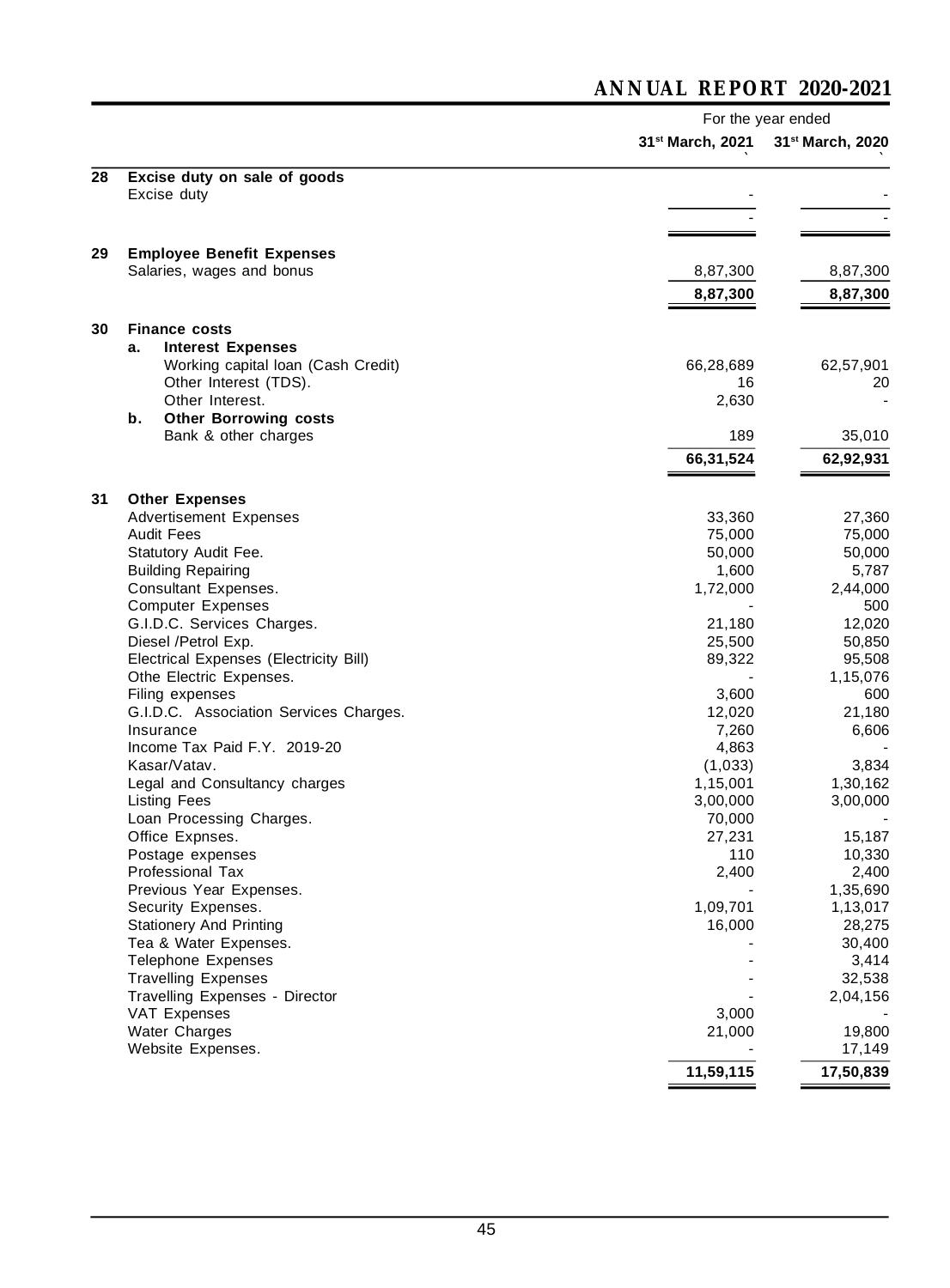| | | For the year ended | |
|---|---|---|---|
| | | 31st March, 2021 ` | 31st March, 2020 ` |
| **28** | **Excise duty on sale of goods** | | |
| | Excise duty | - | - |
| | | - | - |
| **29** | **Employee Benefit Expenses** | | |
| | Salaries, wages and bonus | 8,87,300 | 8,87,300 |
| | | **8,87,300** | **8,87,300** |
| **30** | **Finance costs** | | |
| | **a. Interest Expenses** | | |
| | Working capital loan (Cash Credit) | 66,28,689 | 62,57,901 |
| | Other Interest (TDS). | 16 | 20 |
| | Other Interest. | 2,630 | - |
| | **b. Other Borrowing costs** | | |
| | Bank & other charges | 189 | 35,010 |
| | | **66,31,524** | **62,92,931** |
| **31** | **Other Expenses** | | |
| | Advertisement Expenses | 33,360 | 27,360 |
| | Audit Fees | 75,000 | 75,000 |
| | Statutory Audit Fee. | 50,000 | 50,000 |
| | Building Repairing | 1,600 | 5,787 |
| | Consultant Expenses. | 1,72,000 | 2,44,000 |
| | Computer Expenses | - | 500 |
| | G.I.D.C. Services Charges. | 21,180 | 12,020 |
| | Diesel /Petrol Exp. | 25,500 | 50,850 |
| | Electrical Expenses (Electricity Bill) | 89,322 | 95,508 |
| | Othe Electric Expenses. | - | 1,15,076 |
| | Filing expenses | 3,600 | 600 |
| | G.I.D.C. Association Services Charges. | 12,020 | 21,180 |
| | Insurance | 7,260 | 6,606 |
| | Income Tax Paid F.Y. 2019-20 | 4,863 | - |
| | Kasar/Vatav. | (1,033) | 3,834 |
| | Legal and Consultancy charges | 1,15,001 | 1,30,162 |
| | Listing Fees | 3,00,000 | 3,00,000 |
| | Loan Processing Charges. | 70,000 | - |
| | Office Expnses. | 27,231 | 15,187 |
| | Postage expenses | 110 | 10,330 |
| | Professional Tax | 2,400 | 2,400 |
| | Previous Year Expenses. | - | 1,35,690 |
| | Security Expenses. | 1,09,701 | 1,13,017 |
| | Stationery And Printing | 16,000 | 28,275 |
| | Tea & Water Expenses. | - | 30,400 |
| | Telephone Expenses | - | 3,414 |
| | Travelling Expenses | - | 32,538 |
| | Travelling Expenses - Director | - | 2,04,156 |
| | VAT Expenses | 3,000 | - |
| | Water Charges | 21,000 | 19,800 |
| | Website Expenses. | - | 17,149 |
| | | **11,59,115** | **17,50,839** |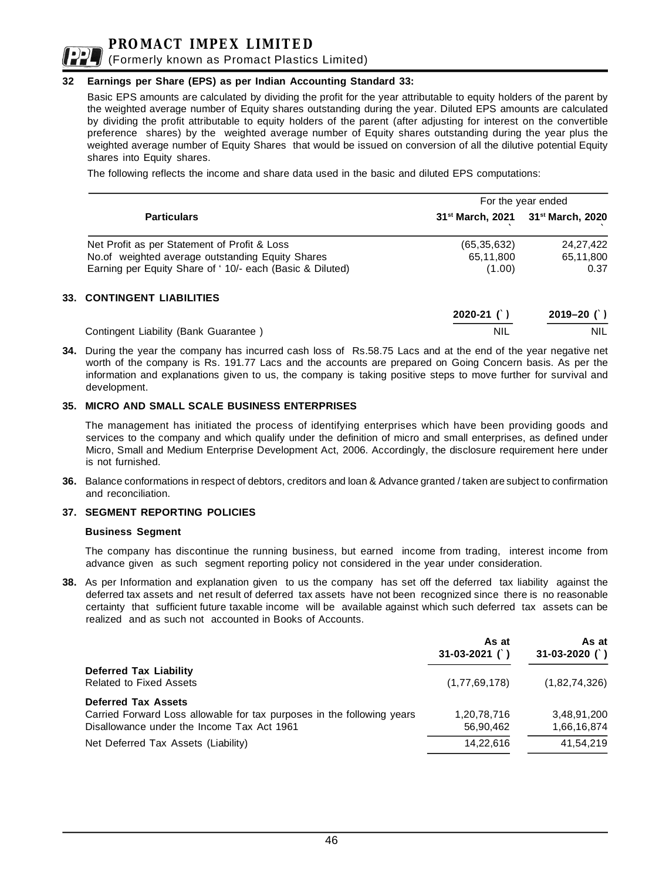## 32 Earnings per Share (EPS) as per Indian Accounting Standard 33:

Basic EPS amounts are calculated by dividing the profit for the year attributable to equity holders of the parent by the weighted average number of Equity shares outstanding during the year. Diluted EPS amounts are calculated by dividing the profit attributable to equity holders of the parent (after adjusting for interest on the convertible preference shares) by the weighted average number of Equity shares outstanding during the year plus the weighted average number of Equity Shares that would be issued on conversion of all the dilutive potential Equity shares into Equity shares.

The following reflects the income and share data used in the basic and diluted EPS computations:

| Particulars | For the year ended 31st March, 2021 ` | For the year ended 31st March, 2020 ` |
|---|---|---|
| Net Profit as per Statement of Profit & Loss | (65,35,632) | 24,27,422 |
| No.of weighted average outstanding Equity Shares | 65,11,800 | 65,11,800 |
| Earning per Equity Share of ' 10/- each (Basic & Diluted) | (1.00) | 0.37 |

## 33. CONTINGENT LIABILITIES

| | 2020-21 (`) | 2019–20 (`) |
|---|---|---|
| Contingent Liability (Bank Guarantee ) | NIL | NIL |

**34.** During the year the company has incurred cash loss of Rs.58.75 Lacs and at the end of the year negative net worth of the company is Rs. 191.77 Lacs and the accounts are prepared on Going Concern basis. As per the information and explanations given to us, the company is taking positive steps to move further for survival and development.

## 35. MICRO AND SMALL SCALE BUSINESS ENTERPRISES

The management has initiated the process of identifying enterprises which have been providing goods and services to the company and which qualify under the definition of micro and small enterprises, as defined under Micro, Small and Medium Enterprise Development Act, 2006. Accordingly, the disclosure requirement here under is not furnished.

**36.** Balance conformations in respect of debtors, creditors and loan & Advance granted / taken are subject to confirmation and reconciliation.

## 37. SEGMENT REPORTING POLICIES

**Business Segment**

The company has discontinue the running business, but earned income from trading, interest income from advance given as such segment reporting policy not considered in the year under consideration.

**38.** As per Information and explanation given to us the company has set off the deferred tax liability against the deferred tax assets and net result of deferred tax assets have not been recognized since there is no reasonable certainty that sufficient future taxable income will be available against which such deferred tax assets can be realized and as such not accounted in Books of Accounts.

| | As at 31-03-2021 (`) | As at 31-03-2020 (`) |
|---|---|---|
| **Deferred Tax Liability** | | |
| Related to Fixed Assets | (1,77,69,178) | (1,82,74,326) |
| **Deferred Tax Assets** | | |
| Carried Forward Loss allowable for tax purposes in the following years | 1,20,78,716 | 3,48,91,200 |
| Disallowance under the Income Tax Act 1961 | 56,90,462 | 1,66,16,874 |
| Net Deferred Tax Assets (Liability) | 14,22,616 | 41,54,219 |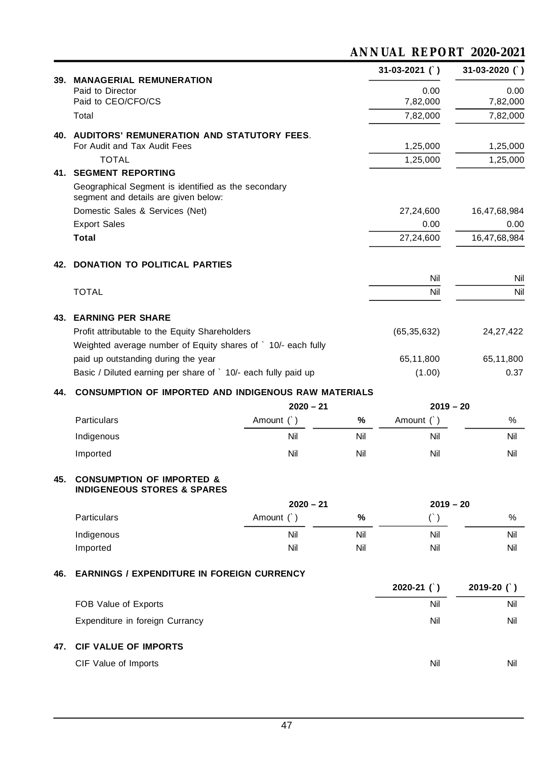| | 31-03-2021 (`) | 31-03-2020 (`) |
|---|---|---|
| **39. MANAGERIAL REMUNERATION** | | |
| Paid to Director | 0.00 | 0.00 |
| Paid to CEO/CFO/CS | 7,82,000 | 7,82,000 |
| Total | 7,82,000 | 7,82,000 |
| **40. AUDITORS' REMUNERATION AND STATUTORY FEES.** | | |
| For Audit and Tax Audit Fees | 1,25,000 | 1,25,000 |
| TOTAL | 1,25,000 | 1,25,000 |
| **41. SEGMENT REPORTING** | | |
| Geographical Segment is identified as the secondary segment and details are given below: | | |
| Domestic Sales & Services (Net) | 27,24,600 | 16,47,68,984 |
| Export Sales | 0.00 | 0.00 |
| **Total** | 27,24,600 | 16,47,68,984 |
| **42. DONATION TO POLITICAL PARTIES** | | |
| | Nil | Nil |
| TOTAL | Nil | Nil |
| **43. EARNING PER SHARE** | | |
| Profit attributable to the Equity Shareholders | (65,35,632) | 24,27,422 |
| Weighted average number of Equity shares of ` 10/- each fully paid up outstanding during the year | 65,11,800 | 65,11,800 |
| Basic / Diluted earning per share of ` 10/- each fully paid up | (1.00) | 0.37 |

**44. CONSUMPTION OF IMPORTED AND INDIGENOUS RAW MATERIALS**

| | 2020 – 21 | | 2019 – 20 | |
|---|---|---|---|---|
| Particulars | Amount (`) | % | Amount (`) | % |
| Indigenous | Nil | Nil | Nil | Nil |
| Imported | Nil | Nil | Nil | Nil |

**45. CONSUMPTION OF IMPORTED & INDIGENEOUS STORES & SPARES**

| | 2020 – 21 | | 2019 – 20 | |
|---|---|---|---|---|
| Particulars | Amount (`) | % | (`) | % |
| Indigenous | Nil | Nil | Nil | Nil |
| Imported | Nil | Nil | Nil | Nil |

**46. EARNINGS / EXPENDITURE IN FOREIGN CURRENCY**

| | 2020-21 (`) | 2019-20 (`) |
|---|---|---|
| FOB Value of Exports | Nil | Nil |
| Expenditure in foreign Currancy | Nil | Nil |

**47. CIF VALUE OF IMPORTS**

| | | |
|---|---|---|
| CIF Value of Imports | Nil | Nil |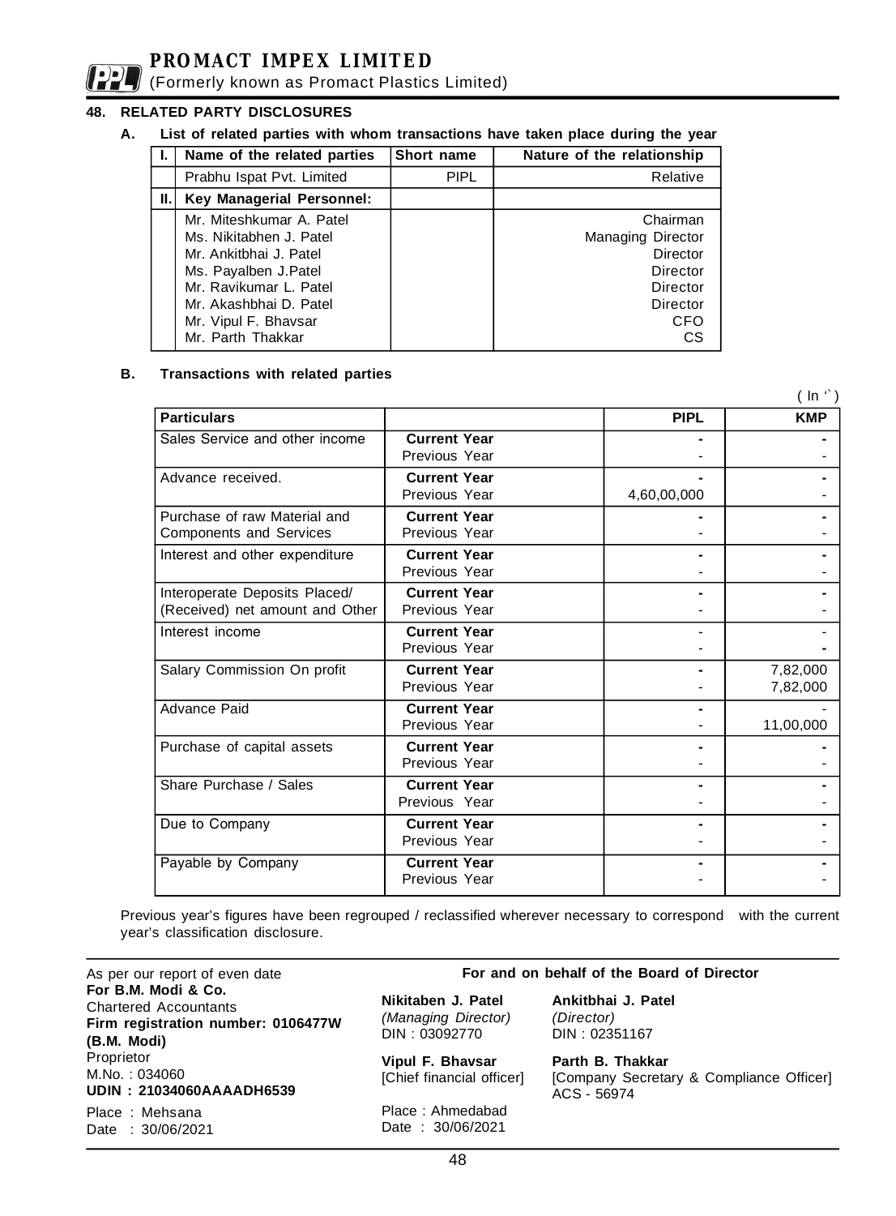## 48. RELATED PARTY DISCLOSURES

### A. List of related parties with whom transactions have taken place during the year

| I. | Name of the related parties | Short name | Nature of the relationship |
|---|---|---|---|
| | Prabhu Ispat Pvt. Limited | PIPL | Relative |
| II. | **Key Managerial Personnel:** | | |
| | Mr. Miteshkumar A. Patel | | Chairman |
| | Ms. Nikitabhen J. Patel | | Managing Director |
| | Mr. Ankitbhai J. Patel | | Director |
| | Ms. Payalben J.Patel | | Director |
| | Mr. Ravikumar L. Patel | | Director |
| | Mr. Akashbhai D. Patel | | Director |
| | Mr. Vipul F. Bhavsar | | CFO |
| | Mr. Parth Thakkar | | CS |

### B. Transactions with related parties

( In ` )

| Particulars | | PIPL | KMP |
|---|---|---|---|
| Sales Service and other income | **Current Year** | - | - |
| | Previous Year | - | - |
| Advance received. | **Current Year** | - | - |
| | Previous Year | 4,60,00,000 | - |
| Purchase of raw Material and Components and Services | **Current Year** | - | - |
| | Previous Year | - | - |
| Interest and other expenditure | **Current Year** | - | - |
| | Previous Year | - | - |
| Interoperate Deposits Placed/ (Received) net amount and Other | **Current Year** | - | - |
| | Previous Year | - | - |
| Interest income | **Current Year** | - | - |
| | Previous Year | - | - |
| Salary Commission On profit | **Current Year** | - | 7,82,000 |
| | Previous Year | - | 7,82,000 |
| Advance Paid | **Current Year** | - | - |
| | Previous Year | - | 11,00,000 |
| Purchase of capital assets | **Current Year** | - | - |
| | Previous Year | - | - |
| Share Purchase / Sales | **Current Year** | - | - |
| | Previous Year | - | - |
| Due to Company | **Current Year** | - | - |
| | Previous Year | - | - |
| Payable by Company | **Current Year** | - | - |
| | Previous Year | - | - |

Previous year's figures have been regrouped / reclassified wherever necessary to correspond with the current year's classification disclosure.

As per our report of even date
**For B.M. Modi & Co.**
Chartered Accountants
**Firm registration number: 0106477W**
**(B.M. Modi)**
Proprietor
M.No. : 034060
**UDIN : 21034060AAAADH6539**
Place : Mehsana
Date : 30/06/2021

**For and on behalf of the Board of Director**

**Nikitaben J. Patel**
*(Managing Director)*
DIN : 03092770

**Ankitbhai J. Patel**
*(Director)*
DIN : 02351167

**Vipul F. Bhavsar**
[Chief financial officer]

**Parth B. Thakkar**
[Company Secretary & Compliance Officer]
ACS - 56974

Place : Ahmedabad
Date : 30/06/2021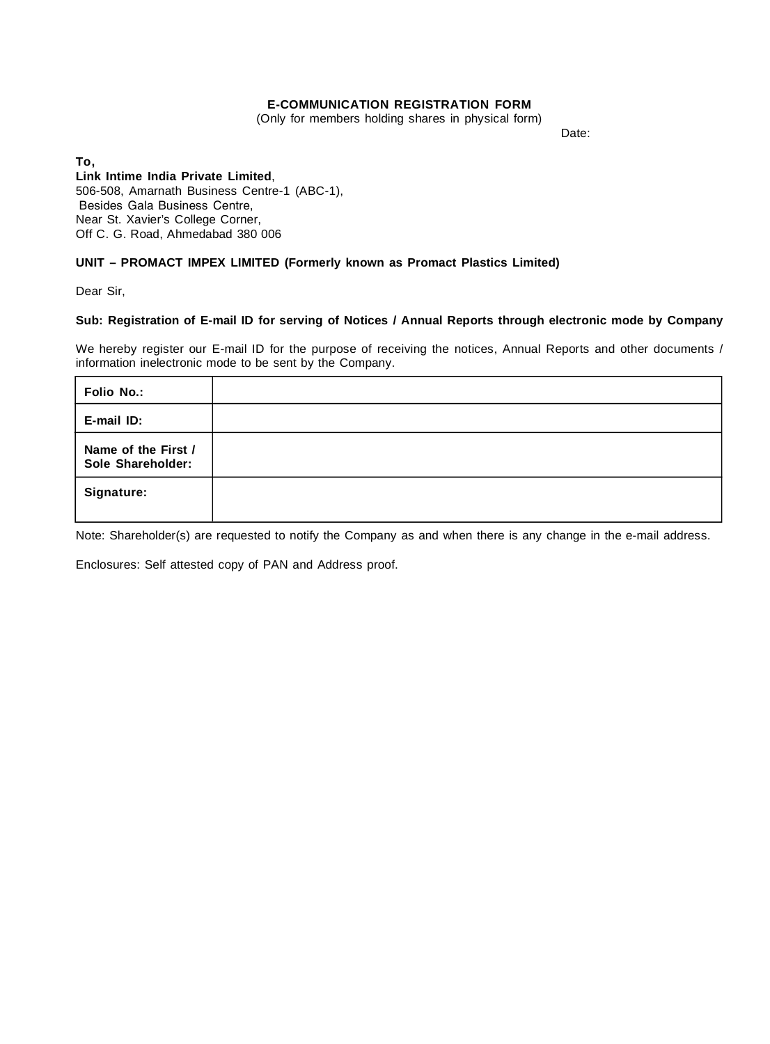**E-COMMUNICATION REGISTRATION FORM**

(Only for members holding shares in physical form)

Date:

**To,**

**Link Intime India Private Limited**,
506-508, Amarnath Business Centre-1 (ABC-1),
Besides Gala Business Centre,
Near St. Xavier's College Corner,
Off C. G. Road, Ahmedabad 380 006

**UNIT – PROMACT IMPEX LIMITED (Formerly known as Promact Plastics Limited)**

Dear Sir,

**Sub: Registration of E-mail ID for serving of Notices / Annual Reports through electronic mode by Company**

We hereby register our E-mail ID for the purpose of receiving the notices, Annual Reports and other documents / information inelectronic mode to be sent by the Company.

| | |
|---|---|
| **Folio No.:** | |
| **E-mail ID:** | |
| **Name of the First / Sole Shareholder:** | |
| **Signature:** | |

Note: Shareholder(s) are requested to notify the Company as and when there is any change in the e-mail address.

Enclosures: Self attested copy of PAN and Address proof.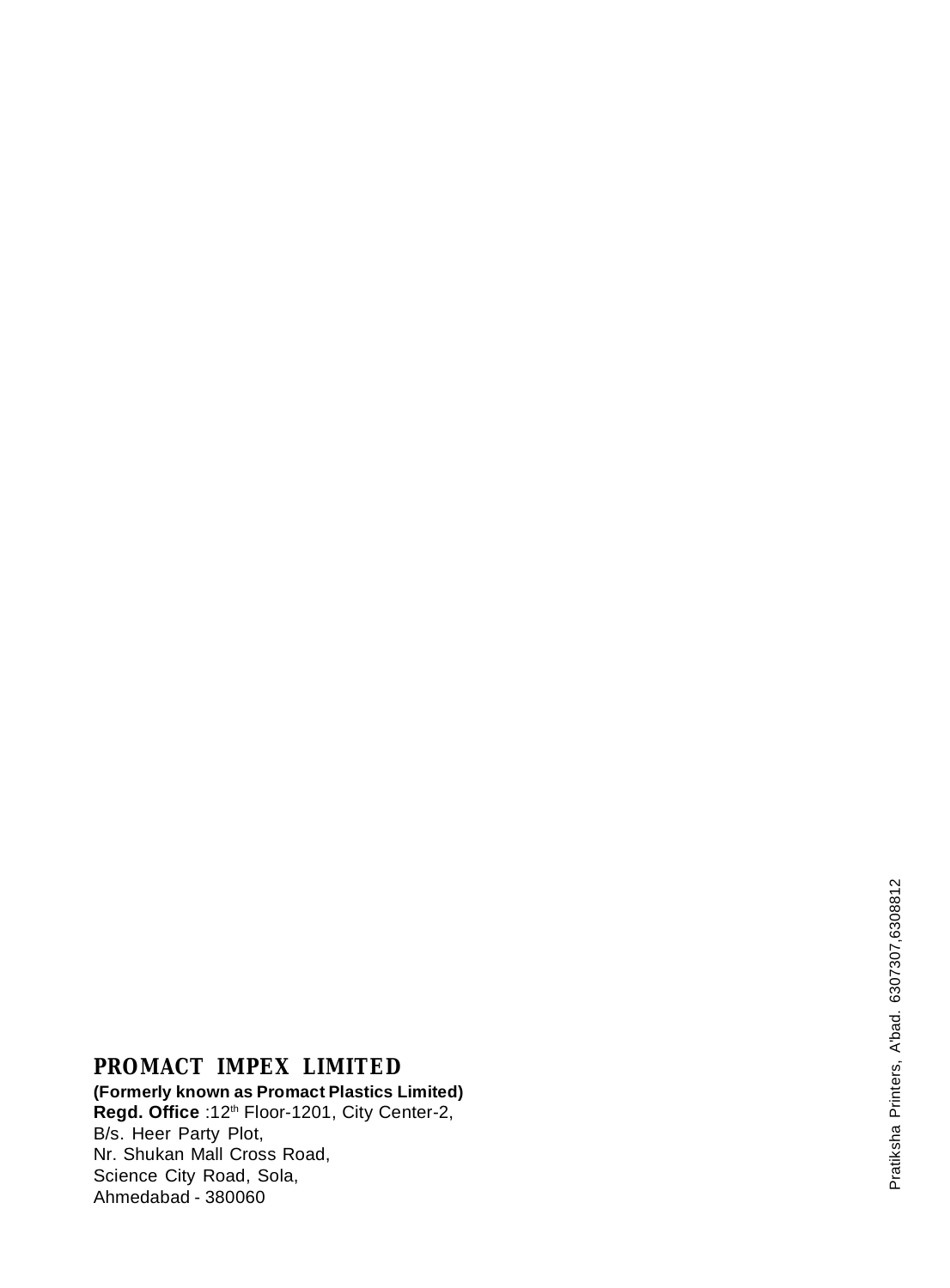**PROMACT IMPEX LIMITED**

**(Formerly known as Promact Plastics Limited)**

**Regd. Office** :12th Floor-1201, City Center-2,
B/s. Heer Party Plot,
Nr. Shukan Mall Cross Road,
Science City Road, Sola,
Ahmedabad - 380060

Pratiksha Printers, A'bad. 6307307,6308812